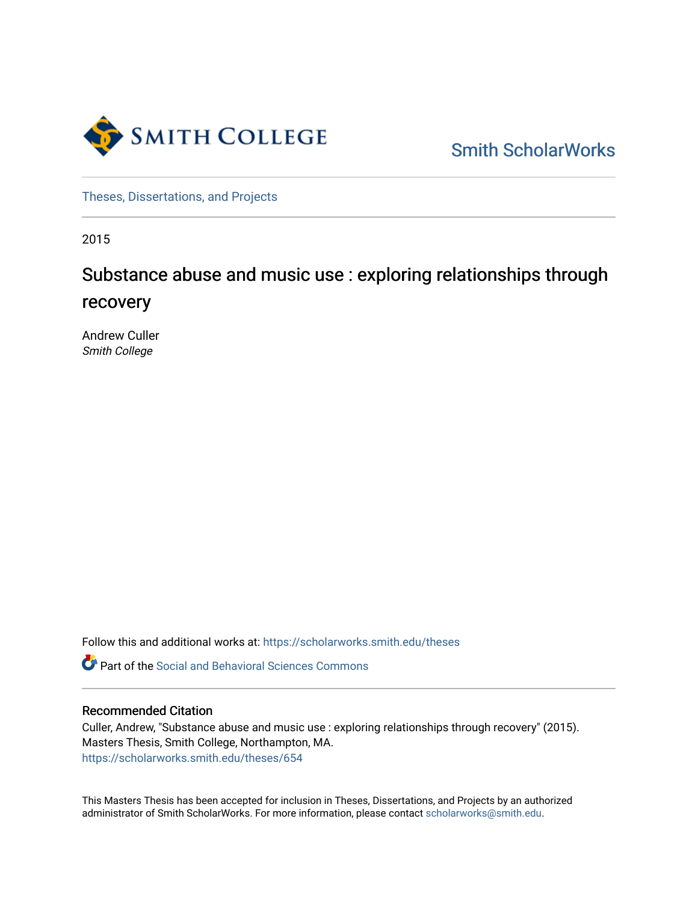Smith College

Smith ScholarWorks

Theses, Dissertations, and Projects

2015

# Substance abuse and music use : exploring relationships through recovery

Andrew Culler
*Smith College*

Follow this and additional works at: https://scholarworks.smith.edu/theses

Part of the Social and Behavioral Sciences Commons

## Recommended Citation

Culler, Andrew, "Substance abuse and music use : exploring relationships through recovery" (2015). Masters Thesis, Smith College, Northampton, MA.
https://scholarworks.smith.edu/theses/654

This Masters Thesis has been accepted for inclusion in Theses, Dissertations, and Projects by an authorized administrator of Smith ScholarWorks. For more information, please contact scholarworks@smith.edu.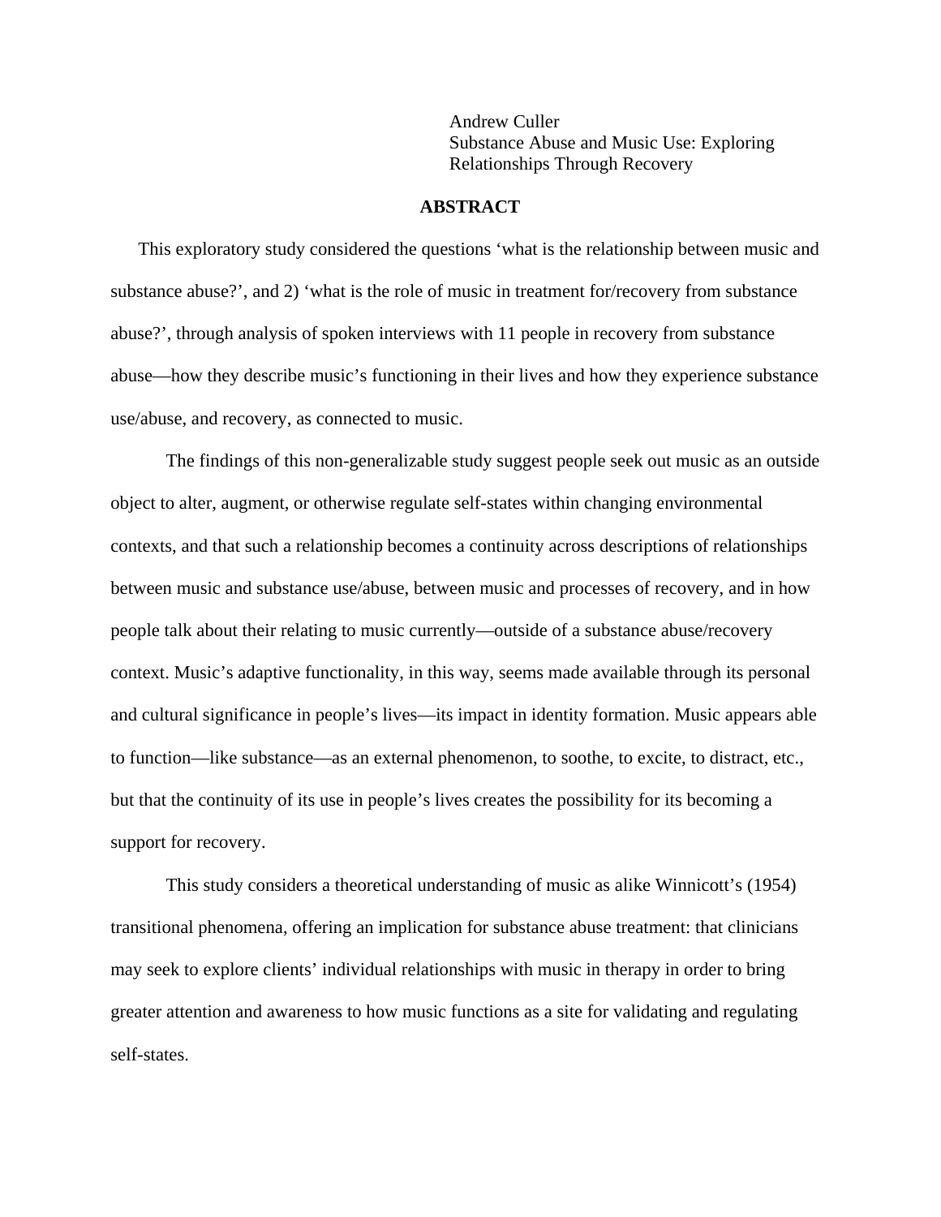Andrew Culler
Substance Abuse and Music Use: Exploring Relationships Through Recovery

## ABSTRACT

This exploratory study considered the questions ‘what is the relationship between music and substance abuse?’, and 2) ‘what is the role of music in treatment for/recovery from substance abuse?’, through analysis of spoken interviews with 11 people in recovery from substance abuse—how they describe music’s functioning in their lives and how they experience substance use/abuse, and recovery, as connected to music.

The findings of this non-generalizable study suggest people seek out music as an outside object to alter, augment, or otherwise regulate self-states within changing environmental contexts, and that such a relationship becomes a continuity across descriptions of relationships between music and substance use/abuse, between music and processes of recovery, and in how people talk about their relating to music currently—outside of a substance abuse/recovery context. Music’s adaptive functionality, in this way, seems made available through its personal and cultural significance in people’s lives—its impact in identity formation. Music appears able to function—like substance—as an external phenomenon, to soothe, to excite, to distract, etc., but that the continuity of its use in people’s lives creates the possibility for its becoming a support for recovery.

This study considers a theoretical understanding of music as alike Winnicott’s (1954) transitional phenomena, offering an implication for substance abuse treatment: that clinicians may seek to explore clients’ individual relationships with music in therapy in order to bring greater attention and awareness to how music functions as a site for validating and regulating self-states.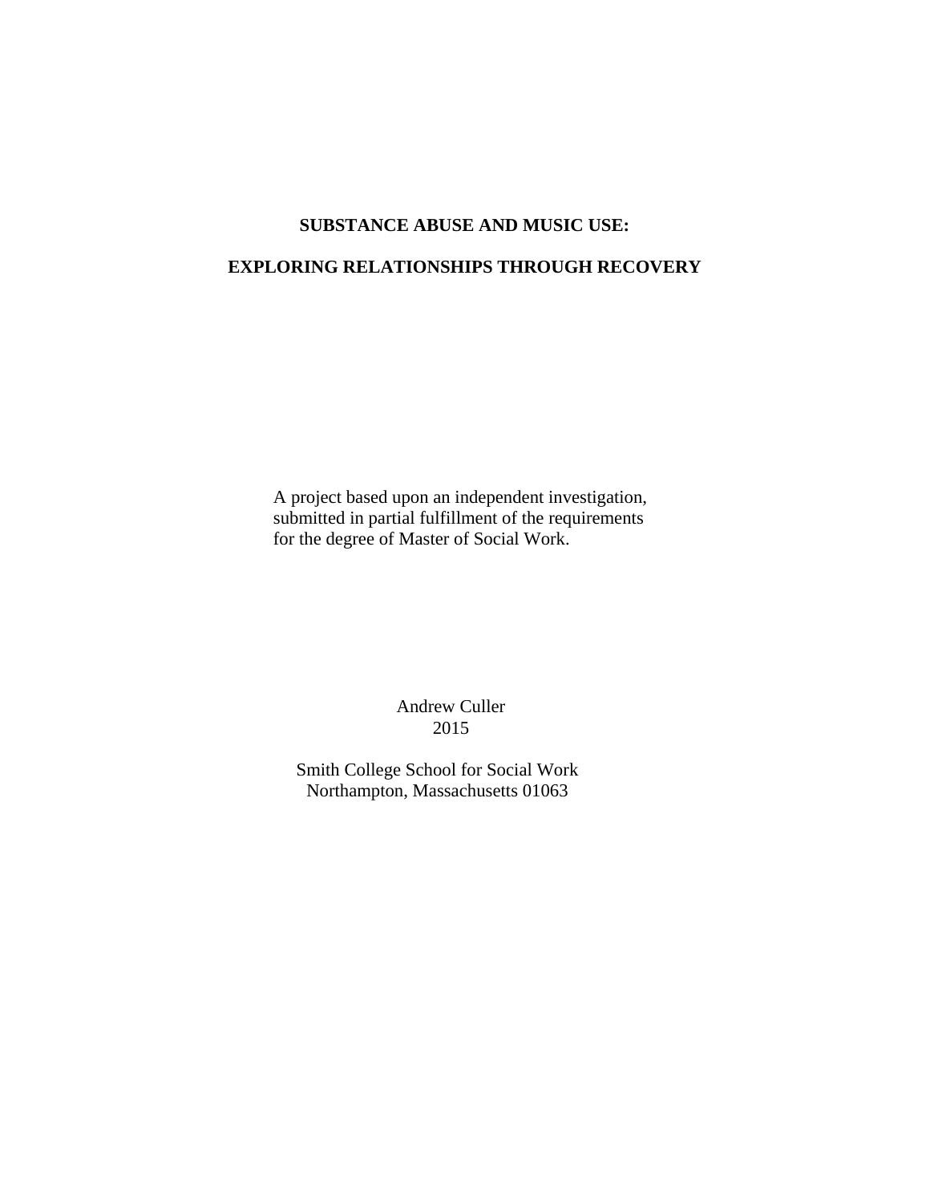**SUBSTANCE ABUSE AND MUSIC USE:**

**EXPLORING RELATIONSHIPS THROUGH RECOVERY**

A project based upon an independent investigation,
submitted in partial fulfillment of the requirements
for the degree of Master of Social Work.

Andrew Culler
2015

Smith College School for Social Work
Northampton, Massachusetts 01063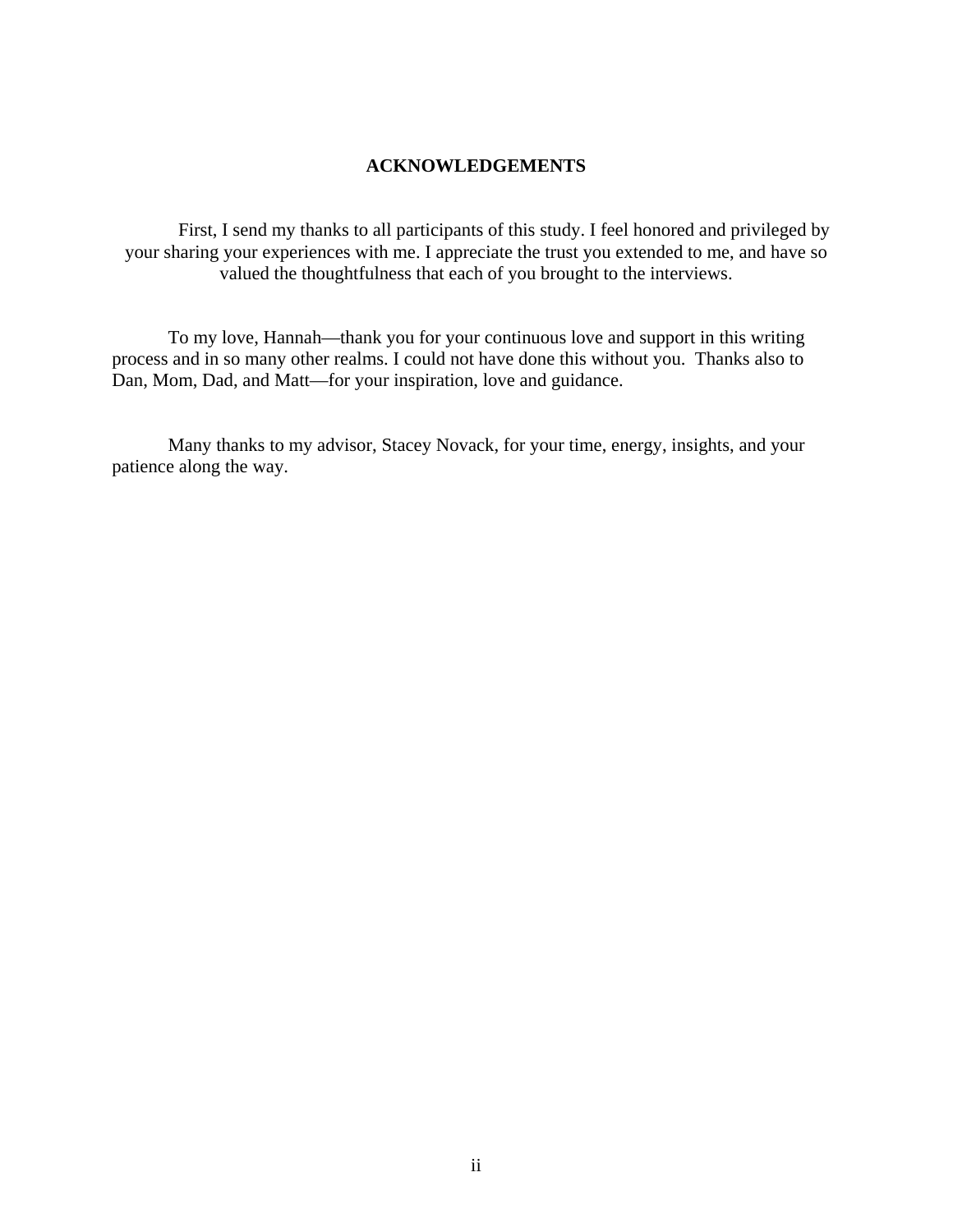# ACKNOWLEDGEMENTS

First, I send my thanks to all participants of this study. I feel honored and privileged by your sharing your experiences with me. I appreciate the trust you extended to me, and have so valued the thoughtfulness that each of you brought to the interviews.

To my love, Hannah—thank you for your continuous love and support in this writing process and in so many other realms. I could not have done this without you. Thanks also to Dan, Mom, Dad, and Matt—for your inspiration, love and guidance.

Many thanks to my advisor, Stacey Novack, for your time, energy, insights, and your patience along the way.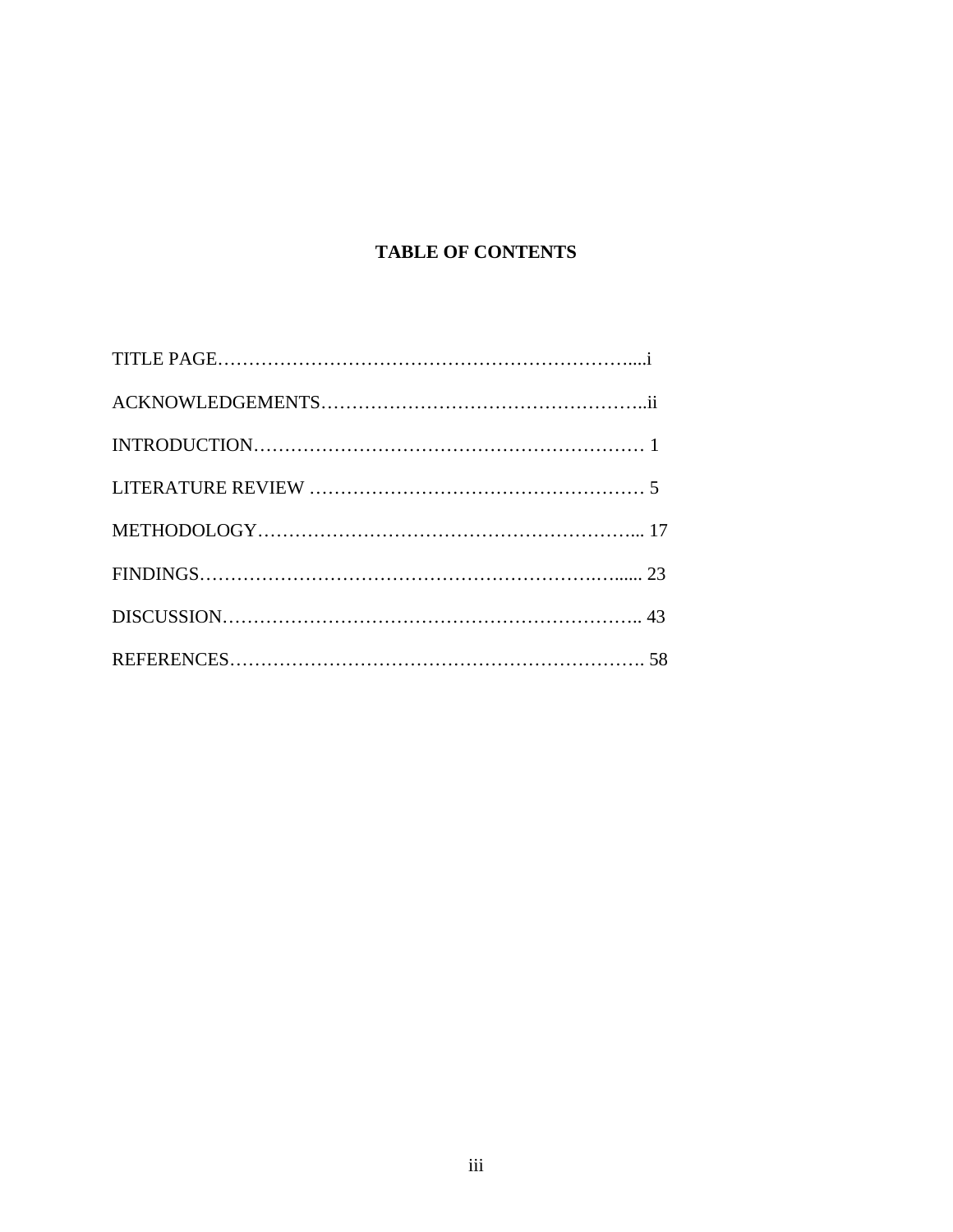# TABLE OF CONTENTS

TITLE PAGE……………………………………………………………....i

ACKNOWLEDGEMENTS……………………………………………..ii

INTRODUCTION……………………………………………………… 1

LITERATURE REVIEW ……………………………………………… 5

METHODOLOGY…………………………………………………... 17

FINDINGS………………………………………………………...…... 23

DISCUSSION……………………………………………………….. 43

REFERENCES…………………………………………………………. 58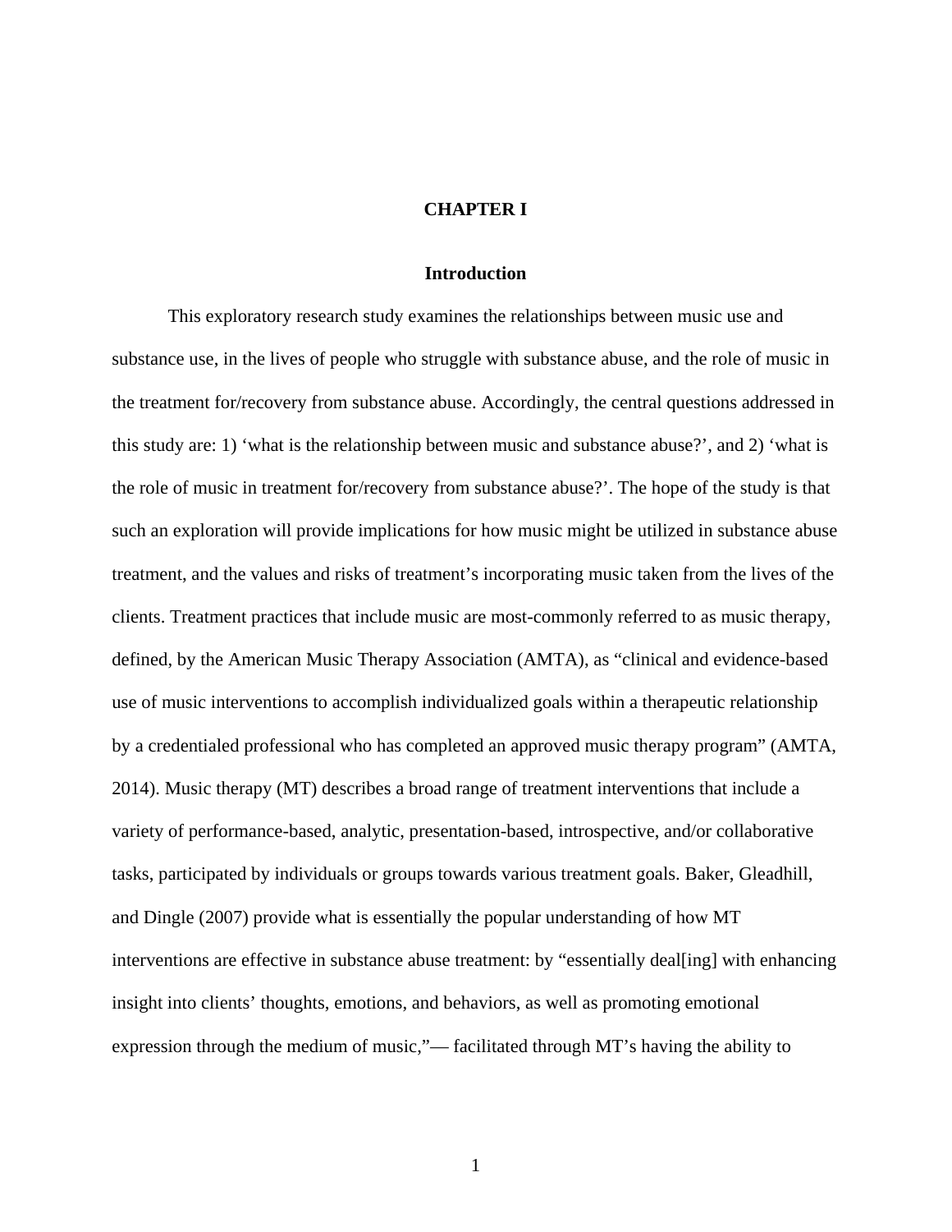# CHAPTER I

## Introduction

This exploratory research study examines the relationships between music use and substance use, in the lives of people who struggle with substance abuse, and the role of music in the treatment for/recovery from substance abuse. Accordingly, the central questions addressed in this study are: 1) 'what is the relationship between music and substance abuse?', and 2) 'what is the role of music in treatment for/recovery from substance abuse?'. The hope of the study is that such an exploration will provide implications for how music might be utilized in substance abuse treatment, and the values and risks of treatment's incorporating music taken from the lives of the clients. Treatment practices that include music are most-commonly referred to as music therapy, defined, by the American Music Therapy Association (AMTA), as "clinical and evidence-based use of music interventions to accomplish individualized goals within a therapeutic relationship by a credentialed professional who has completed an approved music therapy program" (AMTA, 2014). Music therapy (MT) describes a broad range of treatment interventions that include a variety of performance-based, analytic, presentation-based, introspective, and/or collaborative tasks, participated by individuals or groups towards various treatment goals. Baker, Gleadhill, and Dingle (2007) provide what is essentially the popular understanding of how MT interventions are effective in substance abuse treatment: by "essentially deal[ing] with enhancing insight into clients' thoughts, emotions, and behaviors, as well as promoting emotional expression through the medium of music,"— facilitated through MT's having the ability to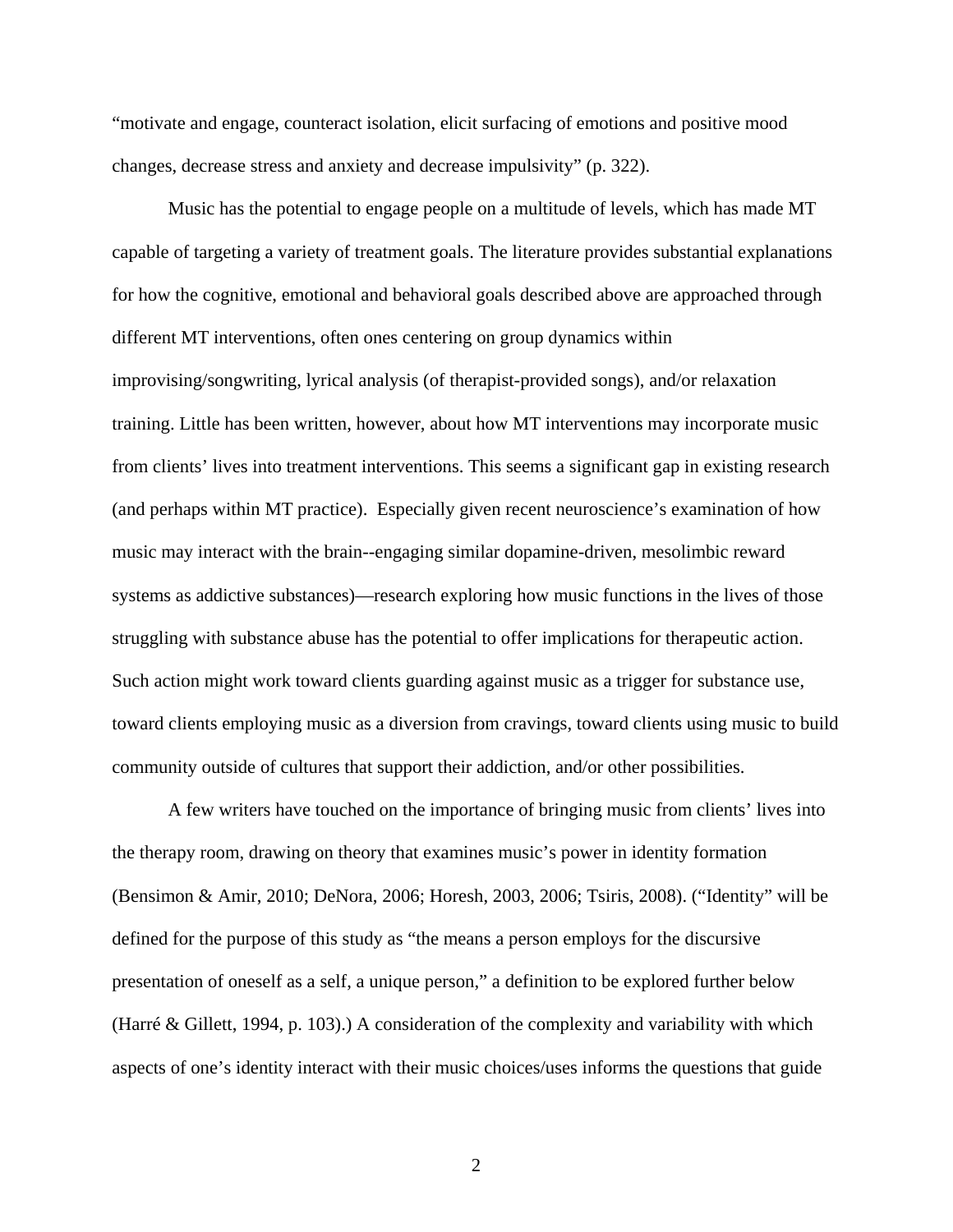“motivate and engage, counteract isolation, elicit surfacing of emotions and positive mood changes, decrease stress and anxiety and decrease impulsivity” (p. 322).

Music has the potential to engage people on a multitude of levels, which has made MT capable of targeting a variety of treatment goals. The literature provides substantial explanations for how the cognitive, emotional and behavioral goals described above are approached through different MT interventions, often ones centering on group dynamics within improvising/songwriting, lyrical analysis (of therapist-provided songs), and/or relaxation training. Little has been written, however, about how MT interventions may incorporate music from clients’ lives into treatment interventions. This seems a significant gap in existing research (and perhaps within MT practice). Especially given recent neuroscience’s examination of how music may interact with the brain--engaging similar dopamine-driven, mesolimbic reward systems as addictive substances)—research exploring how music functions in the lives of those struggling with substance abuse has the potential to offer implications for therapeutic action. Such action might work toward clients guarding against music as a trigger for substance use, toward clients employing music as a diversion from cravings, toward clients using music to build community outside of cultures that support their addiction, and/or other possibilities.

A few writers have touched on the importance of bringing music from clients’ lives into the therapy room, drawing on theory that examines music’s power in identity formation (Bensimon & Amir, 2010; DeNora, 2006; Horesh, 2003, 2006; Tsiris, 2008). (“Identity” will be defined for the purpose of this study as “the means a person employs for the discursive presentation of oneself as a self, a unique person,” a definition to be explored further below (Harré & Gillett, 1994, p. 103).) A consideration of the complexity and variability with which aspects of one’s identity interact with their music choices/uses informs the questions that guide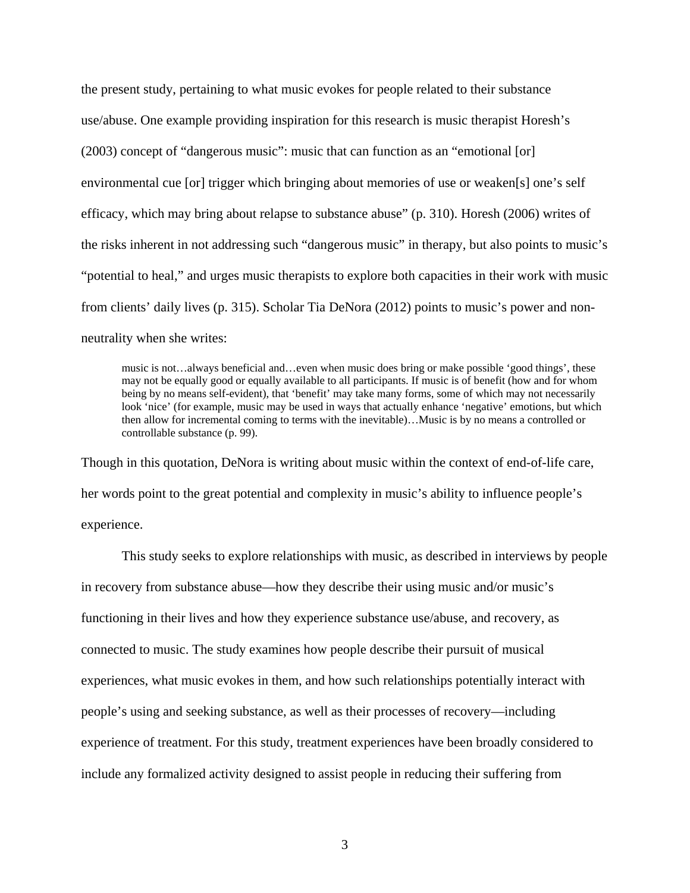the present study, pertaining to what music evokes for people related to their substance use/abuse. One example providing inspiration for this research is music therapist Horesh's (2003) concept of "dangerous music": music that can function as an "emotional [or] environmental cue [or] trigger which bringing about memories of use or weaken[s] one's self efficacy, which may bring about relapse to substance abuse" (p. 310). Horesh (2006) writes of the risks inherent in not addressing such "dangerous music" in therapy, but also points to music's "potential to heal," and urges music therapists to explore both capacities in their work with music from clients' daily lives (p. 315). Scholar Tia DeNora (2012) points to music's power and non-neutrality when she writes:

> music is not…always beneficial and…even when music does bring or make possible 'good things', these may not be equally good or equally available to all participants. If music is of benefit (how and for whom being by no means self-evident), that 'benefit' may take many forms, some of which may not necessarily look 'nice' (for example, music may be used in ways that actually enhance 'negative' emotions, but which then allow for incremental coming to terms with the inevitable)…Music is by no means a controlled or controllable substance (p. 99).

Though in this quotation, DeNora is writing about music within the context of end-of-life care, her words point to the great potential and complexity in music's ability to influence people's experience.

This study seeks to explore relationships with music, as described in interviews by people in recovery from substance abuse—how they describe their using music and/or music's functioning in their lives and how they experience substance use/abuse, and recovery, as connected to music. The study examines how people describe their pursuit of musical experiences, what music evokes in them, and how such relationships potentially interact with people's using and seeking substance, as well as their processes of recovery—including experience of treatment. For this study, treatment experiences have been broadly considered to include any formalized activity designed to assist people in reducing their suffering from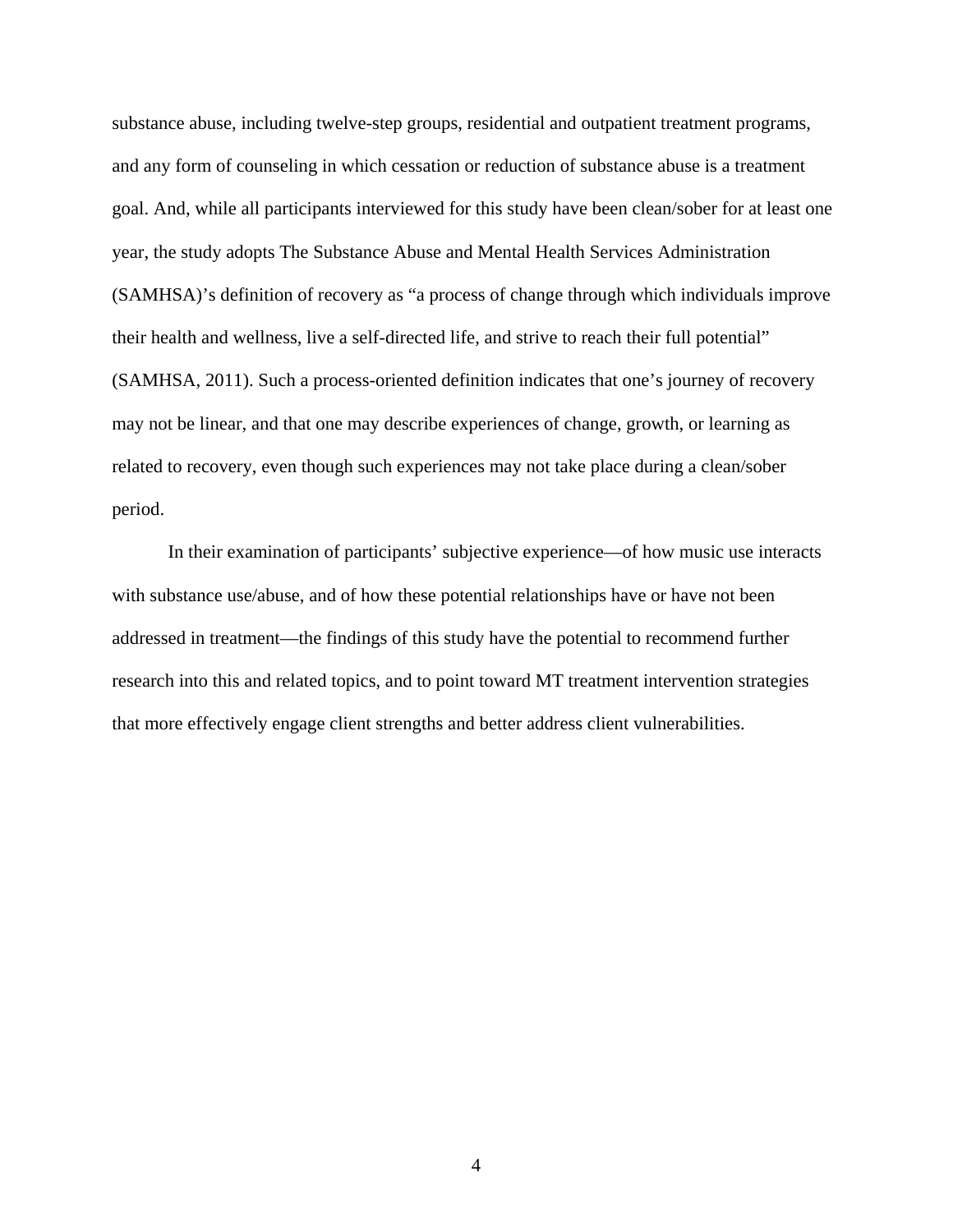substance abuse, including twelve-step groups, residential and outpatient treatment programs, and any form of counseling in which cessation or reduction of substance abuse is a treatment goal. And, while all participants interviewed for this study have been clean/sober for at least one year, the study adopts The Substance Abuse and Mental Health Services Administration (SAMHSA)'s definition of recovery as "a process of change through which individuals improve their health and wellness, live a self-directed life, and strive to reach their full potential" (SAMHSA, 2011). Such a process-oriented definition indicates that one's journey of recovery may not be linear, and that one may describe experiences of change, growth, or learning as related to recovery, even though such experiences may not take place during a clean/sober period.

In their examination of participants' subjective experience—of how music use interacts with substance use/abuse, and of how these potential relationships have or have not been addressed in treatment—the findings of this study have the potential to recommend further research into this and related topics, and to point toward MT treatment intervention strategies that more effectively engage client strengths and better address client vulnerabilities.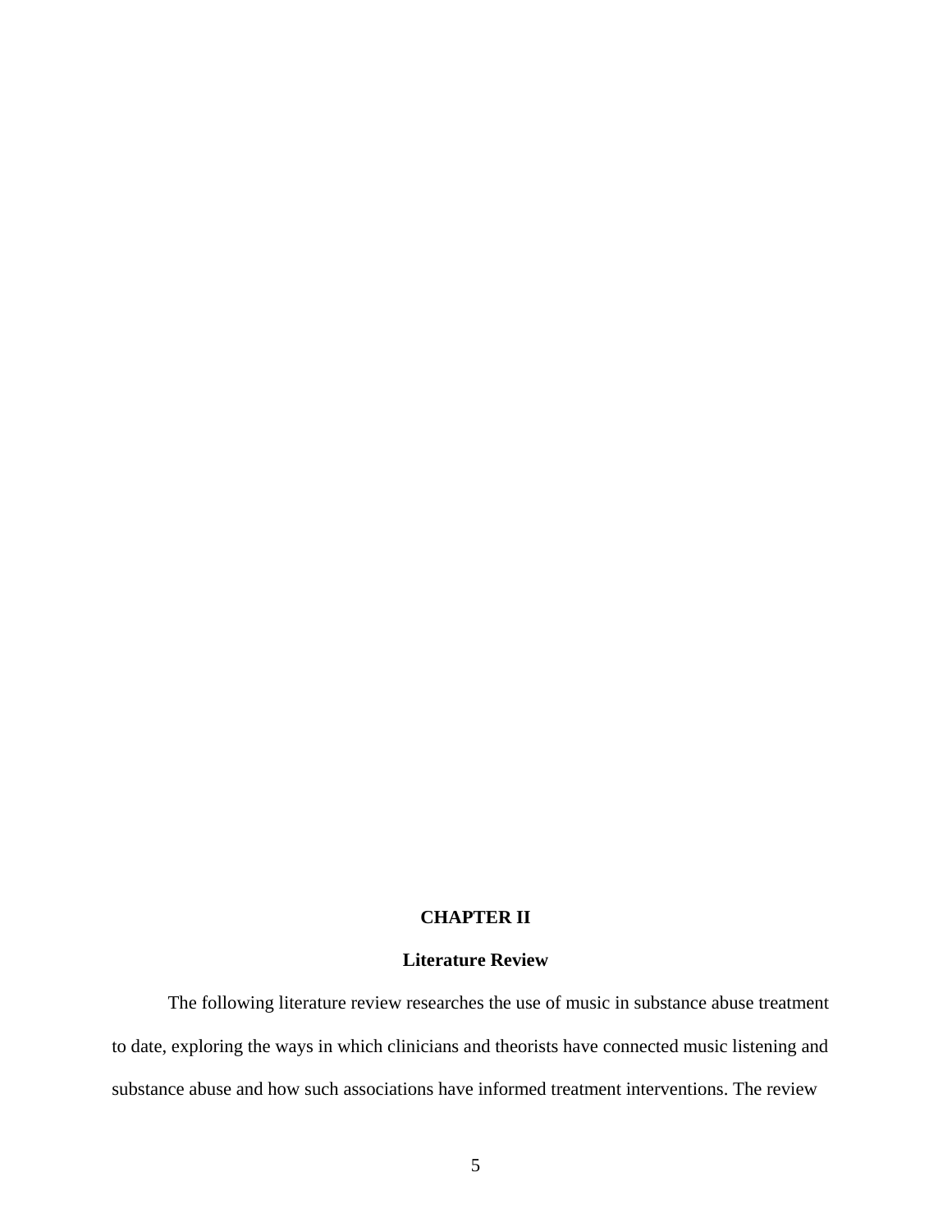# CHAPTER II

## Literature Review

The following literature review researches the use of music in substance abuse treatment to date, exploring the ways in which clinicians and theorists have connected music listening and substance abuse and how such associations have informed treatment interventions. The review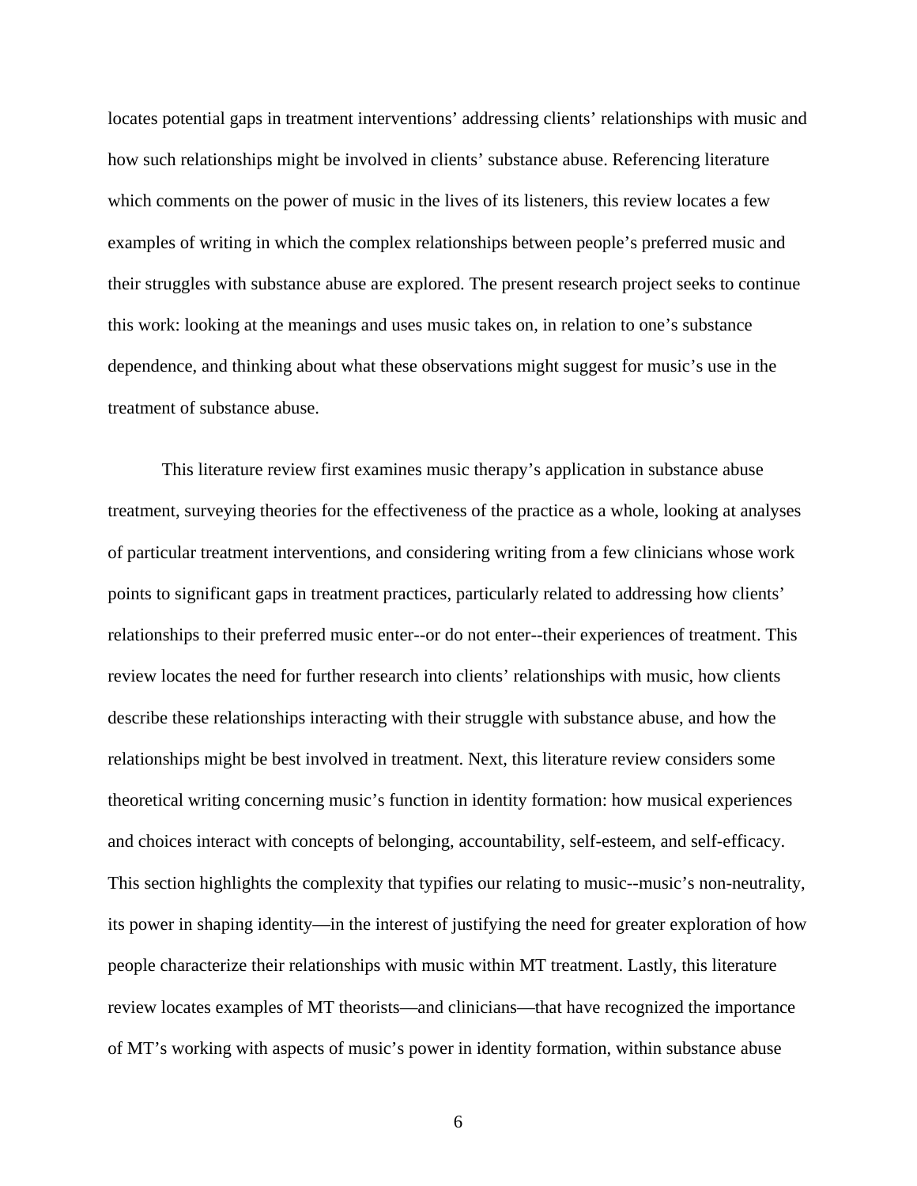locates potential gaps in treatment interventions' addressing clients' relationships with music and how such relationships might be involved in clients' substance abuse. Referencing literature which comments on the power of music in the lives of its listeners, this review locates a few examples of writing in which the complex relationships between people's preferred music and their struggles with substance abuse are explored. The present research project seeks to continue this work: looking at the meanings and uses music takes on, in relation to one's substance dependence, and thinking about what these observations might suggest for music's use in the treatment of substance abuse.

This literature review first examines music therapy's application in substance abuse treatment, surveying theories for the effectiveness of the practice as a whole, looking at analyses of particular treatment interventions, and considering writing from a few clinicians whose work points to significant gaps in treatment practices, particularly related to addressing how clients' relationships to their preferred music enter--or do not enter--their experiences of treatment. This review locates the need for further research into clients' relationships with music, how clients describe these relationships interacting with their struggle with substance abuse, and how the relationships might be best involved in treatment. Next, this literature review considers some theoretical writing concerning music's function in identity formation: how musical experiences and choices interact with concepts of belonging, accountability, self-esteem, and self-efficacy. This section highlights the complexity that typifies our relating to music--music's non-neutrality, its power in shaping identity—in the interest of justifying the need for greater exploration of how people characterize their relationships with music within MT treatment. Lastly, this literature review locates examples of MT theorists—and clinicians—that have recognized the importance of MT's working with aspects of music's power in identity formation, within substance abuse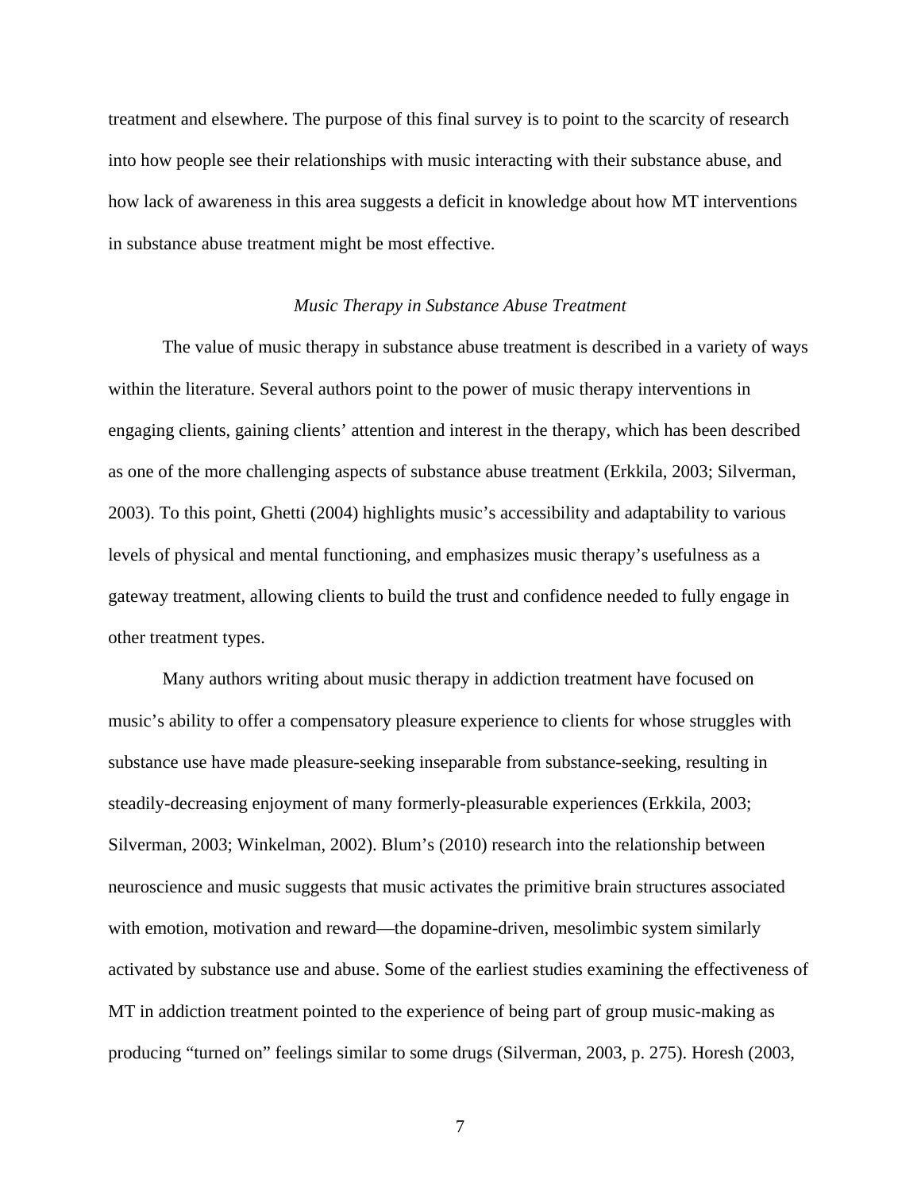treatment and elsewhere. The purpose of this final survey is to point to the scarcity of research into how people see their relationships with music interacting with their substance abuse, and how lack of awareness in this area suggests a deficit in knowledge about how MT interventions in substance abuse treatment might be most effective.

### *Music Therapy in Substance Abuse Treatment*

The value of music therapy in substance abuse treatment is described in a variety of ways within the literature. Several authors point to the power of music therapy interventions in engaging clients, gaining clients' attention and interest in the therapy, which has been described as one of the more challenging aspects of substance abuse treatment (Erkkila, 2003; Silverman, 2003). To this point, Ghetti (2004) highlights music's accessibility and adaptability to various levels of physical and mental functioning, and emphasizes music therapy's usefulness as a gateway treatment, allowing clients to build the trust and confidence needed to fully engage in other treatment types.

Many authors writing about music therapy in addiction treatment have focused on music's ability to offer a compensatory pleasure experience to clients for whose struggles with substance use have made pleasure-seeking inseparable from substance-seeking, resulting in steadily-decreasing enjoyment of many formerly-pleasurable experiences (Erkkila, 2003; Silverman, 2003; Winkelman, 2002). Blum's (2010) research into the relationship between neuroscience and music suggests that music activates the primitive brain structures associated with emotion, motivation and reward—the dopamine-driven, mesolimbic system similarly activated by substance use and abuse. Some of the earliest studies examining the effectiveness of MT in addiction treatment pointed to the experience of being part of group music-making as producing "turned on" feelings similar to some drugs (Silverman, 2003, p. 275). Horesh (2003,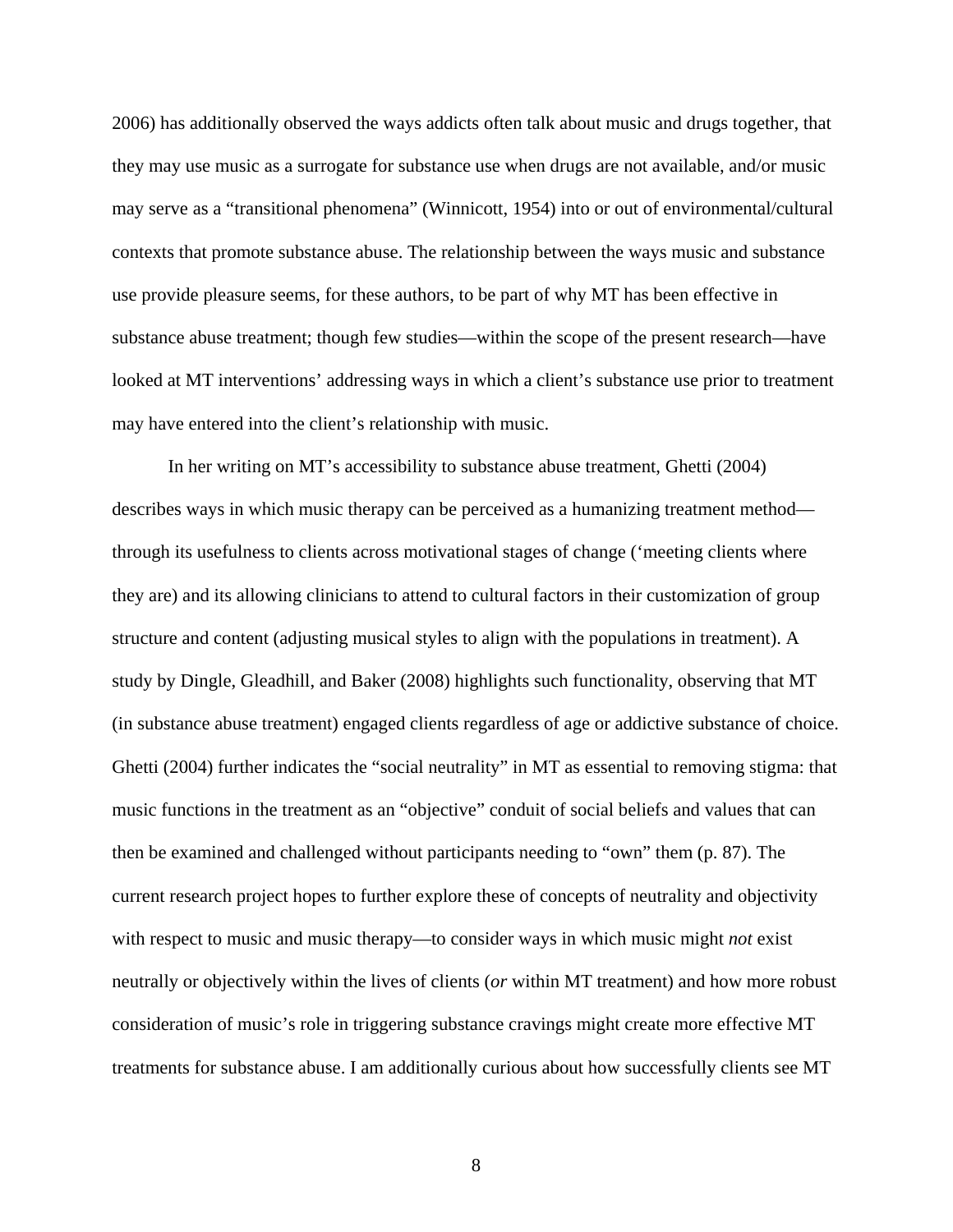2006) has additionally observed the ways addicts often talk about music and drugs together, that they may use music as a surrogate for substance use when drugs are not available, and/or music may serve as a "transitional phenomena" (Winnicott, 1954) into or out of environmental/cultural contexts that promote substance abuse. The relationship between the ways music and substance use provide pleasure seems, for these authors, to be part of why MT has been effective in substance abuse treatment; though few studies—within the scope of the present research—have looked at MT interventions' addressing ways in which a client's substance use prior to treatment may have entered into the client's relationship with music.

In her writing on MT's accessibility to substance abuse treatment, Ghetti (2004) describes ways in which music therapy can be perceived as a humanizing treatment method—through its usefulness to clients across motivational stages of change ('meeting clients where they are) and its allowing clinicians to attend to cultural factors in their customization of group structure and content (adjusting musical styles to align with the populations in treatment). A study by Dingle, Gleadhill, and Baker (2008) highlights such functionality, observing that MT (in substance abuse treatment) engaged clients regardless of age or addictive substance of choice. Ghetti (2004) further indicates the "social neutrality" in MT as essential to removing stigma: that music functions in the treatment as an "objective" conduit of social beliefs and values that can then be examined and challenged without participants needing to "own" them (p. 87). The current research project hopes to further explore these of concepts of neutrality and objectivity with respect to music and music therapy—to consider ways in which music might *not* exist neutrally or objectively within the lives of clients (*or* within MT treatment) and how more robust consideration of music's role in triggering substance cravings might create more effective MT treatments for substance abuse. I am additionally curious about how successfully clients see MT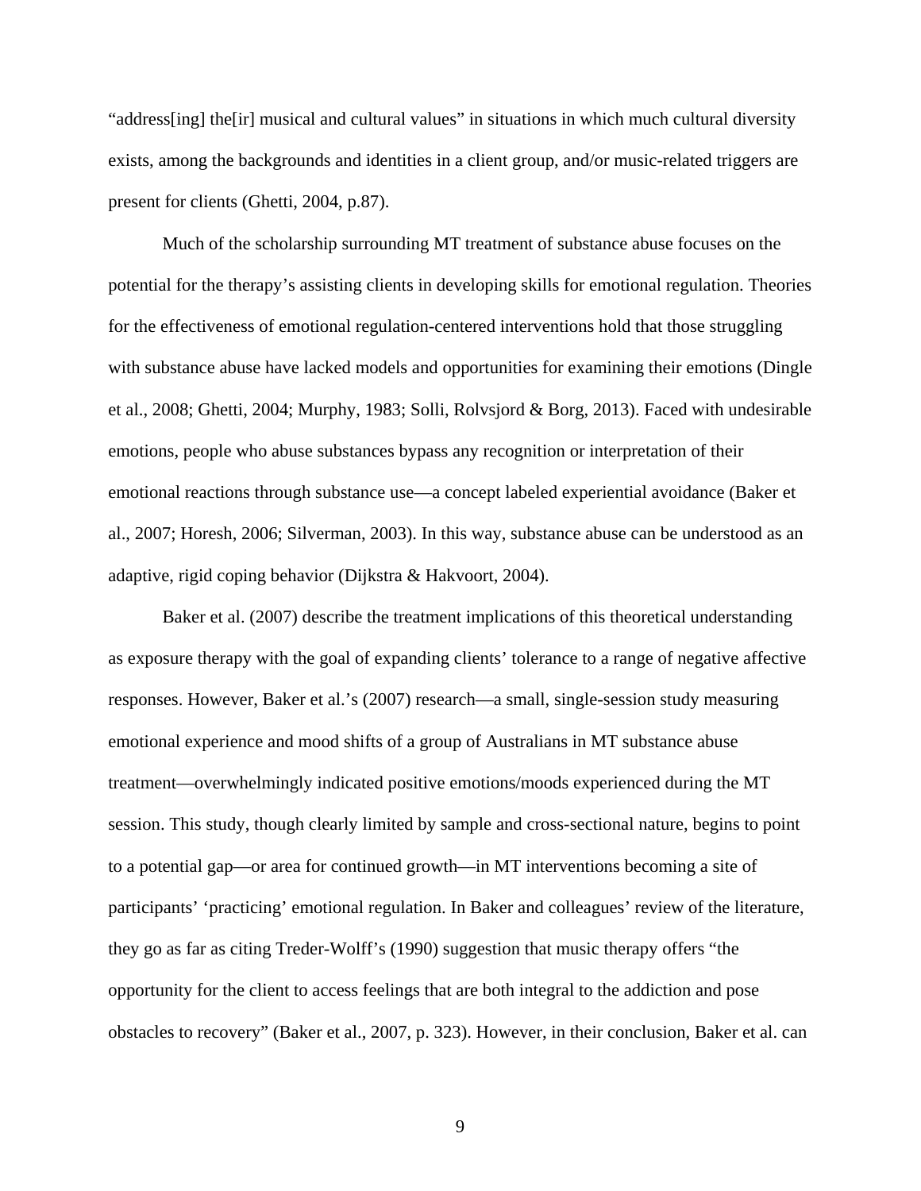"address[ing] the[ir] musical and cultural values" in situations in which much cultural diversity exists, among the backgrounds and identities in a client group, and/or music-related triggers are present for clients (Ghetti, 2004, p.87).

Much of the scholarship surrounding MT treatment of substance abuse focuses on the potential for the therapy's assisting clients in developing skills for emotional regulation. Theories for the effectiveness of emotional regulation-centered interventions hold that those struggling with substance abuse have lacked models and opportunities for examining their emotions (Dingle et al., 2008; Ghetti, 2004; Murphy, 1983; Solli, Rolvsjord & Borg, 2013). Faced with undesirable emotions, people who abuse substances bypass any recognition or interpretation of their emotional reactions through substance use—a concept labeled experiential avoidance (Baker et al., 2007; Horesh, 2006; Silverman, 2003). In this way, substance abuse can be understood as an adaptive, rigid coping behavior (Dijkstra & Hakvoort, 2004).

Baker et al. (2007) describe the treatment implications of this theoretical understanding as exposure therapy with the goal of expanding clients' tolerance to a range of negative affective responses. However, Baker et al.'s (2007) research—a small, single-session study measuring emotional experience and mood shifts of a group of Australians in MT substance abuse treatment—overwhelmingly indicated positive emotions/moods experienced during the MT session. This study, though clearly limited by sample and cross-sectional nature, begins to point to a potential gap—or area for continued growth—in MT interventions becoming a site of participants' 'practicing' emotional regulation. In Baker and colleagues' review of the literature, they go as far as citing Treder-Wolff's (1990) suggestion that music therapy offers "the opportunity for the client to access feelings that are both integral to the addiction and pose obstacles to recovery" (Baker et al., 2007, p. 323). However, in their conclusion, Baker et al. can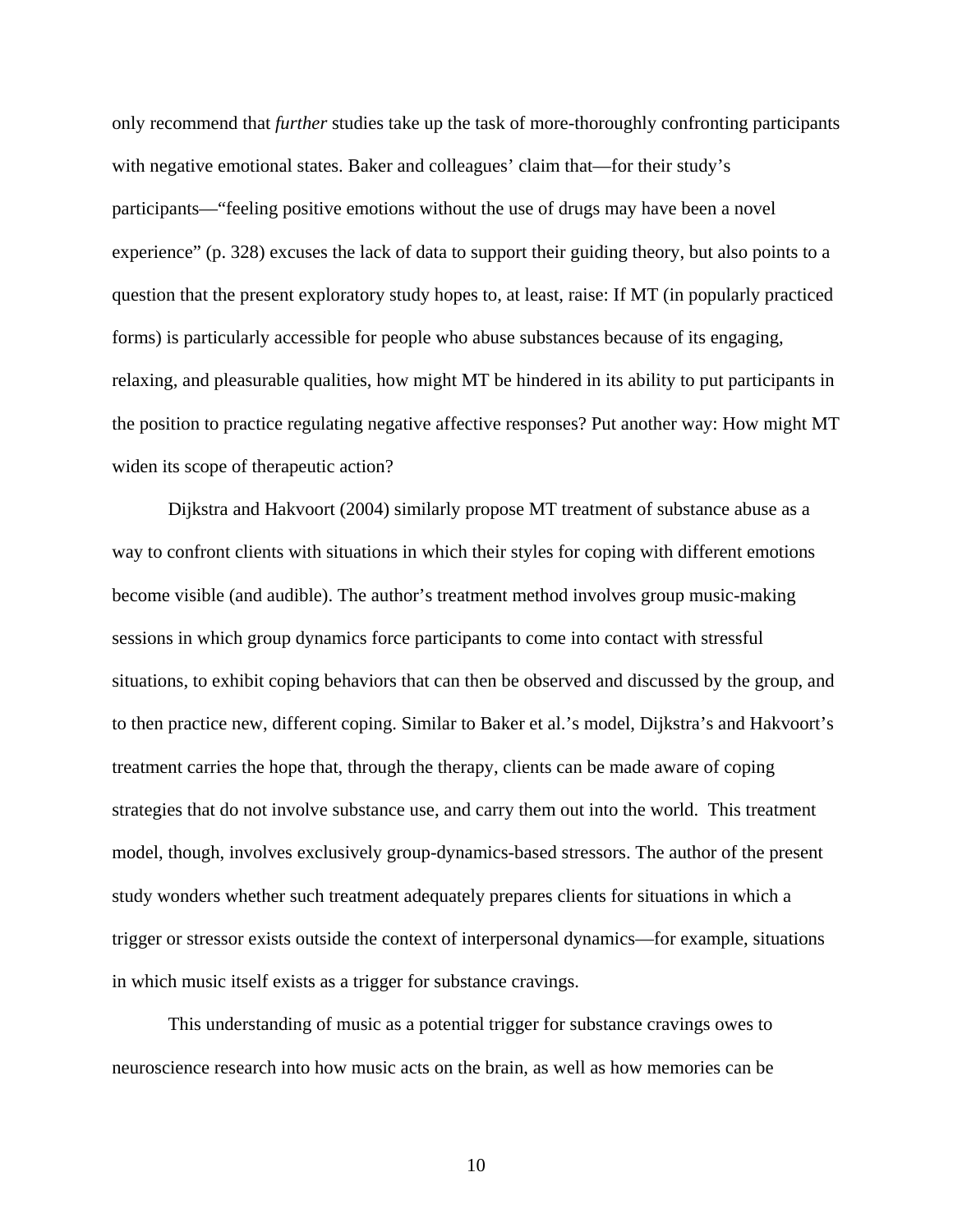only recommend that *further* studies take up the task of more-thoroughly confronting participants with negative emotional states. Baker and colleagues' claim that—for their study's participants—"feeling positive emotions without the use of drugs may have been a novel experience" (p. 328) excuses the lack of data to support their guiding theory, but also points to a question that the present exploratory study hopes to, at least, raise: If MT (in popularly practiced forms) is particularly accessible for people who abuse substances because of its engaging, relaxing, and pleasurable qualities, how might MT be hindered in its ability to put participants in the position to practice regulating negative affective responses? Put another way: How might MT widen its scope of therapeutic action?

Dijkstra and Hakvoort (2004) similarly propose MT treatment of substance abuse as a way to confront clients with situations in which their styles for coping with different emotions become visible (and audible). The author's treatment method involves group music-making sessions in which group dynamics force participants to come into contact with stressful situations, to exhibit coping behaviors that can then be observed and discussed by the group, and to then practice new, different coping. Similar to Baker et al.'s model, Dijkstra's and Hakvoort's treatment carries the hope that, through the therapy, clients can be made aware of coping strategies that do not involve substance use, and carry them out into the world. This treatment model, though, involves exclusively group-dynamics-based stressors. The author of the present study wonders whether such treatment adequately prepares clients for situations in which a trigger or stressor exists outside the context of interpersonal dynamics—for example, situations in which music itself exists as a trigger for substance cravings.

This understanding of music as a potential trigger for substance cravings owes to neuroscience research into how music acts on the brain, as well as how memories can be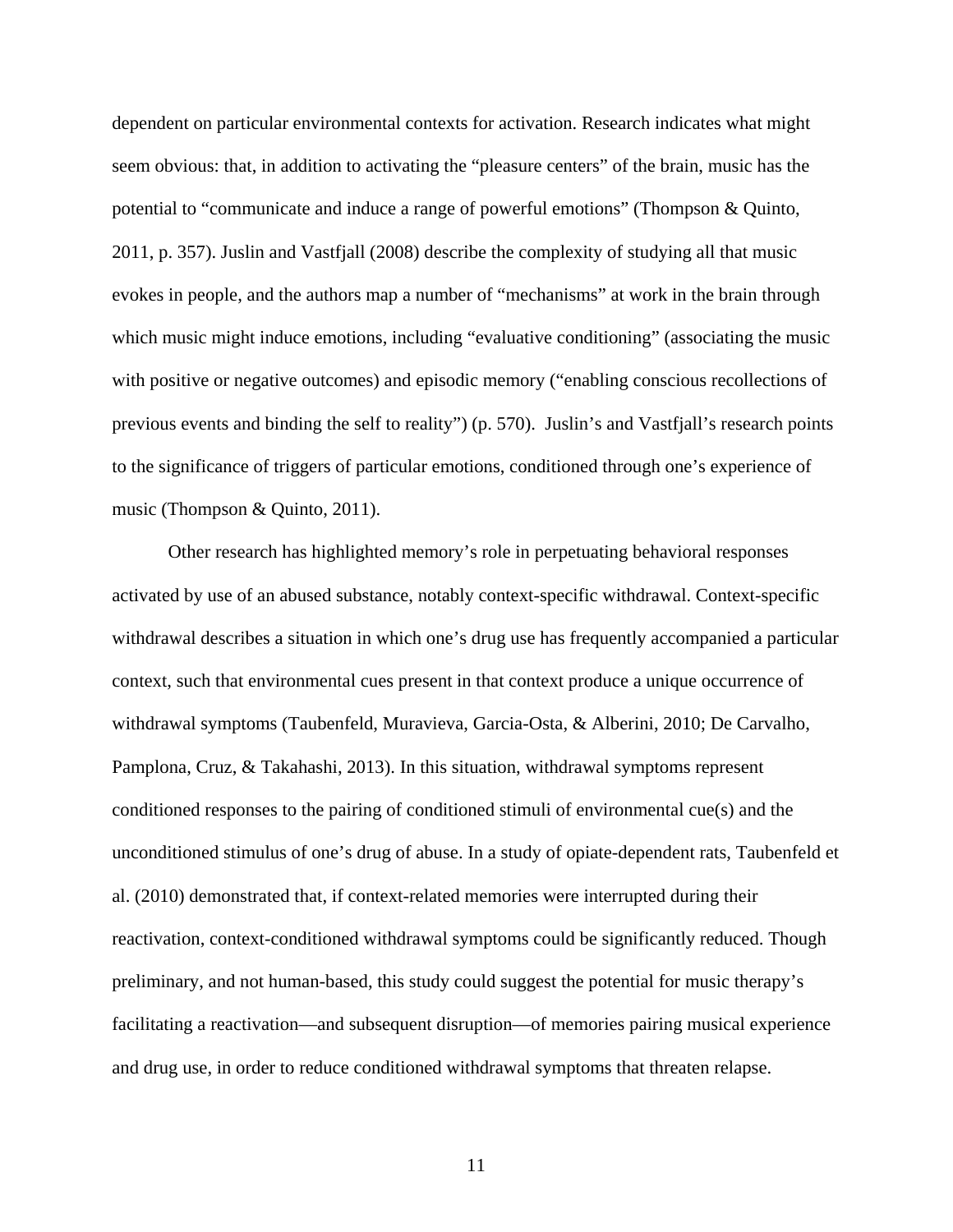dependent on particular environmental contexts for activation. Research indicates what might seem obvious: that, in addition to activating the "pleasure centers" of the brain, music has the potential to "communicate and induce a range of powerful emotions" (Thompson & Quinto, 2011, p. 357). Juslin and Vastfjall (2008) describe the complexity of studying all that music evokes in people, and the authors map a number of "mechanisms" at work in the brain through which music might induce emotions, including "evaluative conditioning" (associating the music with positive or negative outcomes) and episodic memory ("enabling conscious recollections of previous events and binding the self to reality") (p. 570). Juslin's and Vastfjall's research points to the significance of triggers of particular emotions, conditioned through one's experience of music (Thompson & Quinto, 2011).

Other research has highlighted memory's role in perpetuating behavioral responses activated by use of an abused substance, notably context-specific withdrawal. Context-specific withdrawal describes a situation in which one's drug use has frequently accompanied a particular context, such that environmental cues present in that context produce a unique occurrence of withdrawal symptoms (Taubenfeld, Muravieva, Garcia-Osta, & Alberini, 2010; De Carvalho, Pamplona, Cruz, & Takahashi, 2013). In this situation, withdrawal symptoms represent conditioned responses to the pairing of conditioned stimuli of environmental cue(s) and the unconditioned stimulus of one's drug of abuse. In a study of opiate-dependent rats, Taubenfeld et al. (2010) demonstrated that, if context-related memories were interrupted during their reactivation, context-conditioned withdrawal symptoms could be significantly reduced. Though preliminary, and not human-based, this study could suggest the potential for music therapy's facilitating a reactivation—and subsequent disruption—of memories pairing musical experience and drug use, in order to reduce conditioned withdrawal symptoms that threaten relapse.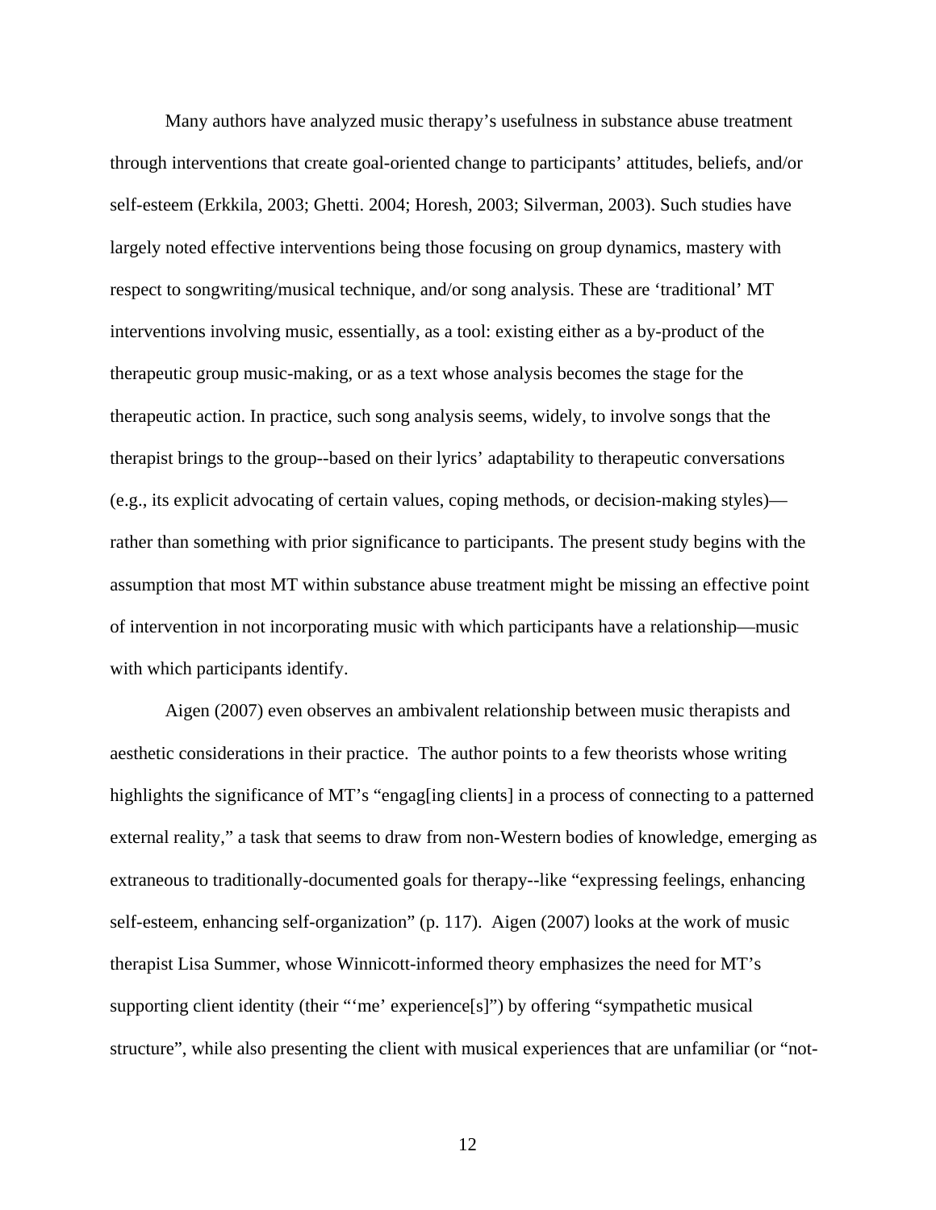Many authors have analyzed music therapy's usefulness in substance abuse treatment through interventions that create goal-oriented change to participants' attitudes, beliefs, and/or self-esteem (Erkkila, 2003; Ghetti. 2004; Horesh, 2003; Silverman, 2003). Such studies have largely noted effective interventions being those focusing on group dynamics, mastery with respect to songwriting/musical technique, and/or song analysis. These are 'traditional' MT interventions involving music, essentially, as a tool: existing either as a by-product of the therapeutic group music-making, or as a text whose analysis becomes the stage for the therapeutic action. In practice, such song analysis seems, widely, to involve songs that the therapist brings to the group--based on their lyrics' adaptability to therapeutic conversations (e.g., its explicit advocating of certain values, coping methods, or decision-making styles)—rather than something with prior significance to participants. The present study begins with the assumption that most MT within substance abuse treatment might be missing an effective point of intervention in not incorporating music with which participants have a relationship—music with which participants identify.

Aigen (2007) even observes an ambivalent relationship between music therapists and aesthetic considerations in their practice. The author points to a few theorists whose writing highlights the significance of MT's "engag[ing clients] in a process of connecting to a patterned external reality," a task that seems to draw from non-Western bodies of knowledge, emerging as extraneous to traditionally-documented goals for therapy--like "expressing feelings, enhancing self-esteem, enhancing self-organization" (p. 117). Aigen (2007) looks at the work of music therapist Lisa Summer, whose Winnicott-informed theory emphasizes the need for MT's supporting client identity (their "'me' experience[s]") by offering "sympathetic musical structure", while also presenting the client with musical experiences that are unfamiliar (or "not-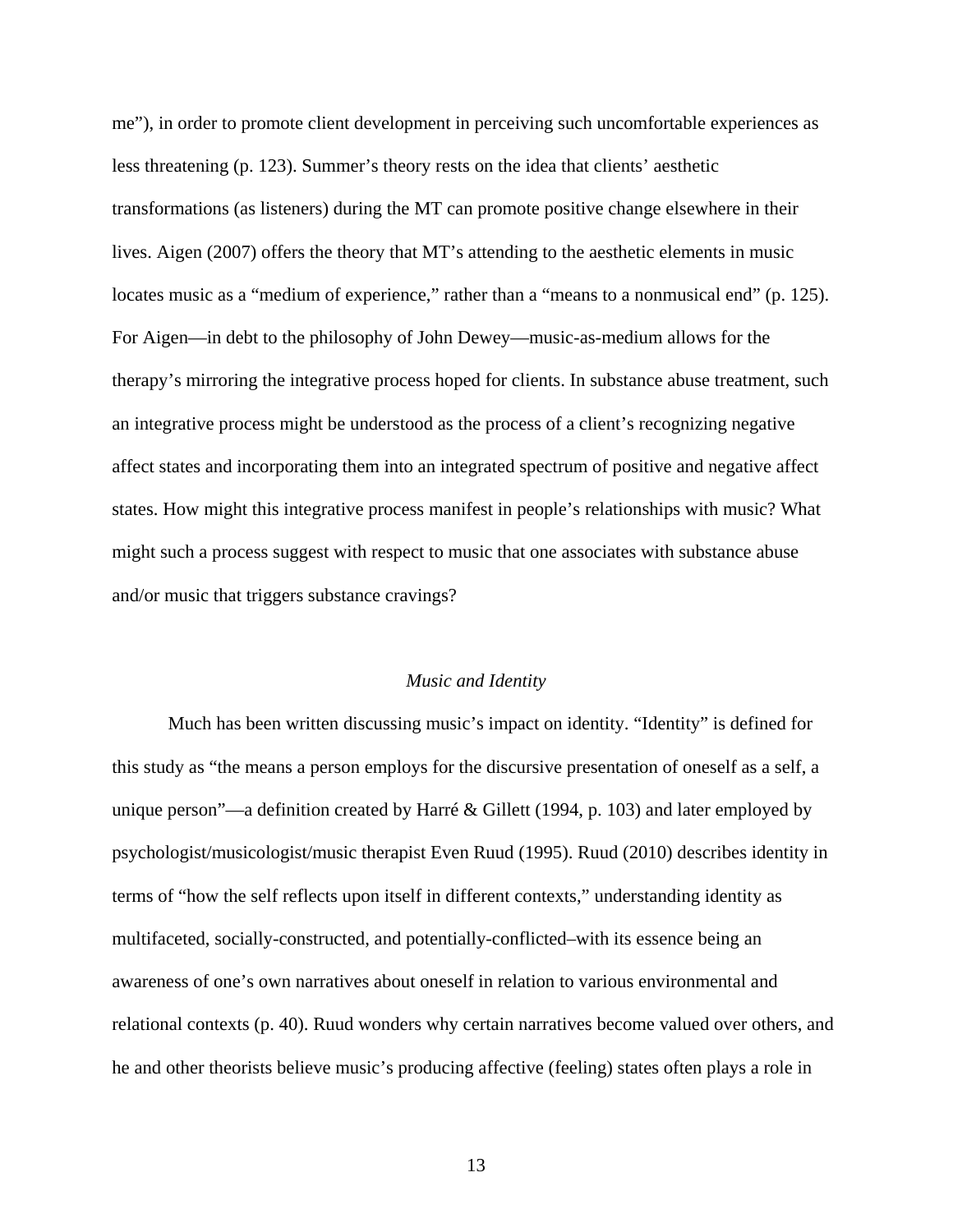me"), in order to promote client development in perceiving such uncomfortable experiences as less threatening (p. 123). Summer's theory rests on the idea that clients' aesthetic transformations (as listeners) during the MT can promote positive change elsewhere in their lives. Aigen (2007) offers the theory that MT's attending to the aesthetic elements in music locates music as a "medium of experience," rather than a "means to a nonmusical end" (p. 125). For Aigen—in debt to the philosophy of John Dewey—music-as-medium allows for the therapy's mirroring the integrative process hoped for clients. In substance abuse treatment, such an integrative process might be understood as the process of a client's recognizing negative affect states and incorporating them into an integrated spectrum of positive and negative affect states. How might this integrative process manifest in people's relationships with music? What might such a process suggest with respect to music that one associates with substance abuse and/or music that triggers substance cravings?

### *Music and Identity*

Much has been written discussing music's impact on identity. "Identity" is defined for this study as "the means a person employs for the discursive presentation of oneself as a self, a unique person"—a definition created by Harré & Gillett (1994, p. 103) and later employed by psychologist/musicologist/music therapist Even Ruud (1995). Ruud (2010) describes identity in terms of "how the self reflects upon itself in different contexts," understanding identity as multifaceted, socially-constructed, and potentially-conflicted–with its essence being an awareness of one's own narratives about oneself in relation to various environmental and relational contexts (p. 40). Ruud wonders why certain narratives become valued over others, and he and other theorists believe music's producing affective (feeling) states often plays a role in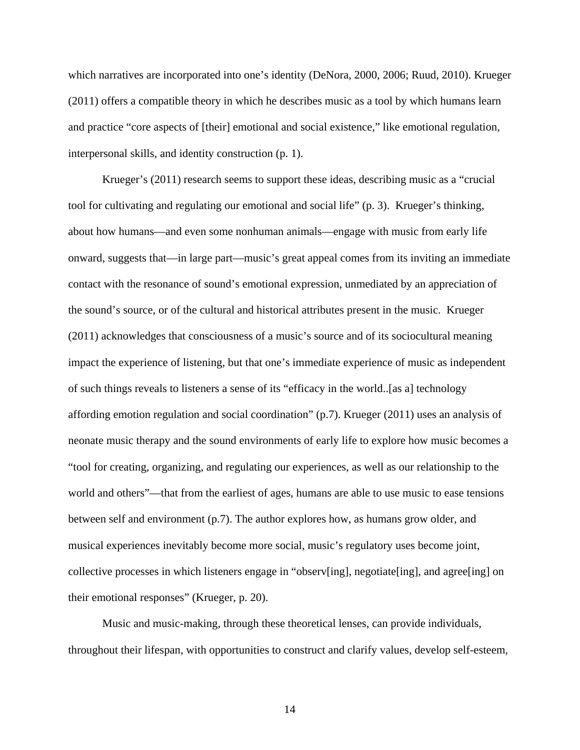which narratives are incorporated into one's identity (DeNora, 2000, 2006; Ruud, 2010). Krueger (2011) offers a compatible theory in which he describes music as a tool by which humans learn and practice "core aspects of [their] emotional and social existence," like emotional regulation, interpersonal skills, and identity construction (p. 1).

Krueger's (2011) research seems to support these ideas, describing music as a "crucial tool for cultivating and regulating our emotional and social life" (p. 3). Krueger's thinking, about how humans—and even some nonhuman animals—engage with music from early life onward, suggests that—in large part—music's great appeal comes from its inviting an immediate contact with the resonance of sound's emotional expression, unmediated by an appreciation of the sound's source, or of the cultural and historical attributes present in the music. Krueger (2011) acknowledges that consciousness of a music's source and of its sociocultural meaning impact the experience of listening, but that one's immediate experience of music as independent of such things reveals to listeners a sense of its "efficacy in the world..[as a] technology affording emotion regulation and social coordination" (p.7). Krueger (2011) uses an analysis of neonate music therapy and the sound environments of early life to explore how music becomes a "tool for creating, organizing, and regulating our experiences, as well as our relationship to the world and others"—that from the earliest of ages, humans are able to use music to ease tensions between self and environment (p.7). The author explores how, as humans grow older, and musical experiences inevitably become more social, music's regulatory uses become joint, collective processes in which listeners engage in "observ[ing], negotiate[ing], and agree[ing] on their emotional responses" (Krueger, p. 20).

Music and music-making, through these theoretical lenses, can provide individuals, throughout their lifespan, with opportunities to construct and clarify values, develop self-esteem,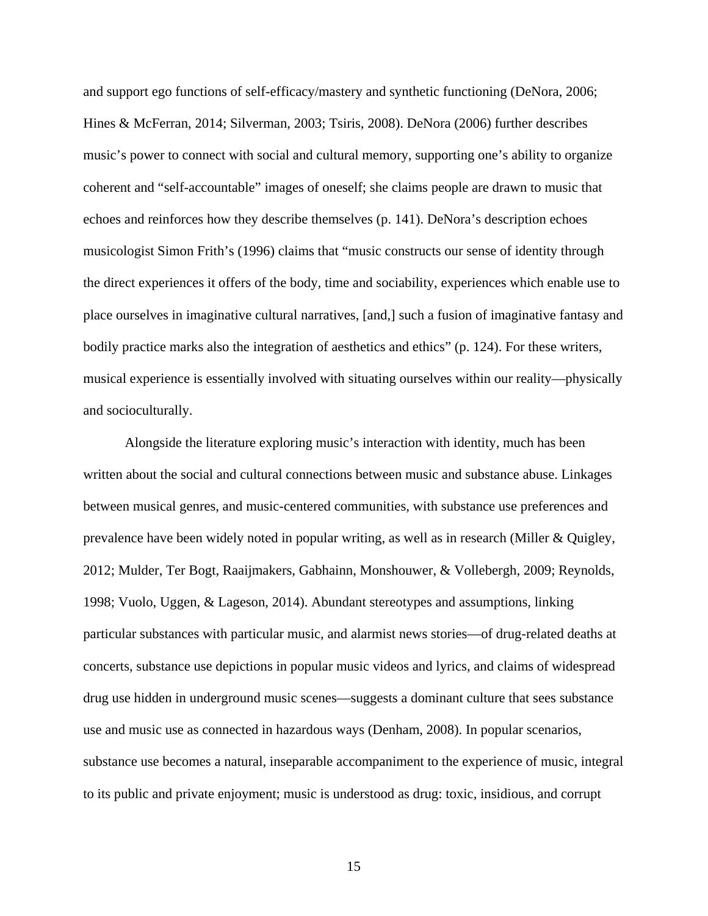and support ego functions of self-efficacy/mastery and synthetic functioning (DeNora, 2006; Hines & McFerran, 2014; Silverman, 2003; Tsiris, 2008). DeNora (2006) further describes music's power to connect with social and cultural memory, supporting one's ability to organize coherent and "self-accountable" images of oneself; she claims people are drawn to music that echoes and reinforces how they describe themselves (p. 141). DeNora's description echoes musicologist Simon Frith's (1996) claims that "music constructs our sense of identity through the direct experiences it offers of the body, time and sociability, experiences which enable use to place ourselves in imaginative cultural narratives, [and,] such a fusion of imaginative fantasy and bodily practice marks also the integration of aesthetics and ethics" (p. 124). For these writers, musical experience is essentially involved with situating ourselves within our reality—physically and socioculturally.

Alongside the literature exploring music's interaction with identity, much has been written about the social and cultural connections between music and substance abuse. Linkages between musical genres, and music-centered communities, with substance use preferences and prevalence have been widely noted in popular writing, as well as in research (Miller & Quigley, 2012; Mulder, Ter Bogt, Raaijmakers, Gabhainn, Monshouwer, & Vollebergh, 2009; Reynolds, 1998; Vuolo, Uggen, & Lageson, 2014). Abundant stereotypes and assumptions, linking particular substances with particular music, and alarmist news stories—of drug-related deaths at concerts, substance use depictions in popular music videos and lyrics, and claims of widespread drug use hidden in underground music scenes—suggests a dominant culture that sees substance use and music use as connected in hazardous ways (Denham, 2008). In popular scenarios, substance use becomes a natural, inseparable accompaniment to the experience of music, integral to its public and private enjoyment; music is understood as drug: toxic, insidious, and corrupt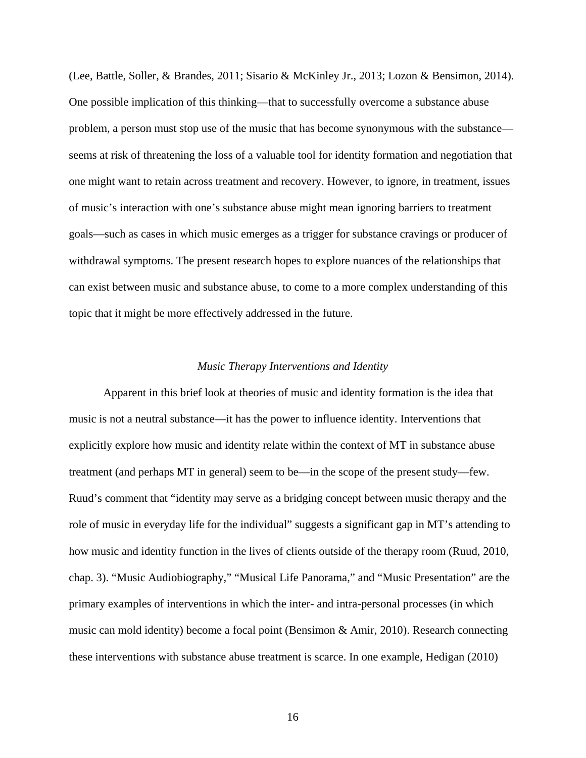(Lee, Battle, Soller, & Brandes, 2011; Sisario & McKinley Jr., 2013; Lozon & Bensimon, 2014). One possible implication of this thinking—that to successfully overcome a substance abuse problem, a person must stop use of the music that has become synonymous with the substance—seems at risk of threatening the loss of a valuable tool for identity formation and negotiation that one might want to retain across treatment and recovery. However, to ignore, in treatment, issues of music's interaction with one's substance abuse might mean ignoring barriers to treatment goals—such as cases in which music emerges as a trigger for substance cravings or producer of withdrawal symptoms. The present research hopes to explore nuances of the relationships that can exist between music and substance abuse, to come to a more complex understanding of this topic that it might be more effectively addressed in the future.

### *Music Therapy Interventions and Identity*

Apparent in this brief look at theories of music and identity formation is the idea that music is not a neutral substance—it has the power to influence identity. Interventions that explicitly explore how music and identity relate within the context of MT in substance abuse treatment (and perhaps MT in general) seem to be—in the scope of the present study—few. Ruud's comment that "identity may serve as a bridging concept between music therapy and the role of music in everyday life for the individual" suggests a significant gap in MT's attending to how music and identity function in the lives of clients outside of the therapy room (Ruud, 2010, chap. 3). "Music Audiobiography," "Musical Life Panorama," and "Music Presentation" are the primary examples of interventions in which the inter- and intra-personal processes (in which music can mold identity) become a focal point (Bensimon & Amir, 2010). Research connecting these interventions with substance abuse treatment is scarce. In one example, Hedigan (2010)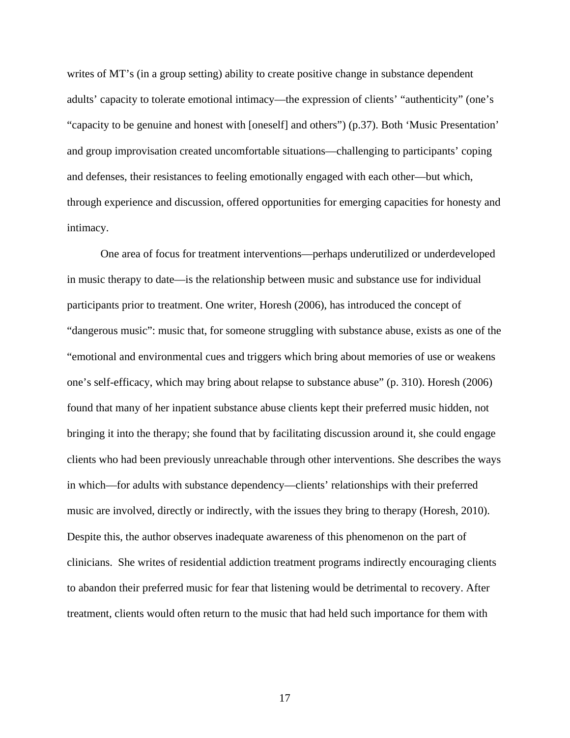writes of MT's (in a group setting) ability to create positive change in substance dependent adults' capacity to tolerate emotional intimacy—the expression of clients' "authenticity" (one's "capacity to be genuine and honest with [oneself] and others") (p.37). Both 'Music Presentation' and group improvisation created uncomfortable situations—challenging to participants' coping and defenses, their resistances to feeling emotionally engaged with each other—but which, through experience and discussion, offered opportunities for emerging capacities for honesty and intimacy.

One area of focus for treatment interventions—perhaps underutilized or underdeveloped in music therapy to date—is the relationship between music and substance use for individual participants prior to treatment. One writer, Horesh (2006), has introduced the concept of "dangerous music": music that, for someone struggling with substance abuse, exists as one of the "emotional and environmental cues and triggers which bring about memories of use or weakens one's self-efficacy, which may bring about relapse to substance abuse" (p. 310). Horesh (2006) found that many of her inpatient substance abuse clients kept their preferred music hidden, not bringing it into the therapy; she found that by facilitating discussion around it, she could engage clients who had been previously unreachable through other interventions. She describes the ways in which—for adults with substance dependency—clients' relationships with their preferred music are involved, directly or indirectly, with the issues they bring to therapy (Horesh, 2010). Despite this, the author observes inadequate awareness of this phenomenon on the part of clinicians. She writes of residential addiction treatment programs indirectly encouraging clients to abandon their preferred music for fear that listening would be detrimental to recovery. After treatment, clients would often return to the music that had held such importance for them with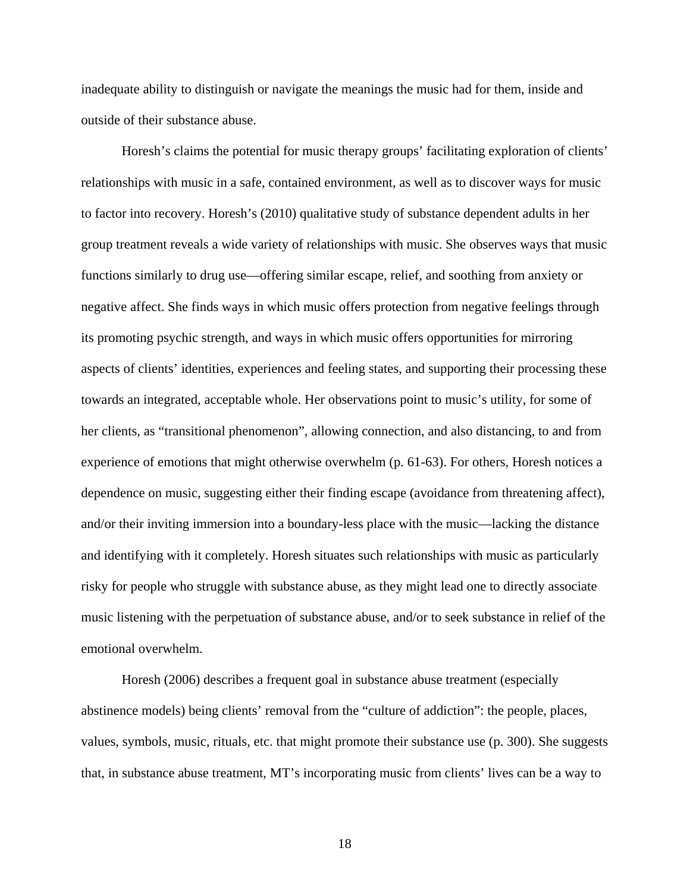inadequate ability to distinguish or navigate the meanings the music had for them, inside and outside of their substance abuse.

Horesh's claims the potential for music therapy groups' facilitating exploration of clients' relationships with music in a safe, contained environment, as well as to discover ways for music to factor into recovery. Horesh's (2010) qualitative study of substance dependent adults in her group treatment reveals a wide variety of relationships with music. She observes ways that music functions similarly to drug use—offering similar escape, relief, and soothing from anxiety or negative affect. She finds ways in which music offers protection from negative feelings through its promoting psychic strength, and ways in which music offers opportunities for mirroring aspects of clients' identities, experiences and feeling states, and supporting their processing these towards an integrated, acceptable whole. Her observations point to music's utility, for some of her clients, as "transitional phenomenon", allowing connection, and also distancing, to and from experience of emotions that might otherwise overwhelm (p. 61-63). For others, Horesh notices a dependence on music, suggesting either their finding escape (avoidance from threatening affect), and/or their inviting immersion into a boundary-less place with the music—lacking the distance and identifying with it completely. Horesh situates such relationships with music as particularly risky for people who struggle with substance abuse, as they might lead one to directly associate music listening with the perpetuation of substance abuse, and/or to seek substance in relief of the emotional overwhelm.

Horesh (2006) describes a frequent goal in substance abuse treatment (especially abstinence models) being clients' removal from the "culture of addiction": the people, places, values, symbols, music, rituals, etc. that might promote their substance use (p. 300). She suggests that, in substance abuse treatment, MT's incorporating music from clients' lives can be a way to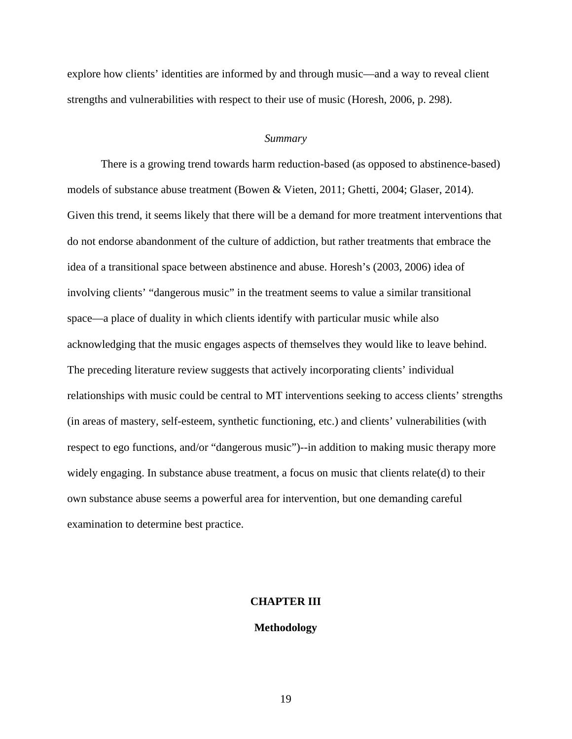explore how clients' identities are informed by and through music—and a way to reveal client strengths and vulnerabilities with respect to their use of music (Horesh, 2006, p. 298).

### *Summary*

There is a growing trend towards harm reduction-based (as opposed to abstinence-based) models of substance abuse treatment (Bowen & Vieten, 2011; Ghetti, 2004; Glaser, 2014). Given this trend, it seems likely that there will be a demand for more treatment interventions that do not endorse abandonment of the culture of addiction, but rather treatments that embrace the idea of a transitional space between abstinence and abuse. Horesh's (2003, 2006) idea of involving clients' "dangerous music" in the treatment seems to value a similar transitional space—a place of duality in which clients identify with particular music while also acknowledging that the music engages aspects of themselves they would like to leave behind. The preceding literature review suggests that actively incorporating clients' individual relationships with music could be central to MT interventions seeking to access clients' strengths (in areas of mastery, self-esteem, synthetic functioning, etc.) and clients' vulnerabilities (with respect to ego functions, and/or "dangerous music")--in addition to making music therapy more widely engaging. In substance abuse treatment, a focus on music that clients relate(d) to their own substance abuse seems a powerful area for intervention, but one demanding careful examination to determine best practice.

# CHAPTER III

## Methodology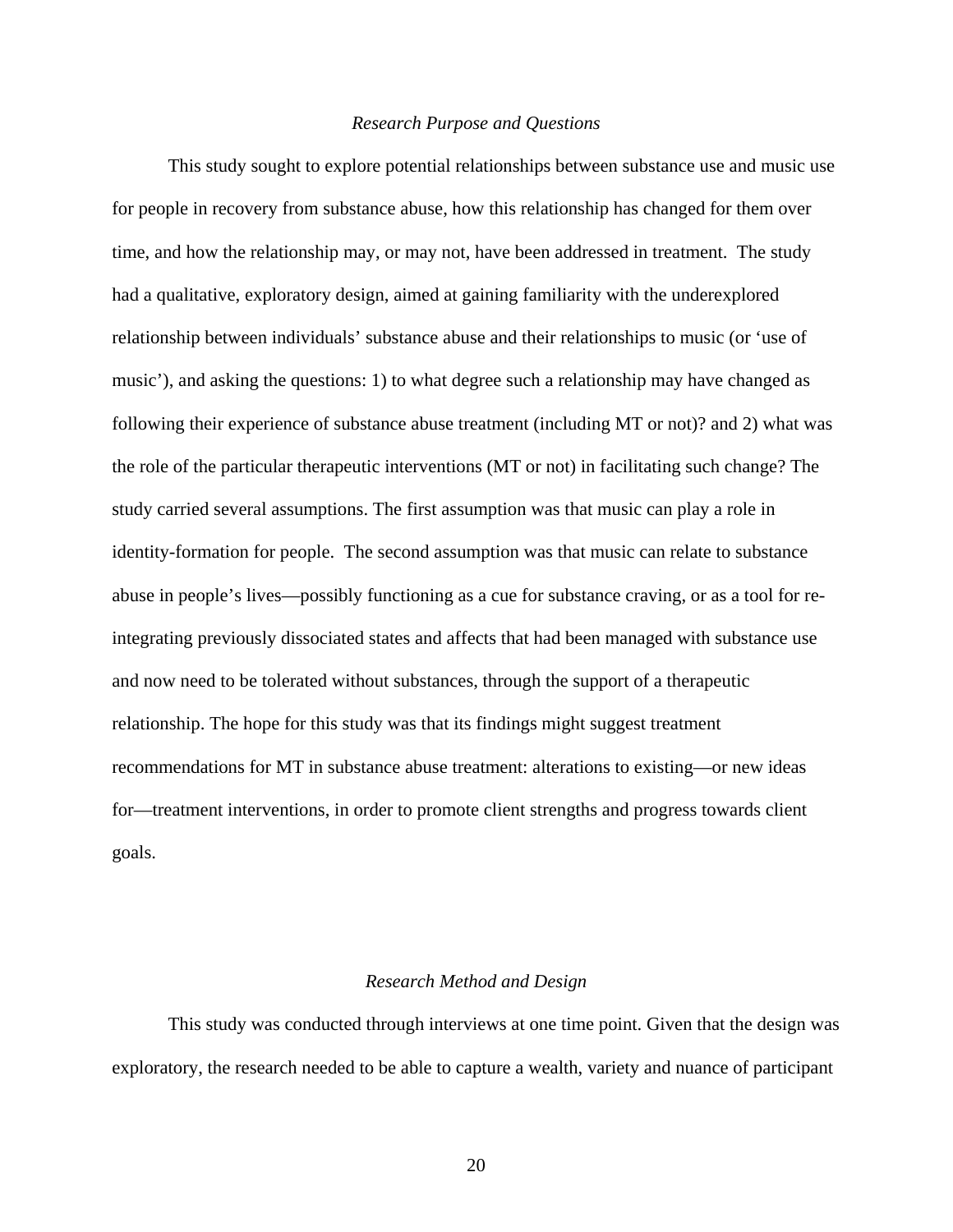### *Research Purpose and Questions*

This study sought to explore potential relationships between substance use and music use for people in recovery from substance abuse, how this relationship has changed for them over time, and how the relationship may, or may not, have been addressed in treatment. The study had a qualitative, exploratory design, aimed at gaining familiarity with the underexplored relationship between individuals' substance abuse and their relationships to music (or 'use of music'), and asking the questions: 1) to what degree such a relationship may have changed as following their experience of substance abuse treatment (including MT or not)? and 2) what was the role of the particular therapeutic interventions (MT or not) in facilitating such change? The study carried several assumptions. The first assumption was that music can play a role in identity-formation for people. The second assumption was that music can relate to substance abuse in people's lives—possibly functioning as a cue for substance craving, or as a tool for re-integrating previously dissociated states and affects that had been managed with substance use and now need to be tolerated without substances, through the support of a therapeutic relationship. The hope for this study was that its findings might suggest treatment recommendations for MT in substance abuse treatment: alterations to existing—or new ideas for—treatment interventions, in order to promote client strengths and progress towards client goals.

### *Research Method and Design*

This study was conducted through interviews at one time point. Given that the design was exploratory, the research needed to be able to capture a wealth, variety and nuance of participant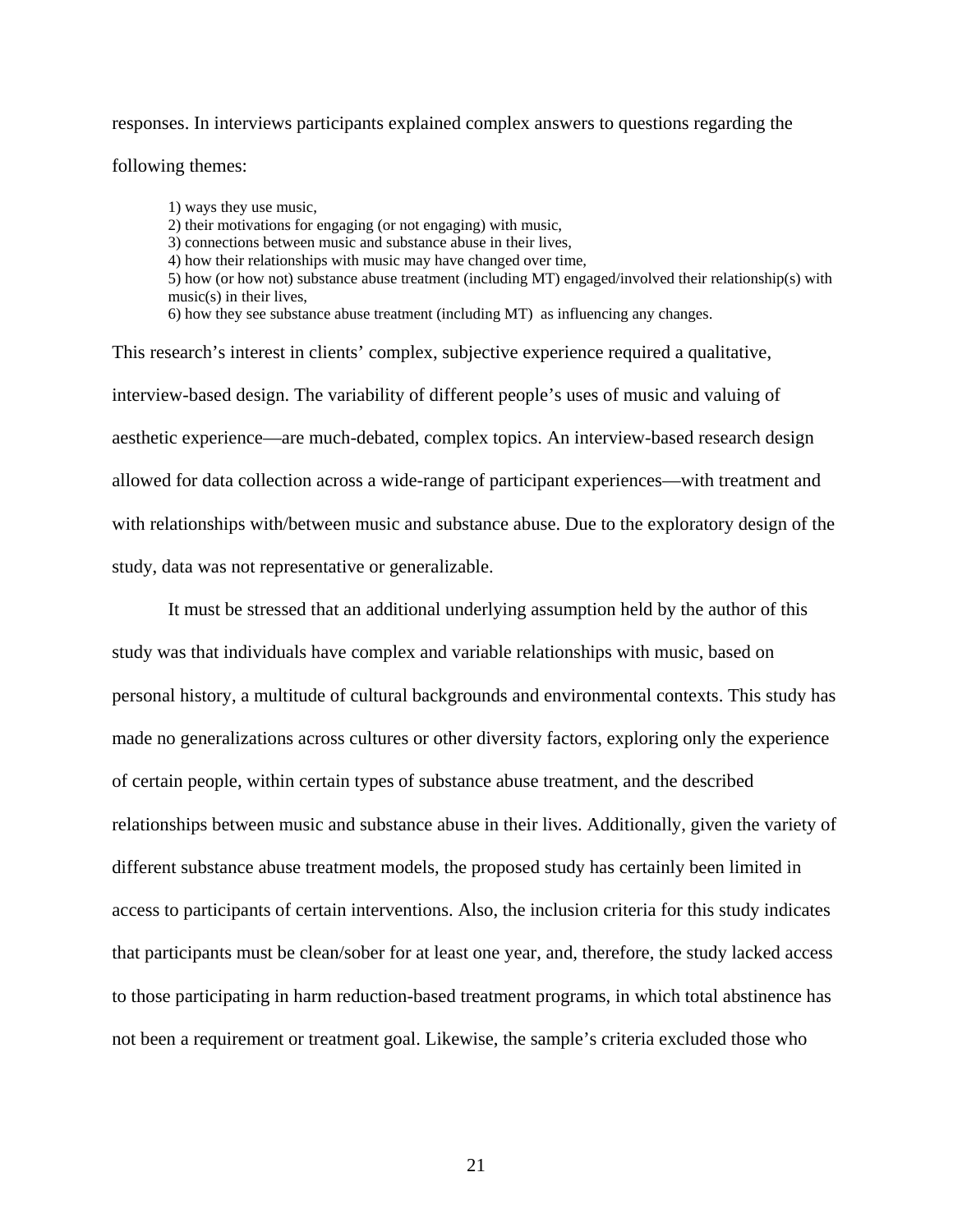responses. In interviews participants explained complex answers to questions regarding the following themes:

> 1) ways they use music,
> 2) their motivations for engaging (or not engaging) with music,
> 3) connections between music and substance abuse in their lives,
> 4) how their relationships with music may have changed over time,
> 5) how (or how not) substance abuse treatment (including MT) engaged/involved their relationship(s) with music(s) in their lives,
> 6) how they see substance abuse treatment (including MT) as influencing any changes.

This research's interest in clients' complex, subjective experience required a qualitative, interview-based design. The variability of different people's uses of music and valuing of aesthetic experience—are much-debated, complex topics. An interview-based research design allowed for data collection across a wide-range of participant experiences—with treatment and with relationships with/between music and substance abuse. Due to the exploratory design of the study, data was not representative or generalizable.

It must be stressed that an additional underlying assumption held by the author of this study was that individuals have complex and variable relationships with music, based on personal history, a multitude of cultural backgrounds and environmental contexts. This study has made no generalizations across cultures or other diversity factors, exploring only the experience of certain people, within certain types of substance abuse treatment, and the described relationships between music and substance abuse in their lives. Additionally, given the variety of different substance abuse treatment models, the proposed study has certainly been limited in access to participants of certain interventions. Also, the inclusion criteria for this study indicates that participants must be clean/sober for at least one year, and, therefore, the study lacked access to those participating in harm reduction-based treatment programs, in which total abstinence has not been a requirement or treatment goal. Likewise, the sample's criteria excluded those who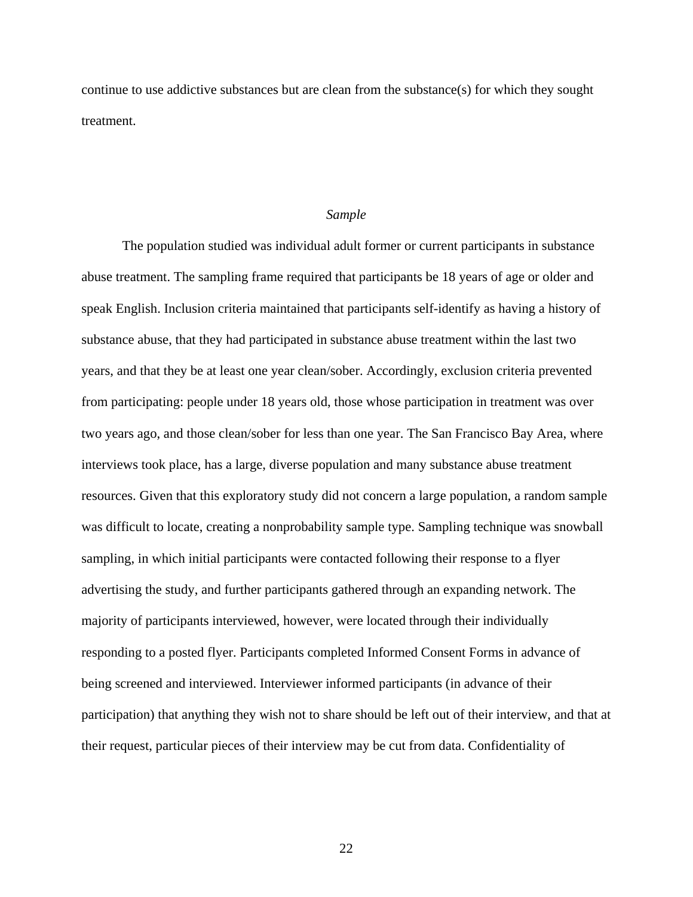continue to use addictive substances but are clean from the substance(s) for which they sought treatment.

### *Sample*

The population studied was individual adult former or current participants in substance abuse treatment. The sampling frame required that participants be 18 years of age or older and speak English. Inclusion criteria maintained that participants self-identify as having a history of substance abuse, that they had participated in substance abuse treatment within the last two years, and that they be at least one year clean/sober. Accordingly, exclusion criteria prevented from participating: people under 18 years old, those whose participation in treatment was over two years ago, and those clean/sober for less than one year. The San Francisco Bay Area, where interviews took place, has a large, diverse population and many substance abuse treatment resources. Given that this exploratory study did not concern a large population, a random sample was difficult to locate, creating a nonprobability sample type. Sampling technique was snowball sampling, in which initial participants were contacted following their response to a flyer advertising the study, and further participants gathered through an expanding network. The majority of participants interviewed, however, were located through their individually responding to a posted flyer. Participants completed Informed Consent Forms in advance of being screened and interviewed. Interviewer informed participants (in advance of their participation) that anything they wish not to share should be left out of their interview, and that at their request, particular pieces of their interview may be cut from data. Confidentiality of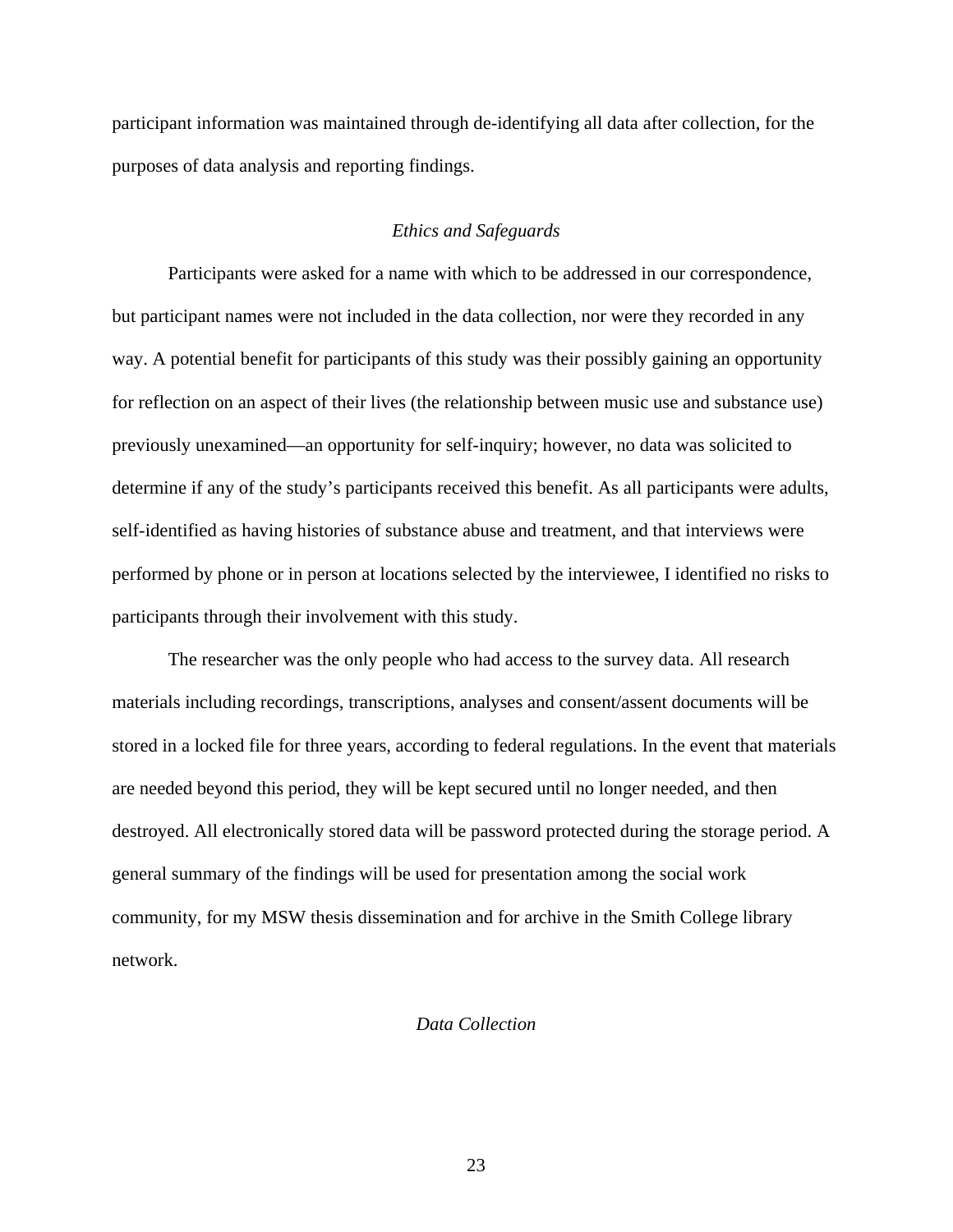participant information was maintained through de-identifying all data after collection, for the purposes of data analysis and reporting findings.

### *Ethics and Safeguards*

Participants were asked for a name with which to be addressed in our correspondence, but participant names were not included in the data collection, nor were they recorded in any way. A potential benefit for participants of this study was their possibly gaining an opportunity for reflection on an aspect of their lives (the relationship between music use and substance use) previously unexamined—an opportunity for self-inquiry; however, no data was solicited to determine if any of the study's participants received this benefit. As all participants were adults, self-identified as having histories of substance abuse and treatment, and that interviews were performed by phone or in person at locations selected by the interviewee, I identified no risks to participants through their involvement with this study.

The researcher was the only people who had access to the survey data. All research materials including recordings, transcriptions, analyses and consent/assent documents will be stored in a locked file for three years, according to federal regulations. In the event that materials are needed beyond this period, they will be kept secured until no longer needed, and then destroyed. All electronically stored data will be password protected during the storage period. A general summary of the findings will be used for presentation among the social work community, for my MSW thesis dissemination and for archive in the Smith College library network.

### *Data Collection*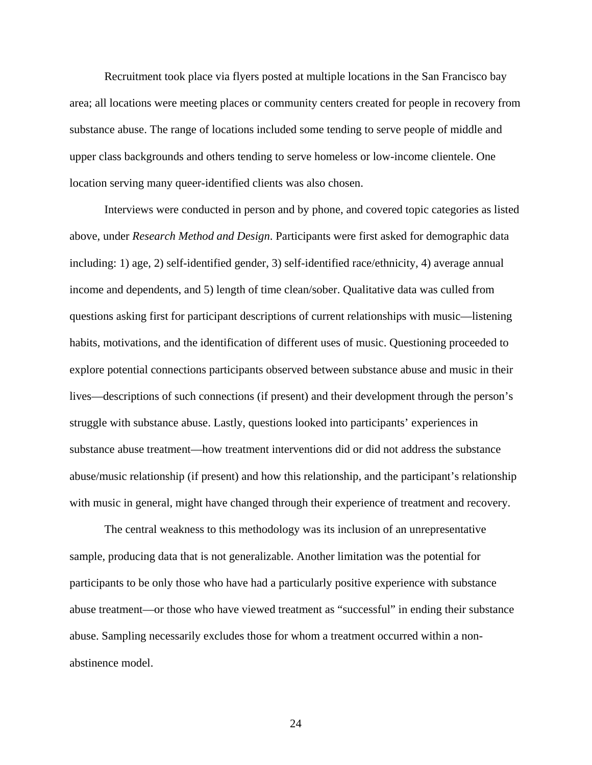Recruitment took place via flyers posted at multiple locations in the San Francisco bay area; all locations were meeting places or community centers created for people in recovery from substance abuse. The range of locations included some tending to serve people of middle and upper class backgrounds and others tending to serve homeless or low-income clientele. One location serving many queer-identified clients was also chosen.

Interviews were conducted in person and by phone, and covered topic categories as listed above, under *Research Method and Design*. Participants were first asked for demographic data including: 1) age, 2) self-identified gender, 3) self-identified race/ethnicity, 4) average annual income and dependents, and 5) length of time clean/sober. Qualitative data was culled from questions asking first for participant descriptions of current relationships with music—listening habits, motivations, and the identification of different uses of music. Questioning proceeded to explore potential connections participants observed between substance abuse and music in their lives—descriptions of such connections (if present) and their development through the person's struggle with substance abuse. Lastly, questions looked into participants' experiences in substance abuse treatment—how treatment interventions did or did not address the substance abuse/music relationship (if present) and how this relationship, and the participant's relationship with music in general, might have changed through their experience of treatment and recovery.

The central weakness to this methodology was its inclusion of an unrepresentative sample, producing data that is not generalizable. Another limitation was the potential for participants to be only those who have had a particularly positive experience with substance abuse treatment—or those who have viewed treatment as "successful" in ending their substance abuse. Sampling necessarily excludes those for whom a treatment occurred within a non-abstinence model.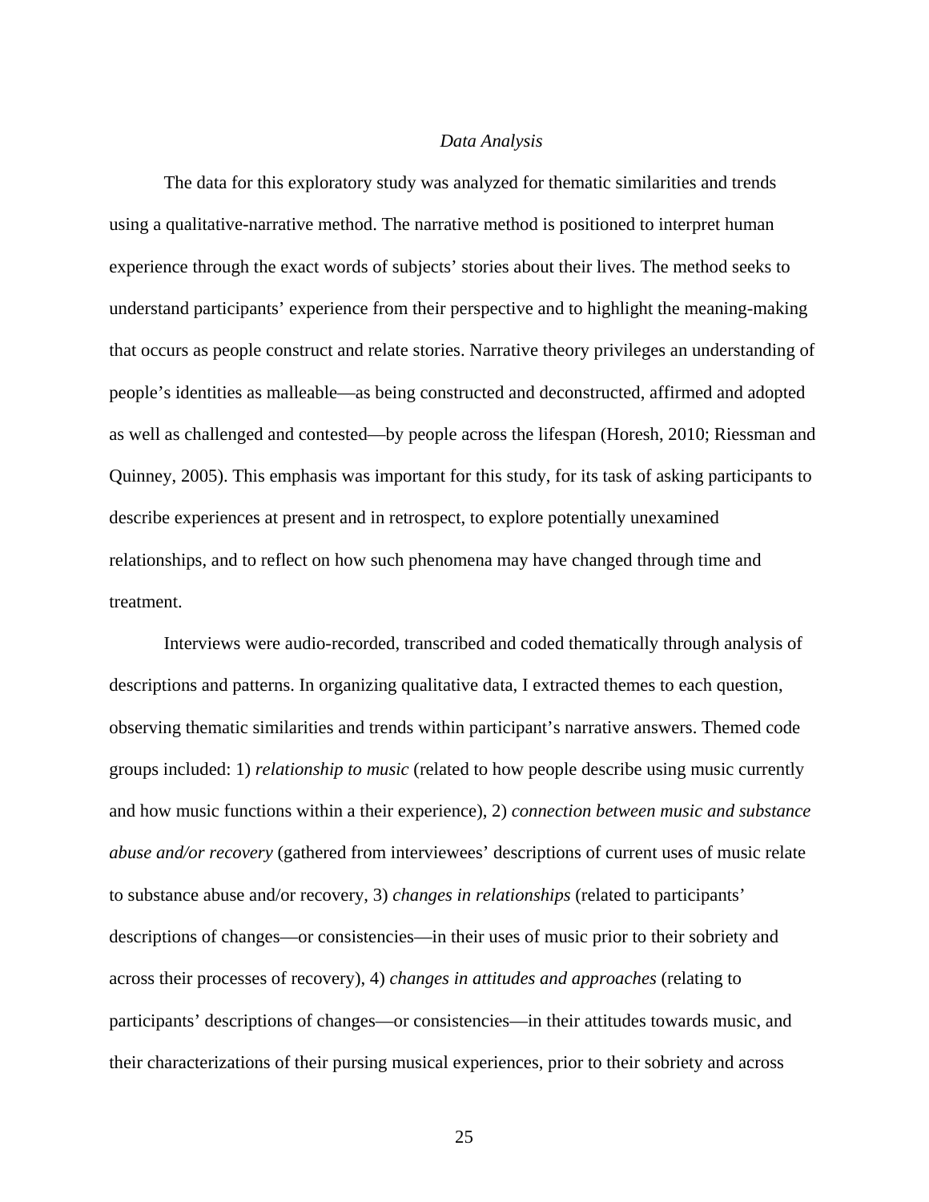### *Data Analysis*

The data for this exploratory study was analyzed for thematic similarities and trends using a qualitative-narrative method. The narrative method is positioned to interpret human experience through the exact words of subjects' stories about their lives. The method seeks to understand participants' experience from their perspective and to highlight the meaning-making that occurs as people construct and relate stories. Narrative theory privileges an understanding of people's identities as malleable—as being constructed and deconstructed, affirmed and adopted as well as challenged and contested—by people across the lifespan (Horesh, 2010; Riessman and Quinney, 2005). This emphasis was important for this study, for its task of asking participants to describe experiences at present and in retrospect, to explore potentially unexamined relationships, and to reflect on how such phenomena may have changed through time and treatment.

Interviews were audio-recorded, transcribed and coded thematically through analysis of descriptions and patterns. In organizing qualitative data, I extracted themes to each question, observing thematic similarities and trends within participant's narrative answers. Themed code groups included: 1) *relationship to music* (related to how people describe using music currently and how music functions within a their experience), 2) *connection between music and substance abuse and/or recovery* (gathered from interviewees' descriptions of current uses of music relate to substance abuse and/or recovery, 3) *changes in relationships* (related to participants' descriptions of changes—or consistencies—in their uses of music prior to their sobriety and across their processes of recovery), 4) *changes in attitudes and approaches* (relating to participants' descriptions of changes—or consistencies—in their attitudes towards music, and their characterizations of their pursing musical experiences, prior to their sobriety and across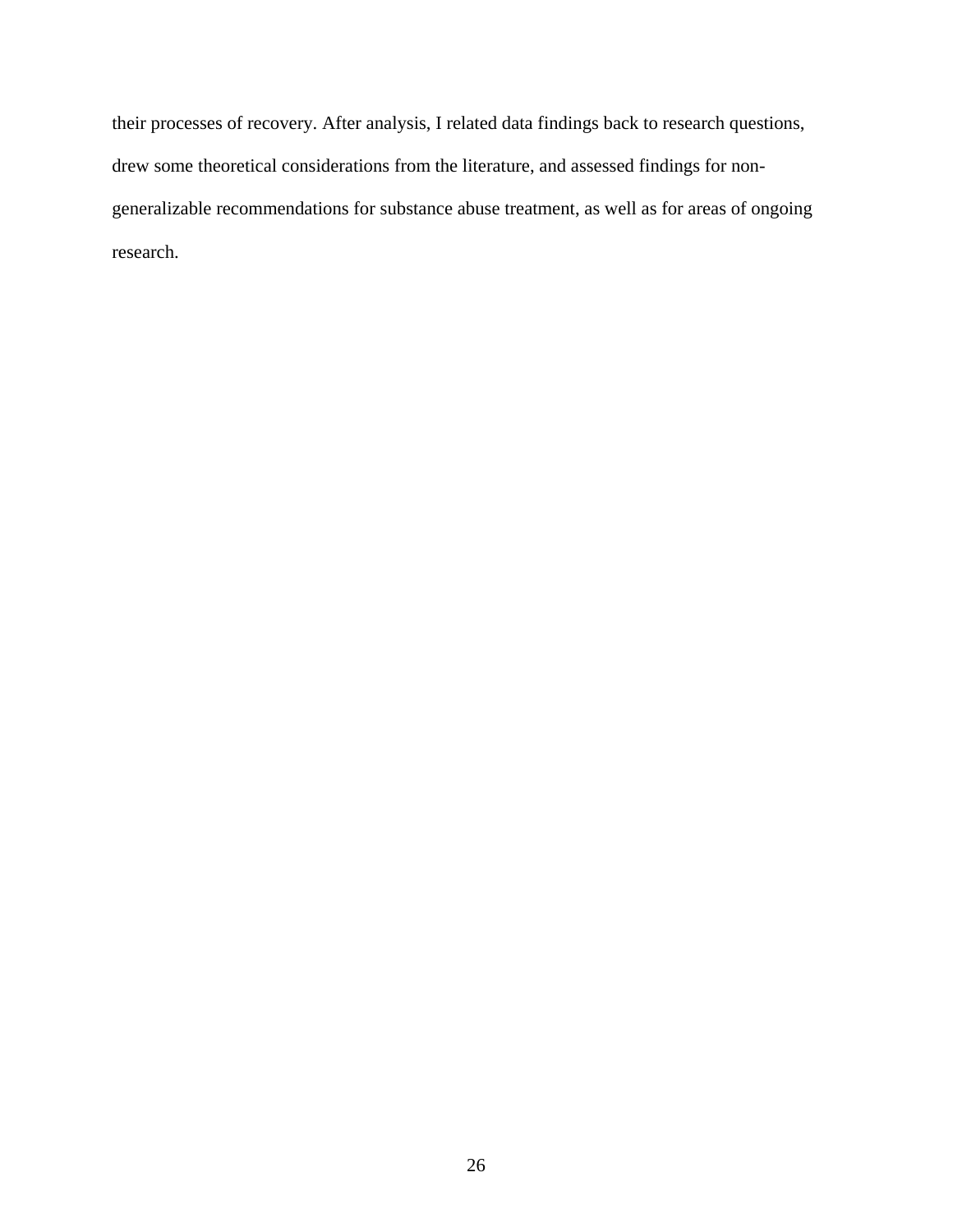their processes of recovery. After analysis, I related data findings back to research questions, drew some theoretical considerations from the literature, and assessed findings for non-generalizable recommendations for substance abuse treatment, as well as for areas of ongoing research.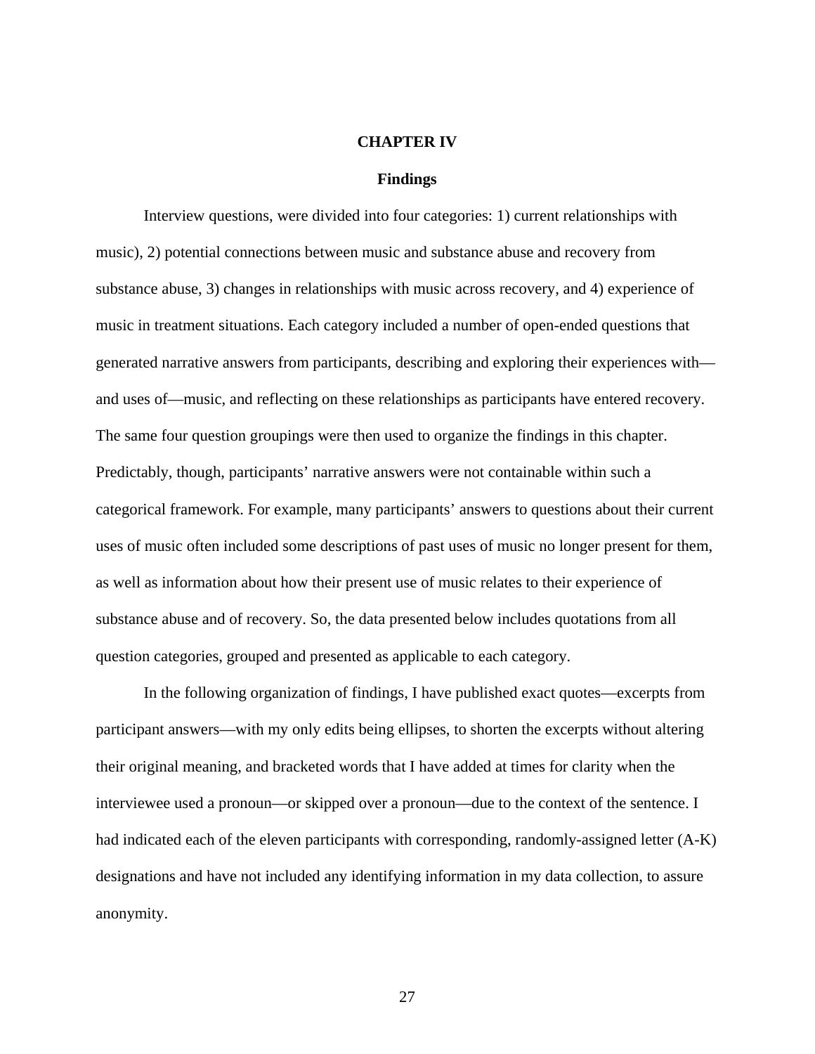# CHAPTER IV

## Findings

Interview questions, were divided into four categories: 1) current relationships with music), 2) potential connections between music and substance abuse and recovery from substance abuse, 3) changes in relationships with music across recovery, and 4) experience of music in treatment situations. Each category included a number of open-ended questions that generated narrative answers from participants, describing and exploring their experiences with—and uses of—music, and reflecting on these relationships as participants have entered recovery. The same four question groupings were then used to organize the findings in this chapter. Predictably, though, participants' narrative answers were not containable within such a categorical framework. For example, many participants' answers to questions about their current uses of music often included some descriptions of past uses of music no longer present for them, as well as information about how their present use of music relates to their experience of substance abuse and of recovery. So, the data presented below includes quotations from all question categories, grouped and presented as applicable to each category.

In the following organization of findings, I have published exact quotes—excerpts from participant answers—with my only edits being ellipses, to shorten the excerpts without altering their original meaning, and bracketed words that I have added at times for clarity when the interviewee used a pronoun—or skipped over a pronoun—due to the context of the sentence. I had indicated each of the eleven participants with corresponding, randomly-assigned letter (A-K) designations and have not included any identifying information in my data collection, to assure anonymity.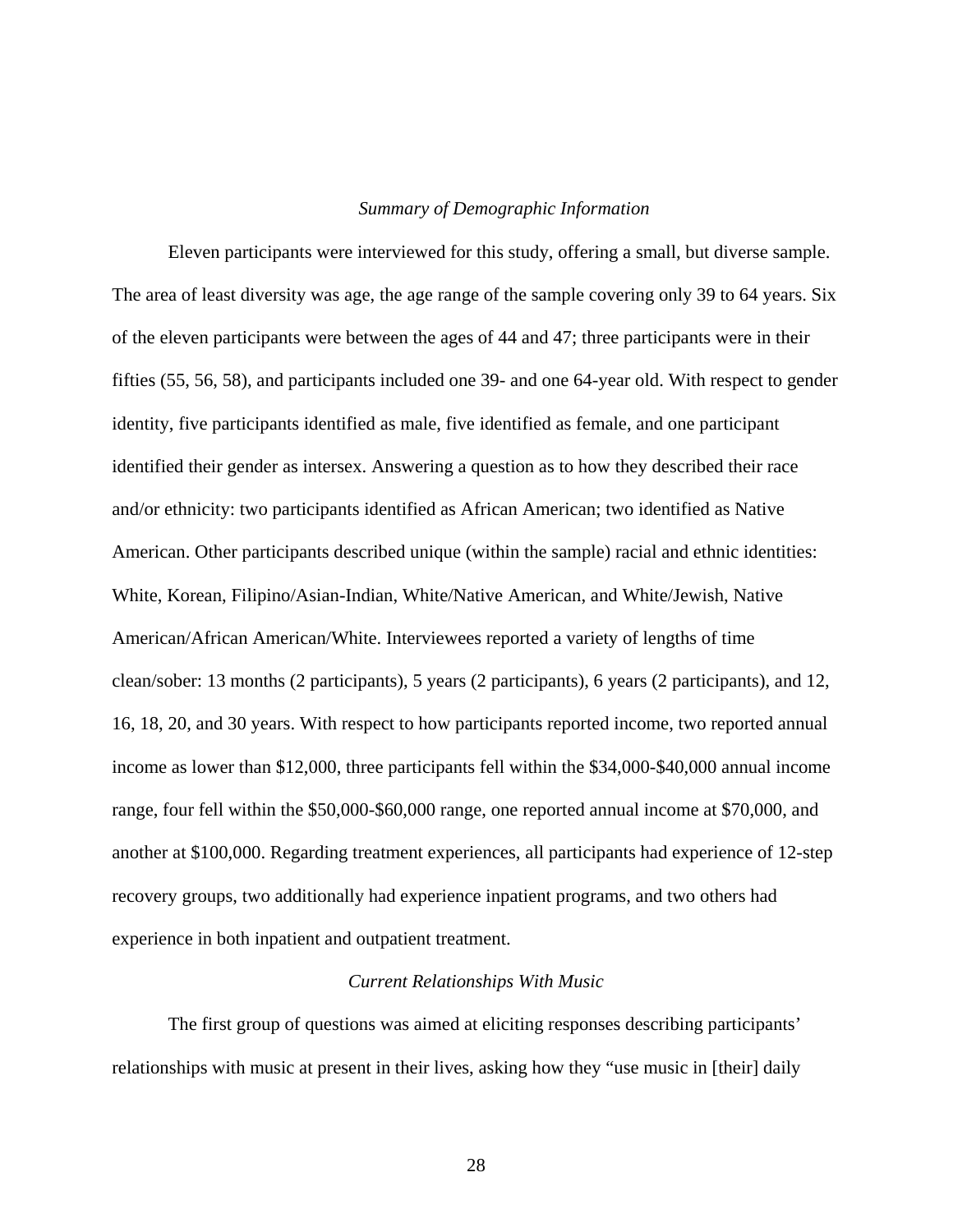### *Summary of Demographic Information*

Eleven participants were interviewed for this study, offering a small, but diverse sample. The area of least diversity was age, the age range of the sample covering only 39 to 64 years. Six of the eleven participants were between the ages of 44 and 47; three participants were in their fifties (55, 56, 58), and participants included one 39- and one 64-year old. With respect to gender identity, five participants identified as male, five identified as female, and one participant identified their gender as intersex. Answering a question as to how they described their race and/or ethnicity: two participants identified as African American; two identified as Native American. Other participants described unique (within the sample) racial and ethnic identities: White, Korean, Filipino/Asian-Indian, White/Native American, and White/Jewish, Native American/African American/White. Interviewees reported a variety of lengths of time clean/sober: 13 months (2 participants), 5 years (2 participants), 6 years (2 participants), and 12, 16, 18, 20, and 30 years. With respect to how participants reported income, two reported annual income as lower than $12,000, three participants fell within the $34,000-$40,000 annual income range, four fell within the $50,000-$60,000 range, one reported annual income at $70,000, and another at $100,000. Regarding treatment experiences, all participants had experience of 12-step recovery groups, two additionally had experience inpatient programs, and two others had experience in both inpatient and outpatient treatment.

### *Current Relationships With Music*

The first group of questions was aimed at eliciting responses describing participants' relationships with music at present in their lives, asking how they "use music in [their] daily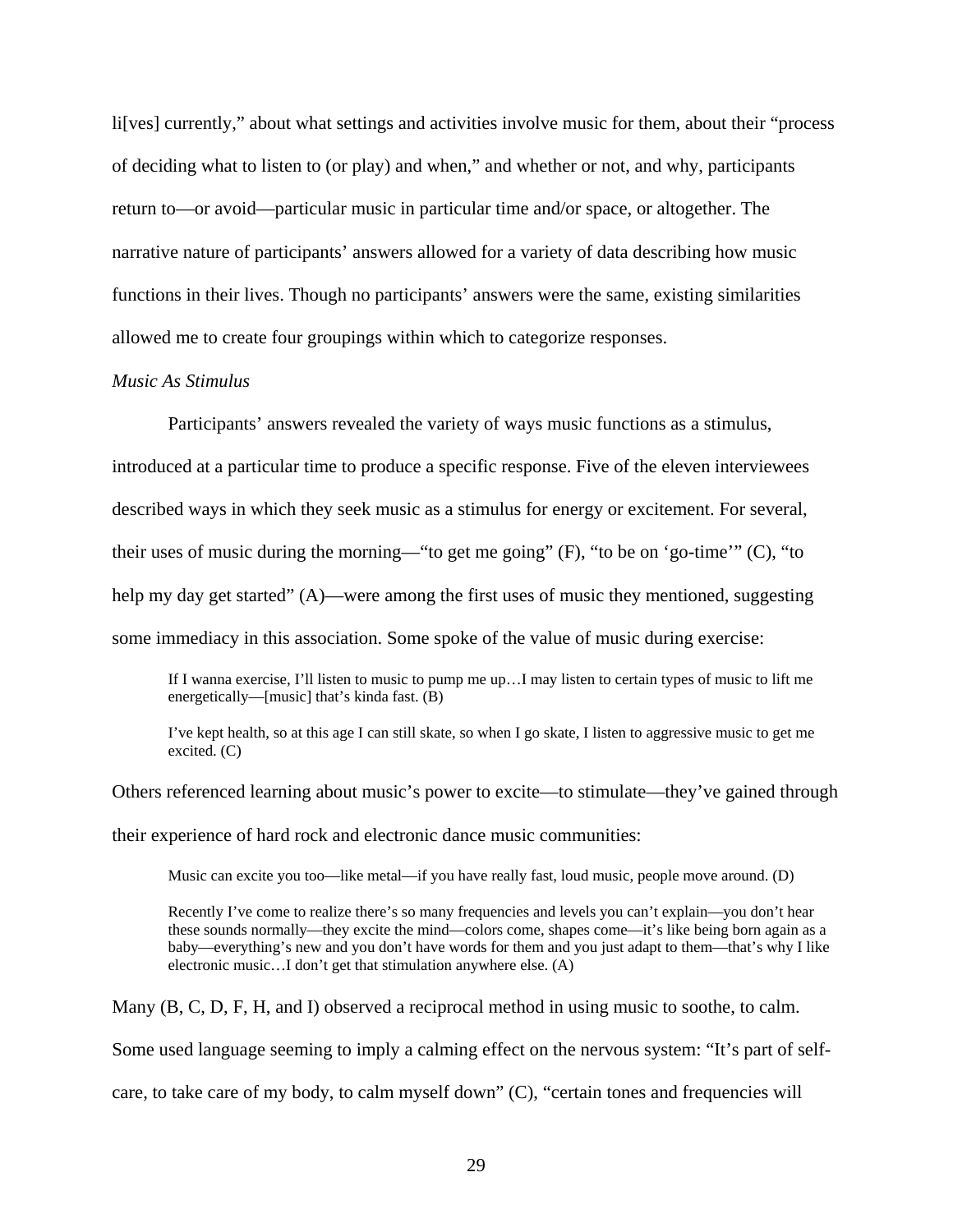li[ves] currently," about what settings and activities involve music for them, about their "process of deciding what to listen to (or play) and when," and whether or not, and why, participants return to—or avoid—particular music in particular time and/or space, or altogether. The narrative nature of participants' answers allowed for a variety of data describing how music functions in their lives. Though no participants' answers were the same, existing similarities allowed me to create four groupings within which to categorize responses.

*Music As Stimulus*

Participants' answers revealed the variety of ways music functions as a stimulus, introduced at a particular time to produce a specific response. Five of the eleven interviewees described ways in which they seek music as a stimulus for energy or excitement. For several, their uses of music during the morning—"to get me going" (F), "to be on 'go-time'" (C), "to help my day get started" (A)—were among the first uses of music they mentioned, suggesting some immediacy in this association. Some spoke of the value of music during exercise:

> If I wanna exercise, I'll listen to music to pump me up…I may listen to certain types of music to lift me energetically—[music] that's kinda fast. (B)

> I've kept health, so at this age I can still skate, so when I go skate, I listen to aggressive music to get me excited. (C)

Others referenced learning about music's power to excite—to stimulate—they've gained through their experience of hard rock and electronic dance music communities:

> Music can excite you too—like metal—if you have really fast, loud music, people move around. (D)

> Recently I've come to realize there's so many frequencies and levels you can't explain—you don't hear these sounds normally—they excite the mind—colors come, shapes come—it's like being born again as a baby—everything's new and you don't have words for them and you just adapt to them—that's why I like electronic music…I don't get that stimulation anywhere else. (A)

Many (B, C, D, F, H, and I) observed a reciprocal method in using music to soothe, to calm. Some used language seeming to imply a calming effect on the nervous system: "It's part of self-care, to take care of my body, to calm myself down" (C), "certain tones and frequencies will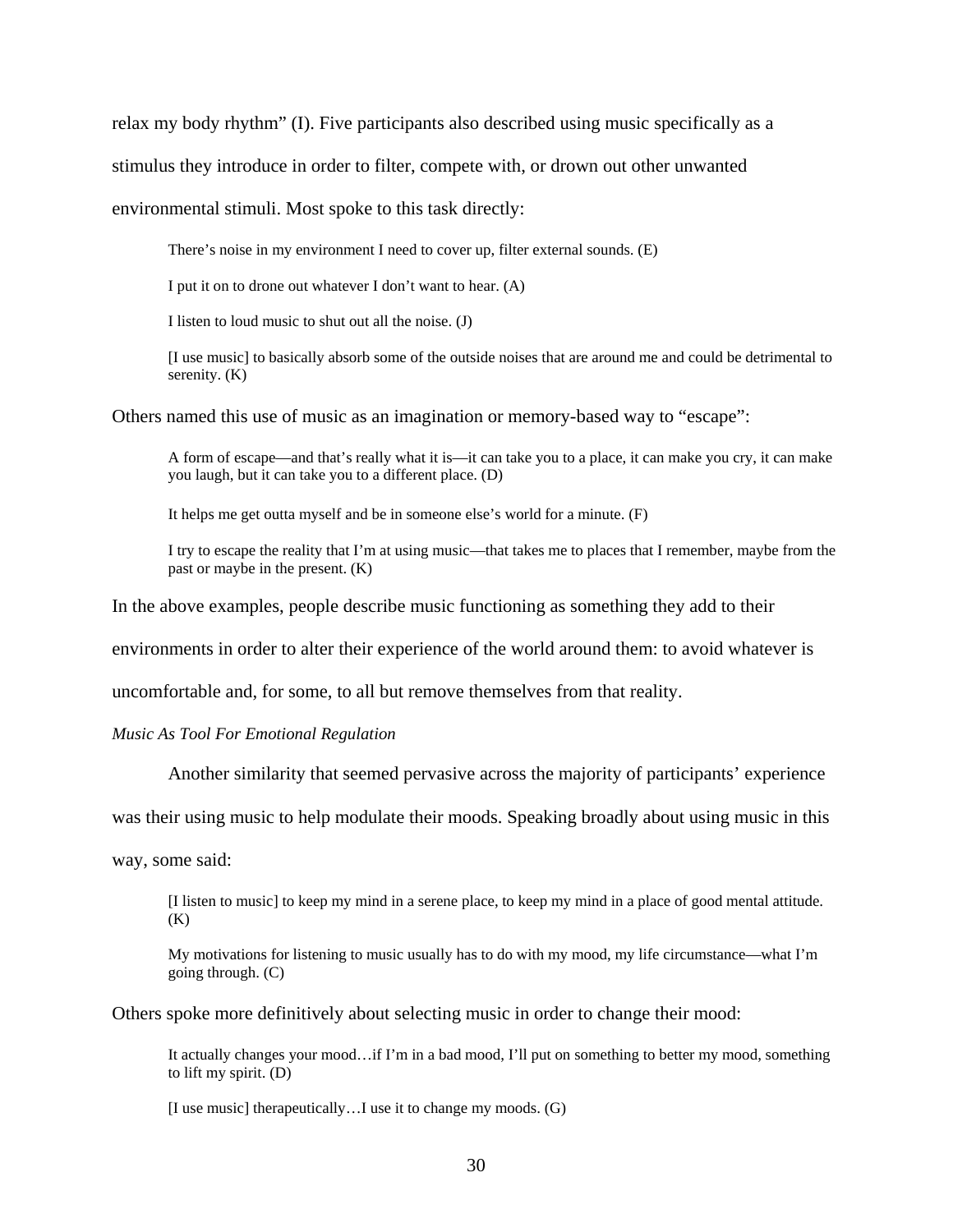relax my body rhythm" (I). Five participants also described using music specifically as a stimulus they introduce in order to filter, compete with, or drown out other unwanted environmental stimuli. Most spoke to this task directly:

> There's noise in my environment I need to cover up, filter external sounds. (E)
>
> I put it on to drone out whatever I don't want to hear. (A)
>
> I listen to loud music to shut out all the noise. (J)
>
> [I use music] to basically absorb some of the outside noises that are around me and could be detrimental to serenity. (K)

Others named this use of music as an imagination or memory-based way to "escape":

> A form of escape—and that's really what it is—it can take you to a place, it can make you cry, it can make you laugh, but it can take you to a different place. (D)
>
> It helps me get outta myself and be in someone else's world for a minute. (F)
>
> I try to escape the reality that I'm at using music—that takes me to places that I remember, maybe from the past or maybe in the present. (K)

In the above examples, people describe music functioning as something they add to their environments in order to alter their experience of the world around them: to avoid whatever is uncomfortable and, for some, to all but remove themselves from that reality.

*Music As Tool For Emotional Regulation*

Another similarity that seemed pervasive across the majority of participants' experience was their using music to help modulate their moods. Speaking broadly about using music in this way, some said:

> [I listen to music] to keep my mind in a serene place, to keep my mind in a place of good mental attitude. (K)
>
> My motivations for listening to music usually has to do with my mood, my life circumstance—what I'm going through. (C)

Others spoke more definitively about selecting music in order to change their mood:

> It actually changes your mood…if I'm in a bad mood, I'll put on something to better my mood, something to lift my spirit. (D)
>
> [I use music] therapeutically…I use it to change my moods. (G)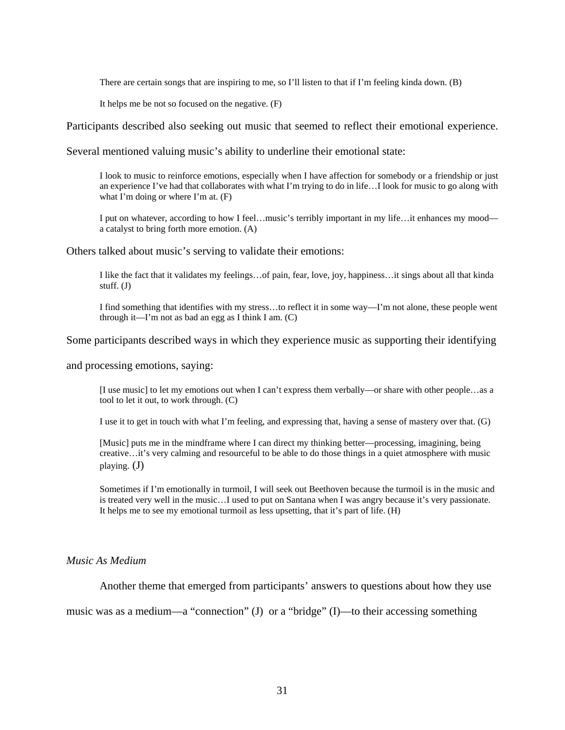> There are certain songs that are inspiring to me, so I'll listen to that if I'm feeling kinda down. (B)

> It helps me be not so focused on the negative. (F)

Participants described also seeking out music that seemed to reflect their emotional experience. Several mentioned valuing music's ability to underline their emotional state:

> I look to music to reinforce emotions, especially when I have affection for somebody or a friendship or just an experience I've had that collaborates with what I'm trying to do in life…I look for music to go along with what I'm doing or where I'm at. (F)

> I put on whatever, according to how I feel…music's terribly important in my life…it enhances my mood—a catalyst to bring forth more emotion. (A)

Others talked about music's serving to validate their emotions:

> I like the fact that it validates my feelings…of pain, fear, love, joy, happiness…it sings about all that kinda stuff. (J)

> I find something that identifies with my stress…to reflect it in some way—I'm not alone, these people went through it—I'm not as bad an egg as I think I am. (C)

Some participants described ways in which they experience music as supporting their identifying and processing emotions, saying:

> [I use music] to let my emotions out when I can't express them verbally—or share with other people…as a tool to let it out, to work through. (C)

> I use it to get in touch with what I'm feeling, and expressing that, having a sense of mastery over that. (G)

> [Music] puts me in the mindframe where I can direct my thinking better—processing, imagining, being creative…it's very calming and resourceful to be able to do those things in a quiet atmosphere with music playing. (J)

> Sometimes if I'm emotionally in turmoil, I will seek out Beethoven because the turmoil is in the music and is treated very well in the music…I used to put on Santana when I was angry because it's very passionate. It helps me to see my emotional turmoil as less upsetting, that it's part of life. (H)

*Music As Medium*

Another theme that emerged from participants' answers to questions about how they use music was as a medium—a "connection" (J) or a "bridge" (I)—to their accessing something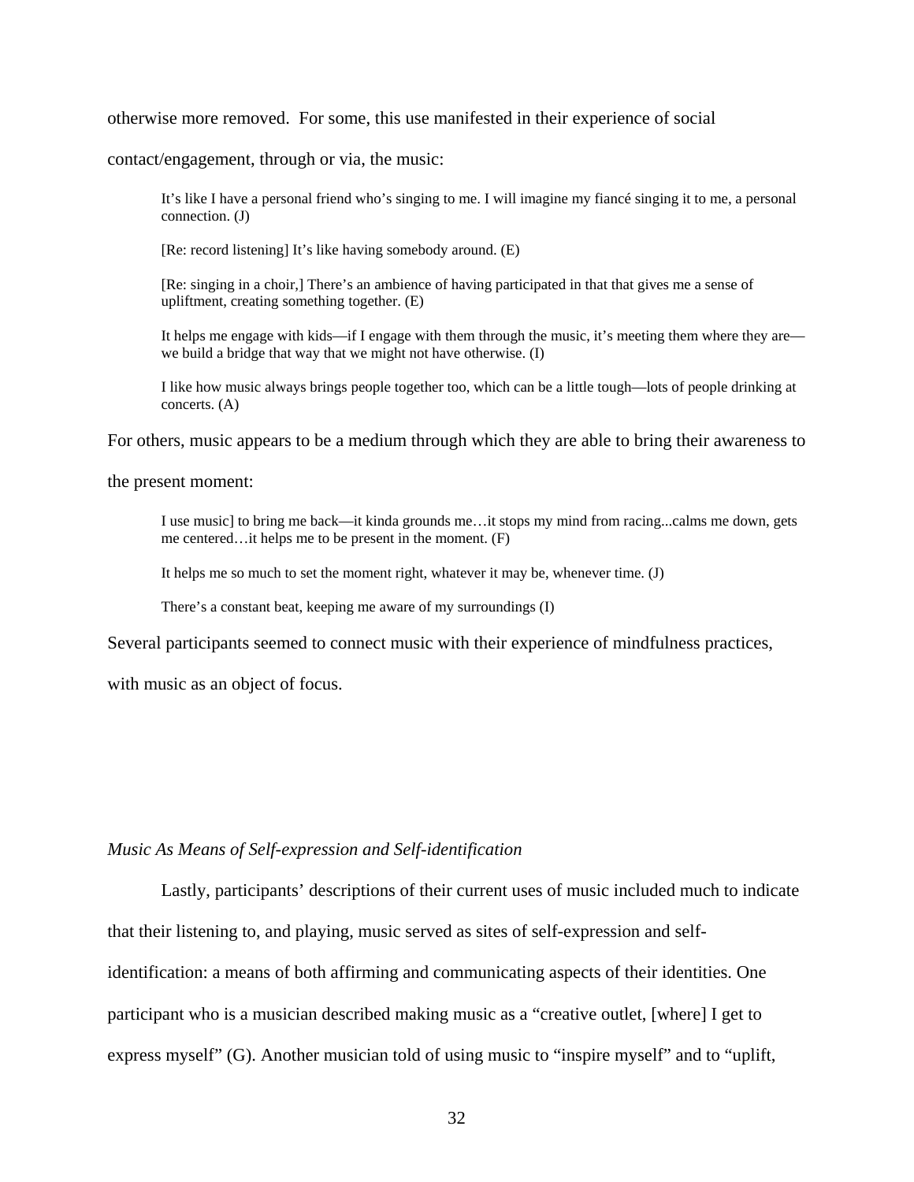otherwise more removed. For some, this use manifested in their experience of social contact/engagement, through or via, the music:

> It's like I have a personal friend who's singing to me. I will imagine my fiancé singing it to me, a personal connection. (J)
>
> [Re: record listening] It's like having somebody around. (E)
>
> [Re: singing in a choir,] There's an ambience of having participated in that that gives me a sense of upliftment, creating something together. (E)
>
> It helps me engage with kids—if I engage with them through the music, it's meeting them where they are—we build a bridge that way that we might not have otherwise. (I)
>
> I like how music always brings people together too, which can be a little tough—lots of people drinking at concerts. (A)

For others, music appears to be a medium through which they are able to bring their awareness to the present moment:

> I use music] to bring me back—it kinda grounds me…it stops my mind from racing...calms me down, gets me centered…it helps me to be present in the moment. (F)
>
> It helps me so much to set the moment right, whatever it may be, whenever time. (J)
>
> There's a constant beat, keeping me aware of my surroundings (I)

Several participants seemed to connect music with their experience of mindfulness practices, with music as an object of focus.

*Music As Means of Self-expression and Self-identification*

Lastly, participants' descriptions of their current uses of music included much to indicate that their listening to, and playing, music served as sites of self-expression and self-identification: a means of both affirming and communicating aspects of their identities. One participant who is a musician described making music as a "creative outlet, [where] I get to express myself" (G). Another musician told of using music to "inspire myself" and to "uplift,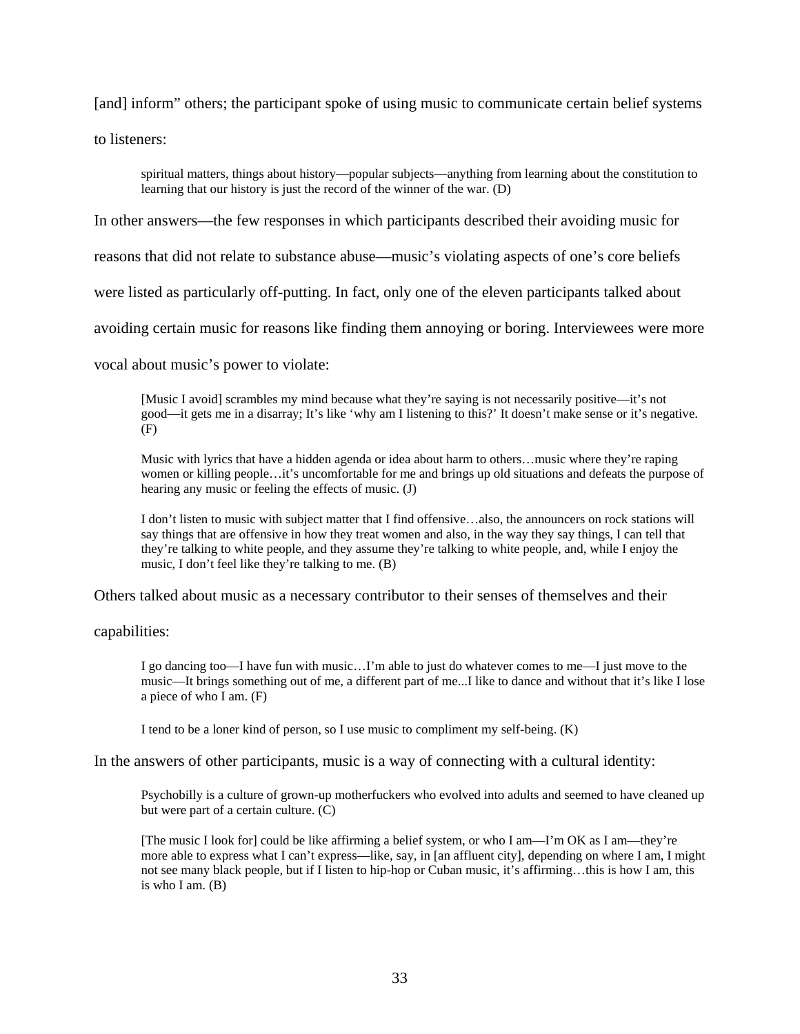[and] inform" others; the participant spoke of using music to communicate certain belief systems to listeners:

> spiritual matters, things about history—popular subjects—anything from learning about the constitution to learning that our history is just the record of the winner of the war. (D)

In other answers—the few responses in which participants described their avoiding music for reasons that did not relate to substance abuse—music's violating aspects of one's core beliefs were listed as particularly off-putting. In fact, only one of the eleven participants talked about avoiding certain music for reasons like finding them annoying or boring. Interviewees were more vocal about music's power to violate:

> [Music I avoid] scrambles my mind because what they're saying is not necessarily positive—it's not good—it gets me in a disarray; It's like 'why am I listening to this?' It doesn't make sense or it's negative. (F)

> Music with lyrics that have a hidden agenda or idea about harm to others…music where they're raping women or killing people…it's uncomfortable for me and brings up old situations and defeats the purpose of hearing any music or feeling the effects of music. (J)

> I don't listen to music with subject matter that I find offensive…also, the announcers on rock stations will say things that are offensive in how they treat women and also, in the way they say things, I can tell that they're talking to white people, and they assume they're talking to white people, and, while I enjoy the music, I don't feel like they're talking to me. (B)

Others talked about music as a necessary contributor to their senses of themselves and their capabilities:

> I go dancing too—I have fun with music…I'm able to just do whatever comes to me—I just move to the music—It brings something out of me, a different part of me...I like to dance and without that it's like I lose a piece of who I am. (F)

> I tend to be a loner kind of person, so I use music to compliment my self-being. (K)

In the answers of other participants, music is a way of connecting with a cultural identity:

> Psychobilly is a culture of grown-up motherfuckers who evolved into adults and seemed to have cleaned up but were part of a certain culture. (C)

> [The music I look for] could be like affirming a belief system, or who I am—I'm OK as I am—they're more able to express what I can't express—like, say, in [an affluent city], depending on where I am, I might not see many black people, but if I listen to hip-hop or Cuban music, it's affirming…this is how I am, this is who I am. (B)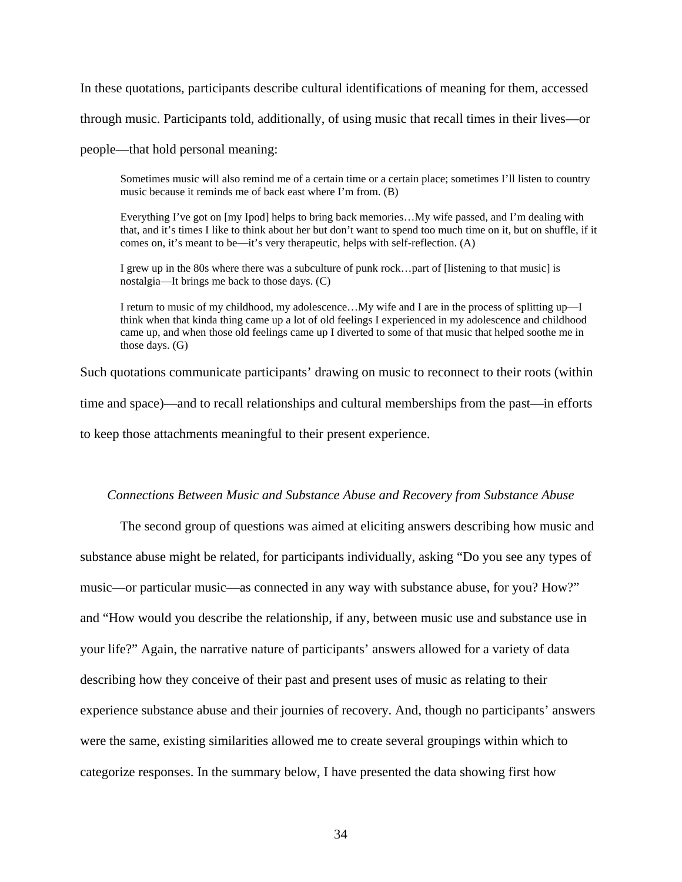In these quotations, participants describe cultural identifications of meaning for them, accessed through music. Participants told, additionally, of using music that recall times in their lives—or people—that hold personal meaning:

> Sometimes music will also remind me of a certain time or a certain place; sometimes I'll listen to country music because it reminds me of back east where I'm from. (B)
>
> Everything I've got on [my Ipod] helps to bring back memories…My wife passed, and I'm dealing with that, and it's times I like to think about her but don't want to spend too much time on it, but on shuffle, if it comes on, it's meant to be—it's very therapeutic, helps with self-reflection. (A)
>
> I grew up in the 80s where there was a subculture of punk rock…part of [listening to that music] is nostalgia—It brings me back to those days. (C)
>
> I return to music of my childhood, my adolescence…My wife and I are in the process of splitting up—I think when that kinda thing came up a lot of old feelings I experienced in my adolescence and childhood came up, and when those old feelings came up I diverted to some of that music that helped soothe me in those days. (G)

Such quotations communicate participants' drawing on music to reconnect to their roots (within time and space)—and to recall relationships and cultural memberships from the past—in efforts to keep those attachments meaningful to their present experience.

*Connections Between Music and Substance Abuse and Recovery from Substance Abuse*

The second group of questions was aimed at eliciting answers describing how music and substance abuse might be related, for participants individually, asking "Do you see any types of music—or particular music—as connected in any way with substance abuse, for you? How?" and "How would you describe the relationship, if any, between music use and substance use in your life?" Again, the narrative nature of participants' answers allowed for a variety of data describing how they conceive of their past and present uses of music as relating to their experience substance abuse and their journies of recovery. And, though no participants' answers were the same, existing similarities allowed me to create several groupings within which to categorize responses. In the summary below, I have presented the data showing first how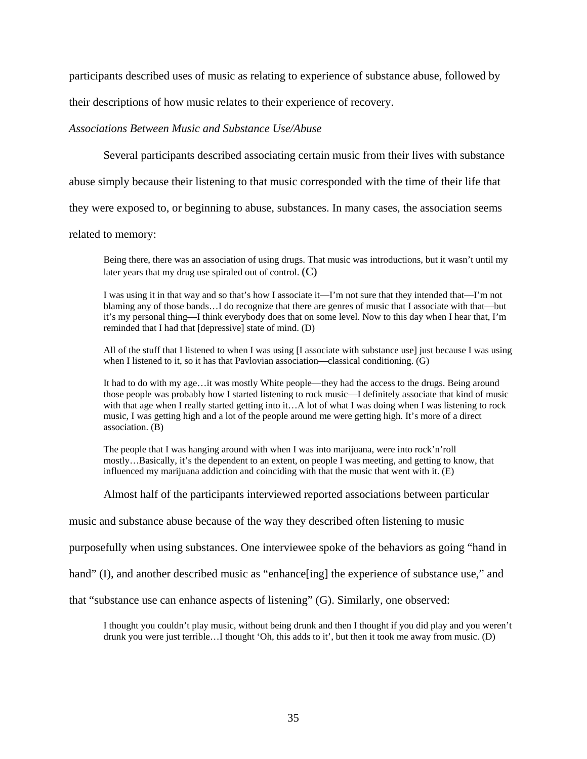participants described uses of music as relating to experience of substance abuse, followed by their descriptions of how music relates to their experience of recovery.

*Associations Between Music and Substance Use/Abuse*

Several participants described associating certain music from their lives with substance abuse simply because their listening to that music corresponded with the time of their life that they were exposed to, or beginning to abuse, substances. In many cases, the association seems related to memory:

> Being there, there was an association of using drugs. That music was introductions, but it wasn't until my later years that my drug use spiraled out of control. (C)

> I was using it in that way and so that's how I associate it—I'm not sure that they intended that—I'm not blaming any of those bands…I do recognize that there are genres of music that I associate with that—but it's my personal thing—I think everybody does that on some level. Now to this day when I hear that, I'm reminded that I had that [depressive] state of mind. (D)

> All of the stuff that I listened to when I was using [I associate with substance use] just because I was using when I listened to it, so it has that Pavlovian association—classical conditioning. (G)

> It had to do with my age…it was mostly White people—they had the access to the drugs. Being around those people was probably how I started listening to rock music—I definitely associate that kind of music with that age when I really started getting into it…A lot of what I was doing when I was listening to rock music, I was getting high and a lot of the people around me were getting high. It's more of a direct association. (B)

> The people that I was hanging around with when I was into marijuana, were into rock'n'roll mostly…Basically, it's the dependent to an extent, on people I was meeting, and getting to know, that influenced my marijuana addiction and coinciding with that the music that went with it. (E)

Almost half of the participants interviewed reported associations between particular music and substance abuse because of the way they described often listening to music purposefully when using substances. One interviewee spoke of the behaviors as going "hand in hand" (I), and another described music as "enhance[ing] the experience of substance use," and that "substance use can enhance aspects of listening" (G). Similarly, one observed:

> I thought you couldn't play music, without being drunk and then I thought if you did play and you weren't drunk you were just terrible…I thought 'Oh, this adds to it', but then it took me away from music. (D)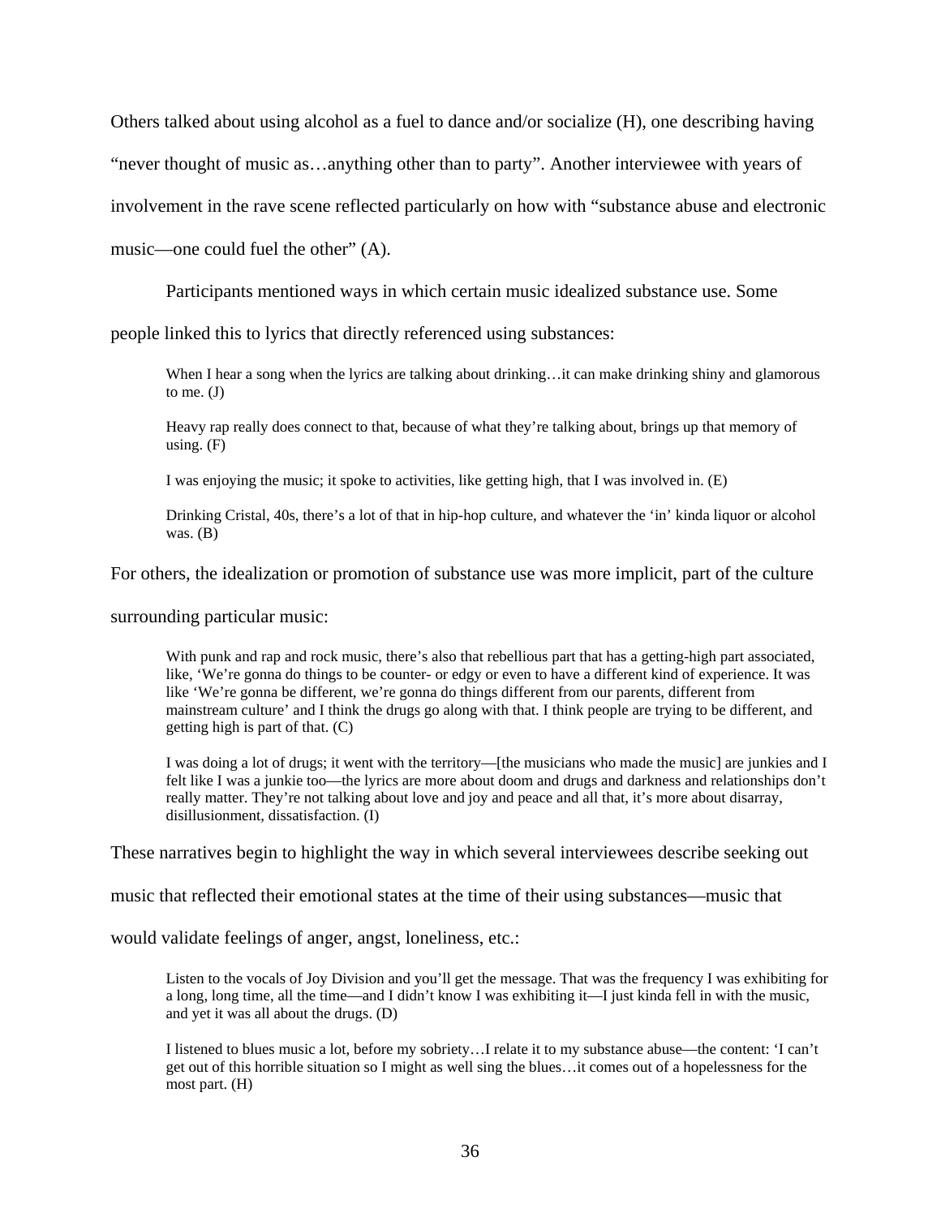Others talked about using alcohol as a fuel to dance and/or socialize (H), one describing having "never thought of music as…anything other than to party". Another interviewee with years of involvement in the rave scene reflected particularly on how with "substance abuse and electronic music—one could fuel the other" (A).

Participants mentioned ways in which certain music idealized substance use. Some people linked this to lyrics that directly referenced using substances:

> When I hear a song when the lyrics are talking about drinking…it can make drinking shiny and glamorous to me. (J)
>
> Heavy rap really does connect to that, because of what they're talking about, brings up that memory of using. (F)
>
> I was enjoying the music; it spoke to activities, like getting high, that I was involved in. (E)
>
> Drinking Cristal, 40s, there's a lot of that in hip-hop culture, and whatever the 'in' kinda liquor or alcohol was. (B)

For others, the idealization or promotion of substance use was more implicit, part of the culture surrounding particular music:

> With punk and rap and rock music, there's also that rebellious part that has a getting-high part associated, like, 'We're gonna do things to be counter- or edgy or even to have a different kind of experience. It was like 'We're gonna be different, we're gonna do things different from our parents, different from mainstream culture' and I think the drugs go along with that. I think people are trying to be different, and getting high is part of that. (C)
>
> I was doing a lot of drugs; it went with the territory—[the musicians who made the music] are junkies and I felt like I was a junkie too—the lyrics are more about doom and drugs and darkness and relationships don't really matter. They're not talking about love and joy and peace and all that, it's more about disarray, disillusionment, dissatisfaction. (I)

These narratives begin to highlight the way in which several interviewees describe seeking out music that reflected their emotional states at the time of their using substances—music that would validate feelings of anger, angst, loneliness, etc.:

> Listen to the vocals of Joy Division and you'll get the message. That was the frequency I was exhibiting for a long, long time, all the time—and I didn't know I was exhibiting it—I just kinda fell in with the music, and yet it was all about the drugs. (D)
>
> I listened to blues music a lot, before my sobriety…I relate it to my substance abuse—the content: 'I can't get out of this horrible situation so I might as well sing the blues…it comes out of a hopelessness for the most part. (H)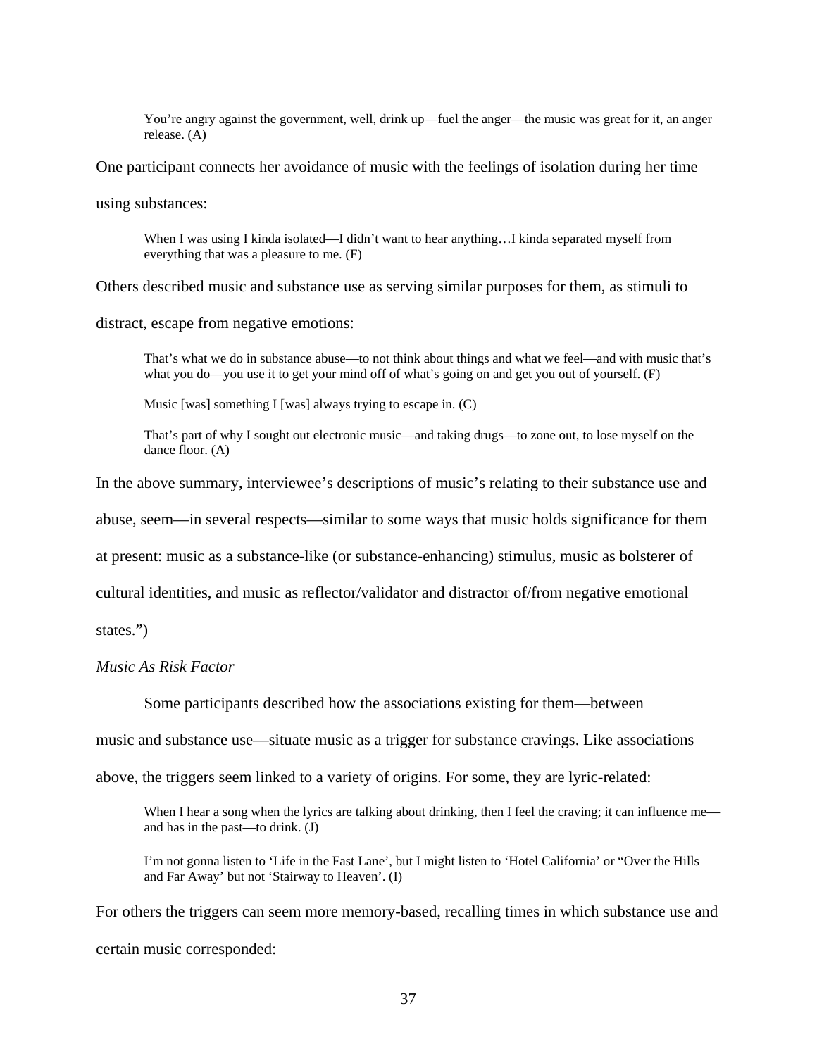> You're angry against the government, well, drink up—fuel the anger—the music was great for it, an anger release. (A)

One participant connects her avoidance of music with the feelings of isolation during her time using substances:

> When I was using I kinda isolated—I didn't want to hear anything…I kinda separated myself from everything that was a pleasure to me. (F)

Others described music and substance use as serving similar purposes for them, as stimuli to distract, escape from negative emotions:

> That's what we do in substance abuse—to not think about things and what we feel—and with music that's what you do—you use it to get your mind off of what's going on and get you out of yourself. (F)
>
> Music [was] something I [was] always trying to escape in. (C)
>
> That's part of why I sought out electronic music—and taking drugs—to zone out, to lose myself on the dance floor. (A)

In the above summary, interviewee's descriptions of music's relating to their substance use and abuse, seem—in several respects—similar to some ways that music holds significance for them at present: music as a substance-like (or substance-enhancing) stimulus, music as bolsterer of cultural identities, and music as reflector/validator and distractor of/from negative emotional states.")

*Music As Risk Factor*

Some participants described how the associations existing for them—between music and substance use—situate music as a trigger for substance cravings. Like associations above, the triggers seem linked to a variety of origins. For some, they are lyric-related:

> When I hear a song when the lyrics are talking about drinking, then I feel the craving; it can influence me—and has in the past—to drink. (J)
>
> I'm not gonna listen to 'Life in the Fast Lane', but I might listen to 'Hotel California' or "Over the Hills and Far Away' but not 'Stairway to Heaven'. (I)

For others the triggers can seem more memory-based, recalling times in which substance use and certain music corresponded: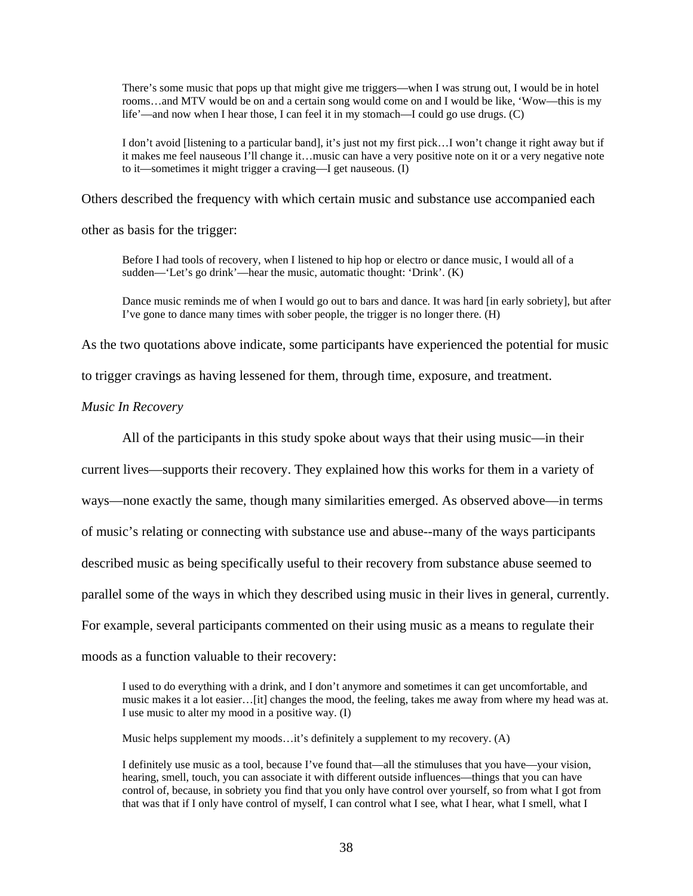> There's some music that pops up that might give me triggers—when I was strung out, I would be in hotel rooms…and MTV would be on and a certain song would come on and I would be like, 'Wow—this is my life'—and now when I hear those, I can feel it in my stomach—I could go use drugs. (C)

> I don't avoid [listening to a particular band], it's just not my first pick…I won't change it right away but if it makes me feel nauseous I'll change it…music can have a very positive note on it or a very negative note to it—sometimes it might trigger a craving—I get nauseous. (I)

Others described the frequency with which certain music and substance use accompanied each other as basis for the trigger:

> Before I had tools of recovery, when I listened to hip hop or electro or dance music, I would all of a sudden—'Let's go drink'—hear the music, automatic thought: 'Drink'. (K)

> Dance music reminds me of when I would go out to bars and dance. It was hard [in early sobriety], but after I've gone to dance many times with sober people, the trigger is no longer there. (H)

As the two quotations above indicate, some participants have experienced the potential for music to trigger cravings as having lessened for them, through time, exposure, and treatment.

*Music In Recovery*

All of the participants in this study spoke about ways that their using music—in their current lives—supports their recovery. They explained how this works for them in a variety of ways—none exactly the same, though many similarities emerged. As observed above—in terms of music's relating or connecting with substance use and abuse--many of the ways participants described music as being specifically useful to their recovery from substance abuse seemed to parallel some of the ways in which they described using music in their lives in general, currently. For example, several participants commented on their using music as a means to regulate their moods as a function valuable to their recovery:

> I used to do everything with a drink, and I don't anymore and sometimes it can get uncomfortable, and music makes it a lot easier…[it] changes the mood, the feeling, takes me away from where my head was at. I use music to alter my mood in a positive way. (I)

> Music helps supplement my moods…it's definitely a supplement to my recovery. (A)

> I definitely use music as a tool, because I've found that—all the stimuluses that you have—your vision, hearing, smell, touch, you can associate it with different outside influences—things that you can have control of, because, in sobriety you find that you only have control over yourself, so from what I got from that was that if I only have control of myself, I can control what I see, what I hear, what I smell, what I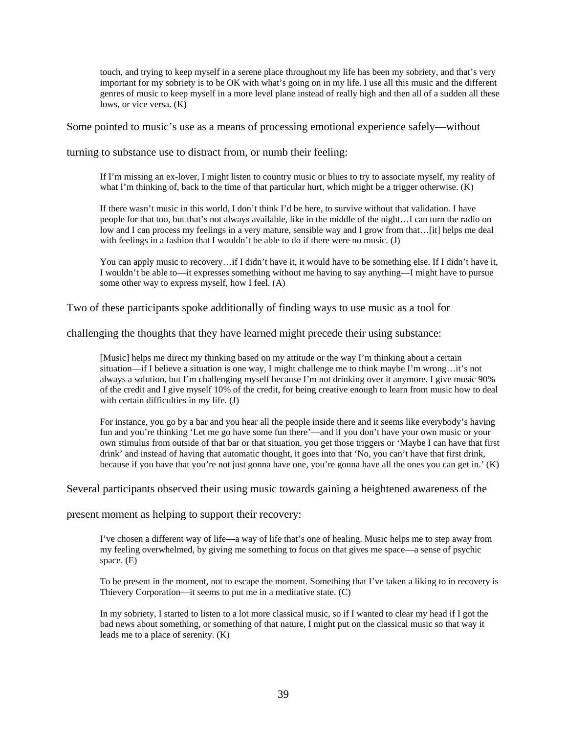> touch, and trying to keep myself in a serene place throughout my life has been my sobriety, and that's very important for my sobriety is to be OK with what's going on in my life. I use all this music and the different genres of music to keep myself in a more level plane instead of really high and then all of a sudden all these lows, or vice versa. (K)

Some pointed to music's use as a means of processing emotional experience safely—without turning to substance use to distract from, or numb their feeling:

> If I'm missing an ex-lover, I might listen to country music or blues to try to associate myself, my reality of what I'm thinking of, back to the time of that particular hurt, which might be a trigger otherwise. (K)

> If there wasn't music in this world, I don't think I'd be here, to survive without that validation. I have people for that too, but that's not always available, like in the middle of the night…I can turn the radio on low and I can process my feelings in a very mature, sensible way and I grow from that…[it] helps me deal with feelings in a fashion that I wouldn't be able to do if there were no music. (J)

> You can apply music to recovery…if I didn't have it, it would have to be something else. If I didn't have it, I wouldn't be able to—it expresses something without me having to say anything—I might have to pursue some other way to express myself, how I feel. (A)

Two of these participants spoke additionally of finding ways to use music as a tool for challenging the thoughts that they have learned might precede their using substance:

> [Music] helps me direct my thinking based on my attitude or the way I'm thinking about a certain situation—if I believe a situation is one way, I might challenge me to think maybe I'm wrong…it's not always a solution, but I'm challenging myself because I'm not drinking over it anymore. I give music 90% of the credit and I give myself 10% of the credit, for being creative enough to learn from music how to deal with certain difficulties in my life. (J)

> For instance, you go by a bar and you hear all the people inside there and it seems like everybody's having fun and you're thinking 'Let me go have some fun there'—and if you don't have your own music or your own stimulus from outside of that bar or that situation, you get those triggers or 'Maybe I can have that first drink' and instead of having that automatic thought, it goes into that 'No, you can't have that first drink, because if you have that you're not just gonna have one, you're gonna have all the ones you can get in.' (K)

Several participants observed their using music towards gaining a heightened awareness of the present moment as helping to support their recovery:

> I've chosen a different way of life—a way of life that's one of healing. Music helps me to step away from my feeling overwhelmed, by giving me something to focus on that gives me space—a sense of psychic space. (E)

> To be present in the moment, not to escape the moment. Something that I've taken a liking to in recovery is Thievery Corporation—it seems to put me in a meditative state. (C)

> In my sobriety, I started to listen to a lot more classical music, so if I wanted to clear my head if I got the bad news about something, or something of that nature, I might put on the classical music so that way it leads me to a place of serenity. (K)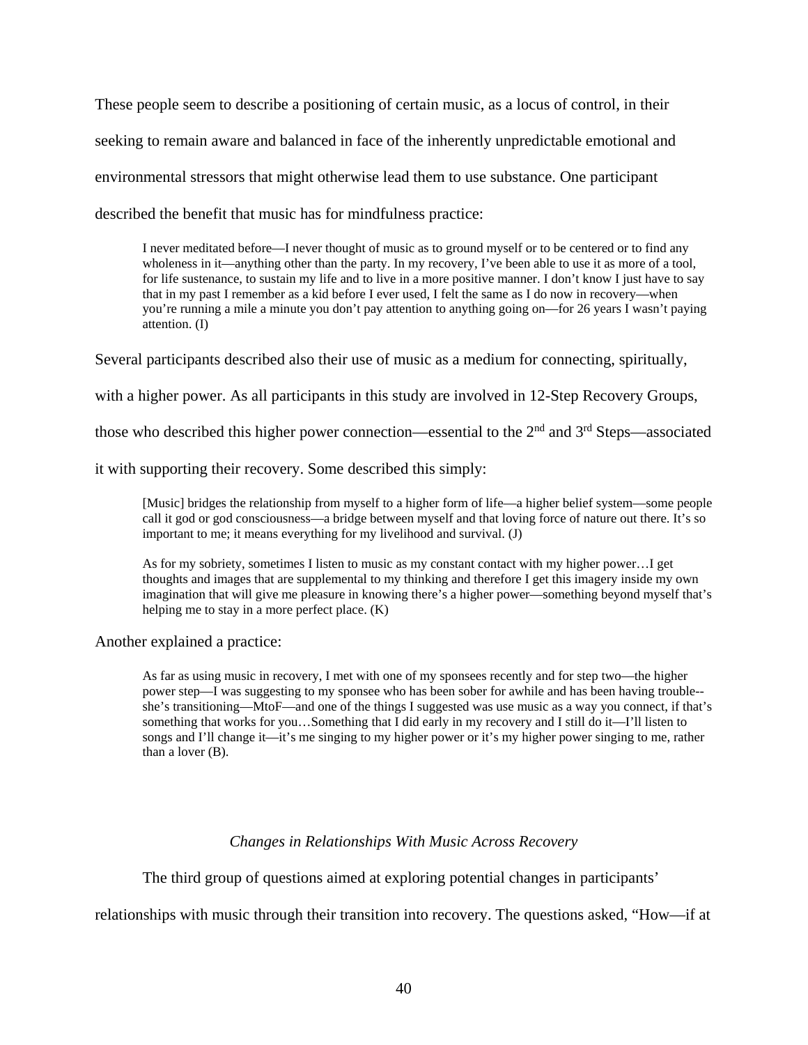These people seem to describe a positioning of certain music, as a locus of control, in their seeking to remain aware and balanced in face of the inherently unpredictable emotional and environmental stressors that might otherwise lead them to use substance. One participant described the benefit that music has for mindfulness practice:

> I never meditated before—I never thought of music as to ground myself or to be centered or to find any wholeness in it—anything other than the party. In my recovery, I've been able to use it as more of a tool, for life sustenance, to sustain my life and to live in a more positive manner. I don't know I just have to say that in my past I remember as a kid before I ever used, I felt the same as I do now in recovery—when you're running a mile a minute you don't pay attention to anything going on—for 26 years I wasn't paying attention. (I)

Several participants described also their use of music as a medium for connecting, spiritually, with a higher power. As all participants in this study are involved in 12-Step Recovery Groups, those who described this higher power connection—essential to the 2nd and 3rd Steps—associated it with supporting their recovery. Some described this simply:

> [Music] bridges the relationship from myself to a higher form of life—a higher belief system—some people call it god or god consciousness—a bridge between myself and that loving force of nature out there. It's so important to me; it means everything for my livelihood and survival. (J)

> As for my sobriety, sometimes I listen to music as my constant contact with my higher power…I get thoughts and images that are supplemental to my thinking and therefore I get this imagery inside my own imagination that will give me pleasure in knowing there's a higher power—something beyond myself that's helping me to stay in a more perfect place. (K)

Another explained a practice:

> As far as using music in recovery, I met with one of my sponsees recently and for step two—the higher power step—I was suggesting to my sponsee who has been sober for awhile and has been having trouble--she's transitioning—MtoF—and one of the things I suggested was use music as a way you connect, if that's something that works for you…Something that I did early in my recovery and I still do it—I'll listen to songs and I'll change it—it's me singing to my higher power or it's my higher power singing to me, rather than a lover (B).

### *Changes in Relationships With Music Across Recovery*

The third group of questions aimed at exploring potential changes in participants' relationships with music through their transition into recovery. The questions asked, "How—if at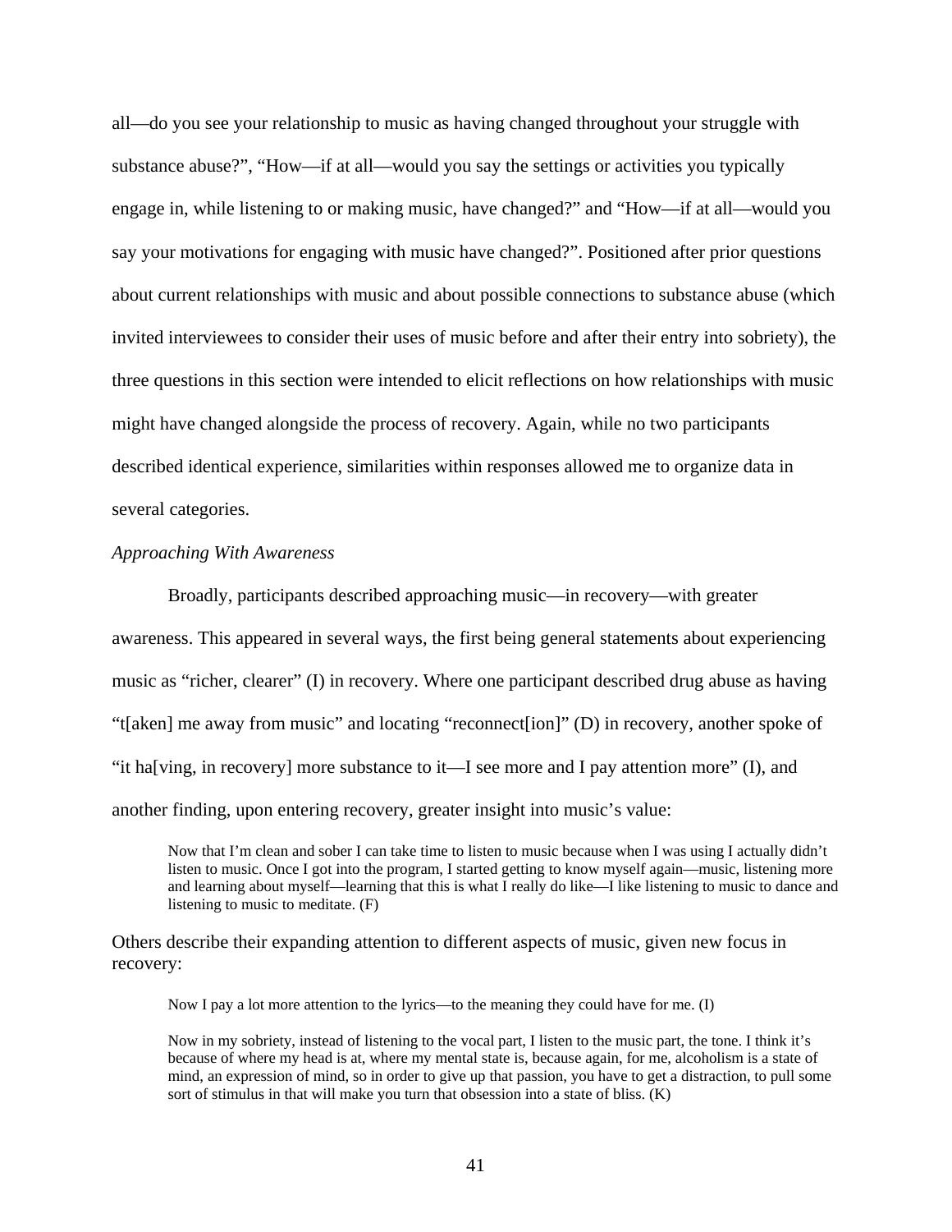all—do you see your relationship to music as having changed throughout your struggle with substance abuse?", "How—if at all—would you say the settings or activities you typically engage in, while listening to or making music, have changed?" and "How—if at all—would you say your motivations for engaging with music have changed?". Positioned after prior questions about current relationships with music and about possible connections to substance abuse (which invited interviewees to consider their uses of music before and after their entry into sobriety), the three questions in this section were intended to elicit reflections on how relationships with music might have changed alongside the process of recovery. Again, while no two participants described identical experience, similarities within responses allowed me to organize data in several categories.

*Approaching With Awareness*

Broadly, participants described approaching music—in recovery—with greater awareness. This appeared in several ways, the first being general statements about experiencing music as "richer, clearer" (I) in recovery. Where one participant described drug abuse as having "t[aken] me away from music" and locating "reconnect[ion]" (D) in recovery, another spoke of "it ha[ving, in recovery] more substance to it—I see more and I pay attention more" (I), and another finding, upon entering recovery, greater insight into music's value:

> Now that I'm clean and sober I can take time to listen to music because when I was using I actually didn't listen to music. Once I got into the program, I started getting to know myself again—music, listening more and learning about myself—learning that this is what I really do like—I like listening to music to dance and listening to music to meditate. (F)

Others describe their expanding attention to different aspects of music, given new focus in recovery:

> Now I pay a lot more attention to the lyrics—to the meaning they could have for me. (I)

> Now in my sobriety, instead of listening to the vocal part, I listen to the music part, the tone. I think it's because of where my head is at, where my mental state is, because again, for me, alcoholism is a state of mind, an expression of mind, so in order to give up that passion, you have to get a distraction, to pull some sort of stimulus in that will make you turn that obsession into a state of bliss. (K)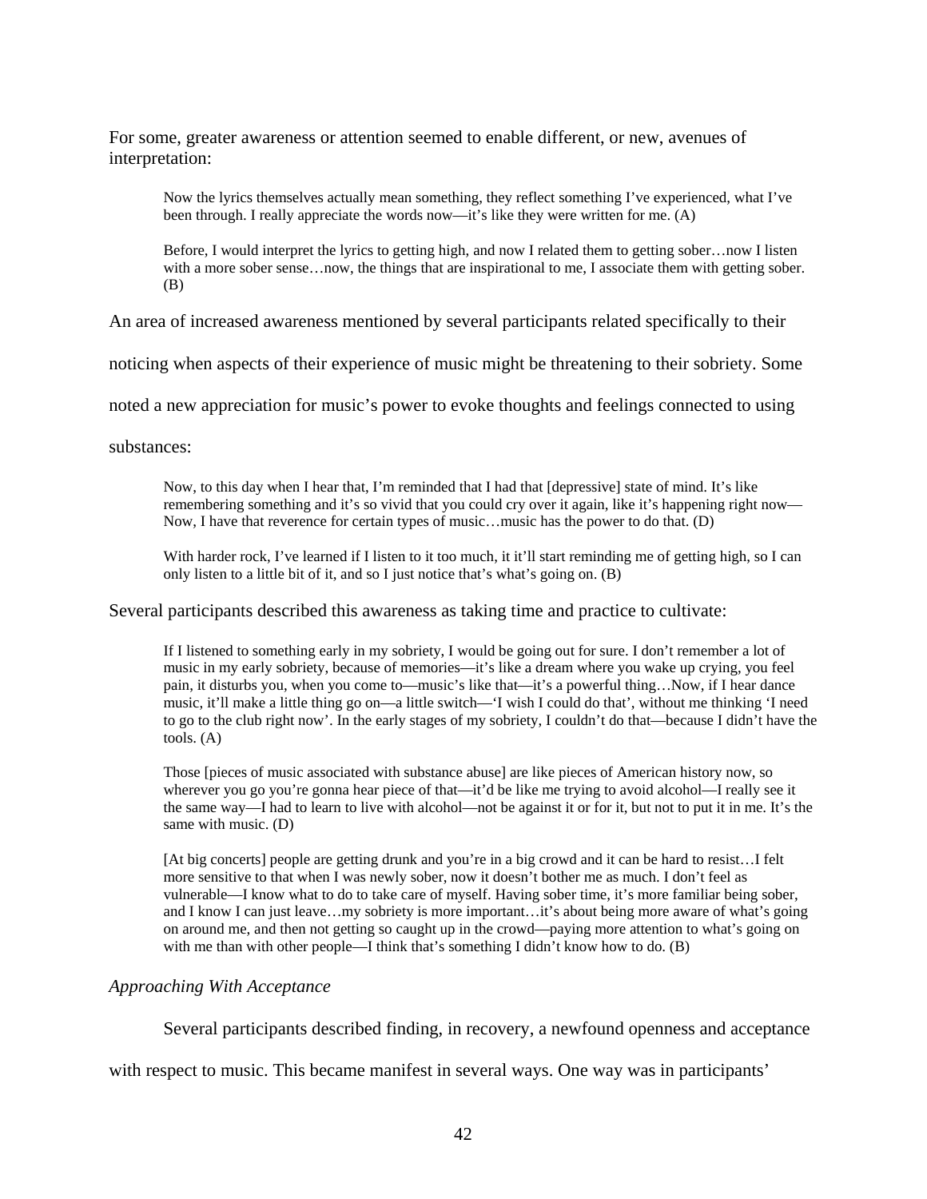For some, greater awareness or attention seemed to enable different, or new, avenues of interpretation:

> Now the lyrics themselves actually mean something, they reflect something I've experienced, what I've been through. I really appreciate the words now—it's like they were written for me. (A)

> Before, I would interpret the lyrics to getting high, and now I related them to getting sober…now I listen with a more sober sense…now, the things that are inspirational to me, I associate them with getting sober. (B)

An area of increased awareness mentioned by several participants related specifically to their noticing when aspects of their experience of music might be threatening to their sobriety. Some noted a new appreciation for music's power to evoke thoughts and feelings connected to using substances:

> Now, to this day when I hear that, I'm reminded that I had that [depressive] state of mind. It's like remembering something and it's so vivid that you could cry over it again, like it's happening right now—Now, I have that reverence for certain types of music…music has the power to do that. (D)

> With harder rock, I've learned if I listen to it too much, it it'll start reminding me of getting high, so I can only listen to a little bit of it, and so I just notice that's what's going on. (B)

Several participants described this awareness as taking time and practice to cultivate:

> If I listened to something early in my sobriety, I would be going out for sure. I don't remember a lot of music in my early sobriety, because of memories—it's like a dream where you wake up crying, you feel pain, it disturbs you, when you come to—music's like that—it's a powerful thing…Now, if I hear dance music, it'll make a little thing go on—a little switch—'I wish I could do that', without me thinking 'I need to go to the club right now'. In the early stages of my sobriety, I couldn't do that—because I didn't have the tools. (A)

> Those [pieces of music associated with substance abuse] are like pieces of American history now, so wherever you go you're gonna hear piece of that—it'd be like me trying to avoid alcohol—I really see it the same way—I had to learn to live with alcohol—not be against it or for it, but not to put it in me. It's the same with music. (D)

> [At big concerts] people are getting drunk and you're in a big crowd and it can be hard to resist…I felt more sensitive to that when I was newly sober, now it doesn't bother me as much. I don't feel as vulnerable—I know what to do to take care of myself. Having sober time, it's more familiar being sober, and I know I can just leave…my sobriety is more important…it's about being more aware of what's going on around me, and then not getting so caught up in the crowd—paying more attention to what's going on with me than with other people—I think that's something I didn't know how to do. (B)

*Approaching With Acceptance*

Several participants described finding, in recovery, a newfound openness and acceptance with respect to music. This became manifest in several ways. One way was in participants'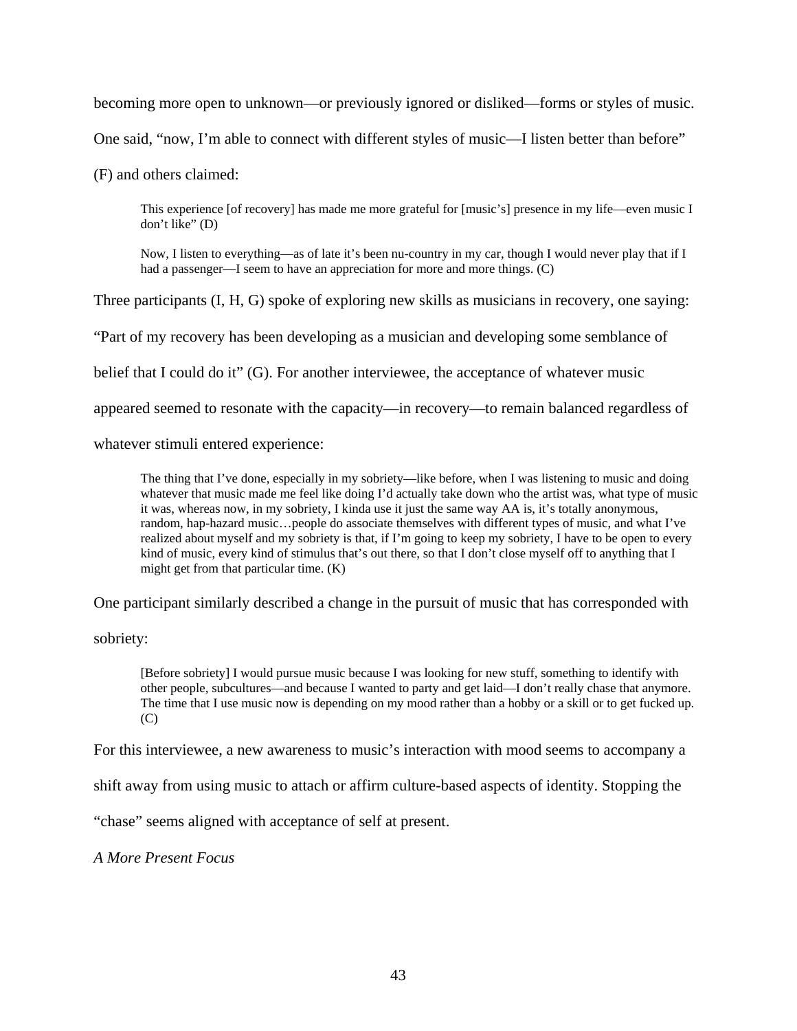becoming more open to unknown—or previously ignored or disliked—forms or styles of music. One said, "now, I'm able to connect with different styles of music—I listen better than before" (F) and others claimed:

> This experience [of recovery] has made me more grateful for [music's] presence in my life—even music I don't like" (D)

> Now, I listen to everything—as of late it's been nu-country in my car, though I would never play that if I had a passenger—I seem to have an appreciation for more and more things. (C)

Three participants (I, H, G) spoke of exploring new skills as musicians in recovery, one saying: "Part of my recovery has been developing as a musician and developing some semblance of belief that I could do it" (G). For another interviewee, the acceptance of whatever music appeared seemed to resonate with the capacity—in recovery—to remain balanced regardless of whatever stimuli entered experience:

> The thing that I've done, especially in my sobriety—like before, when I was listening to music and doing whatever that music made me feel like doing I'd actually take down who the artist was, what type of music it was, whereas now, in my sobriety, I kinda use it just the same way AA is, it's totally anonymous, random, hap-hazard music…people do associate themselves with different types of music, and what I've realized about myself and my sobriety is that, if I'm going to keep my sobriety, I have to be open to every kind of music, every kind of stimulus that's out there, so that I don't close myself off to anything that I might get from that particular time. (K)

One participant similarly described a change in the pursuit of music that has corresponded with sobriety:

> [Before sobriety] I would pursue music because I was looking for new stuff, something to identify with other people, subcultures—and because I wanted to party and get laid—I don't really chase that anymore. The time that I use music now is depending on my mood rather than a hobby or a skill or to get fucked up. (C)

For this interviewee, a new awareness to music's interaction with mood seems to accompany a shift away from using music to attach or affirm culture-based aspects of identity. Stopping the "chase" seems aligned with acceptance of self at present.

*A More Present Focus*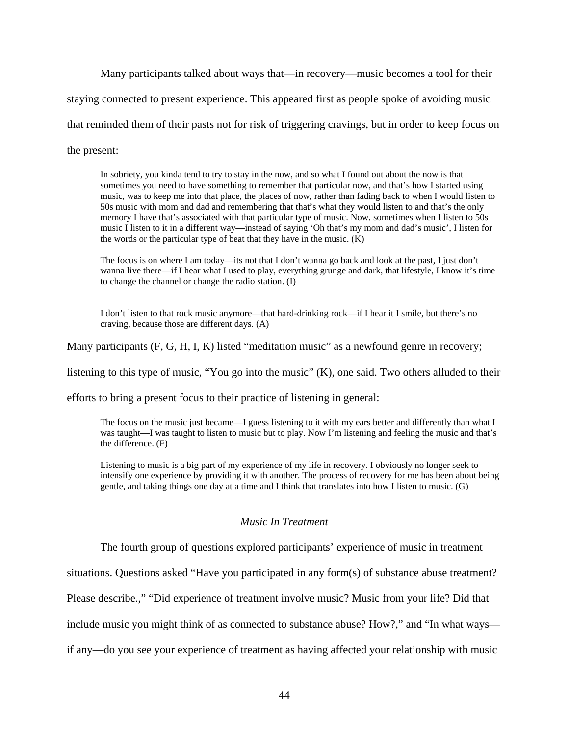Many participants talked about ways that—in recovery—music becomes a tool for their staying connected to present experience. This appeared first as people spoke of avoiding music that reminded them of their pasts not for risk of triggering cravings, but in order to keep focus on the present:

> In sobriety, you kinda tend to try to stay in the now, and so what I found out about the now is that sometimes you need to have something to remember that particular now, and that's how I started using music, was to keep me into that place, the places of now, rather than fading back to when I would listen to 50s music with mom and dad and remembering that that's what they would listen to and that's the only memory I have that's associated with that particular type of music. Now, sometimes when I listen to 50s music I listen to it in a different way—instead of saying 'Oh that's my mom and dad's music', I listen for the words or the particular type of beat that they have in the music. (K)

> The focus is on where I am today—its not that I don't wanna go back and look at the past, I just don't wanna live there—if I hear what I used to play, everything grunge and dark, that lifestyle, I know it's time to change the channel or change the radio station. (I)

> I don't listen to that rock music anymore—that hard-drinking rock—if I hear it I smile, but there's no craving, because those are different days. (A)

Many participants (F, G, H, I, K) listed "meditation music" as a newfound genre in recovery; listening to this type of music, "You go into the music" (K), one said. Two others alluded to their efforts to bring a present focus to their practice of listening in general:

> The focus on the music just became—I guess listening to it with my ears better and differently than what I was taught—I was taught to listen to music but to play. Now I'm listening and feeling the music and that's the difference. (F)

> Listening to music is a big part of my experience of my life in recovery. I obviously no longer seek to intensify one experience by providing it with another. The process of recovery for me has been about being gentle, and taking things one day at a time and I think that translates into how I listen to music. (G)

### *Music In Treatment*

The fourth group of questions explored participants' experience of music in treatment situations. Questions asked "Have you participated in any form(s) of substance abuse treatment? Please describe.," "Did experience of treatment involve music? Music from your life? Did that include music you might think of as connected to substance abuse? How?," and "In what ways—if any—do you see your experience of treatment as having affected your relationship with music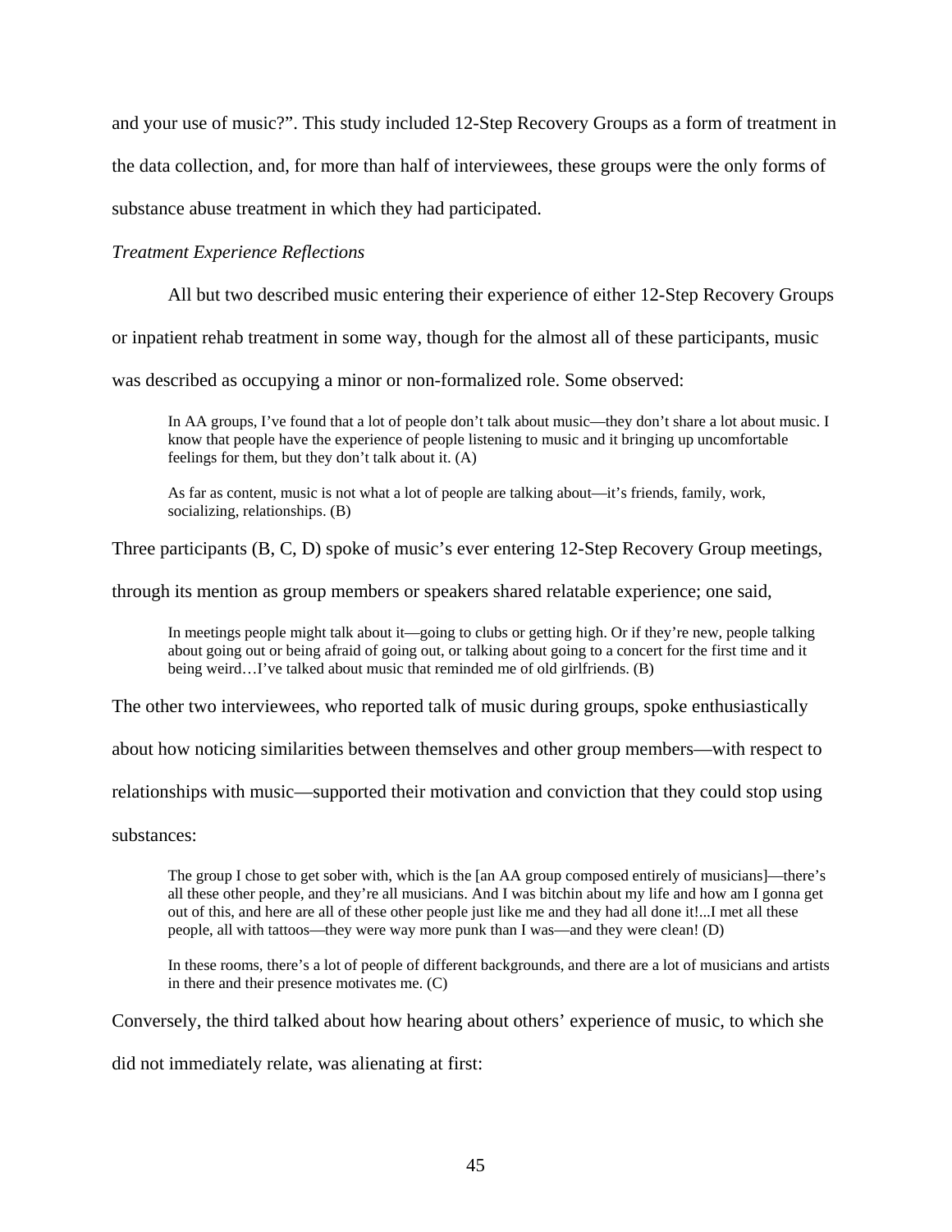and your use of music?". This study included 12-Step Recovery Groups as a form of treatment in the data collection, and, for more than half of interviewees, these groups were the only forms of substance abuse treatment in which they had participated.

*Treatment Experience Reflections*

All but two described music entering their experience of either 12-Step Recovery Groups or inpatient rehab treatment in some way, though for the almost all of these participants, music was described as occupying a minor or non-formalized role. Some observed:

> In AA groups, I've found that a lot of people don't talk about music—they don't share a lot about music. I know that people have the experience of people listening to music and it bringing up uncomfortable feelings for them, but they don't talk about it. (A)

> As far as content, music is not what a lot of people are talking about—it's friends, family, work, socializing, relationships. (B)

Three participants (B, C, D) spoke of music's ever entering 12-Step Recovery Group meetings, through its mention as group members or speakers shared relatable experience; one said,

> In meetings people might talk about it—going to clubs or getting high. Or if they're new, people talking about going out or being afraid of going out, or talking about going to a concert for the first time and it being weird…I've talked about music that reminded me of old girlfriends. (B)

The other two interviewees, who reported talk of music during groups, spoke enthusiastically about how noticing similarities between themselves and other group members—with respect to relationships with music—supported their motivation and conviction that they could stop using substances:

> The group I chose to get sober with, which is the [an AA group composed entirely of musicians]—there's all these other people, and they're all musicians. And I was bitchin about my life and how am I gonna get out of this, and here are all of these other people just like me and they had all done it!...I met all these people, all with tattoos—they were way more punk than I was—and they were clean! (D)

> In these rooms, there's a lot of people of different backgrounds, and there are a lot of musicians and artists in there and their presence motivates me. (C)

Conversely, the third talked about how hearing about others' experience of music, to which she did not immediately relate, was alienating at first: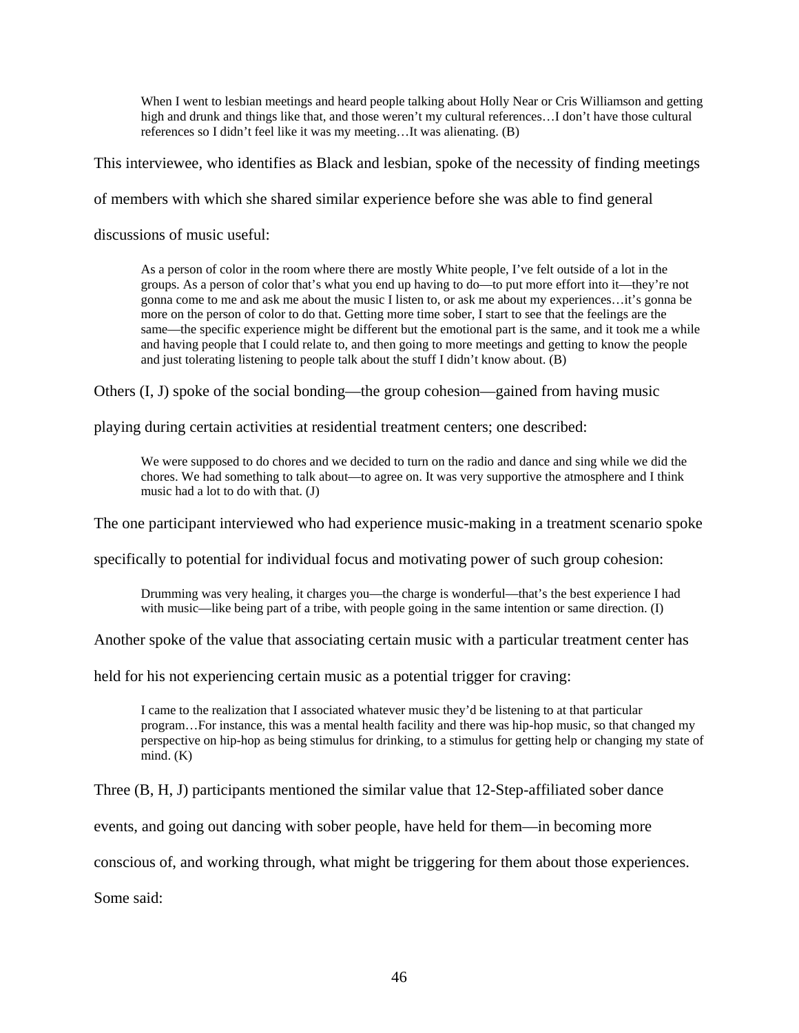> When I went to lesbian meetings and heard people talking about Holly Near or Cris Williamson and getting high and drunk and things like that, and those weren't my cultural references…I don't have those cultural references so I didn't feel like it was my meeting…It was alienating. (B)

This interviewee, who identifies as Black and lesbian, spoke of the necessity of finding meetings of members with which she shared similar experience before she was able to find general discussions of music useful:

> As a person of color in the room where there are mostly White people, I've felt outside of a lot in the groups. As a person of color that's what you end up having to do—to put more effort into it—they're not gonna come to me and ask me about the music I listen to, or ask me about my experiences…it's gonna be more on the person of color to do that. Getting more time sober, I start to see that the feelings are the same—the specific experience might be different but the emotional part is the same, and it took me a while and having people that I could relate to, and then going to more meetings and getting to know the people and just tolerating listening to people talk about the stuff I didn't know about. (B)

Others (I, J) spoke of the social bonding—the group cohesion—gained from having music playing during certain activities at residential treatment centers; one described:

> We were supposed to do chores and we decided to turn on the radio and dance and sing while we did the chores. We had something to talk about—to agree on. It was very supportive the atmosphere and I think music had a lot to do with that. (J)

The one participant interviewed who had experience music-making in a treatment scenario spoke specifically to potential for individual focus and motivating power of such group cohesion:

> Drumming was very healing, it charges you—the charge is wonderful—that's the best experience I had with music—like being part of a tribe, with people going in the same intention or same direction. (I)

Another spoke of the value that associating certain music with a particular treatment center has held for his not experiencing certain music as a potential trigger for craving:

> I came to the realization that I associated whatever music they'd be listening to at that particular program…For instance, this was a mental health facility and there was hip-hop music, so that changed my perspective on hip-hop as being stimulus for drinking, to a stimulus for getting help or changing my state of mind. (K)

Three (B, H, J) participants mentioned the similar value that 12-Step-affiliated sober dance events, and going out dancing with sober people, have held for them—in becoming more conscious of, and working through, what might be triggering for them about those experiences. Some said: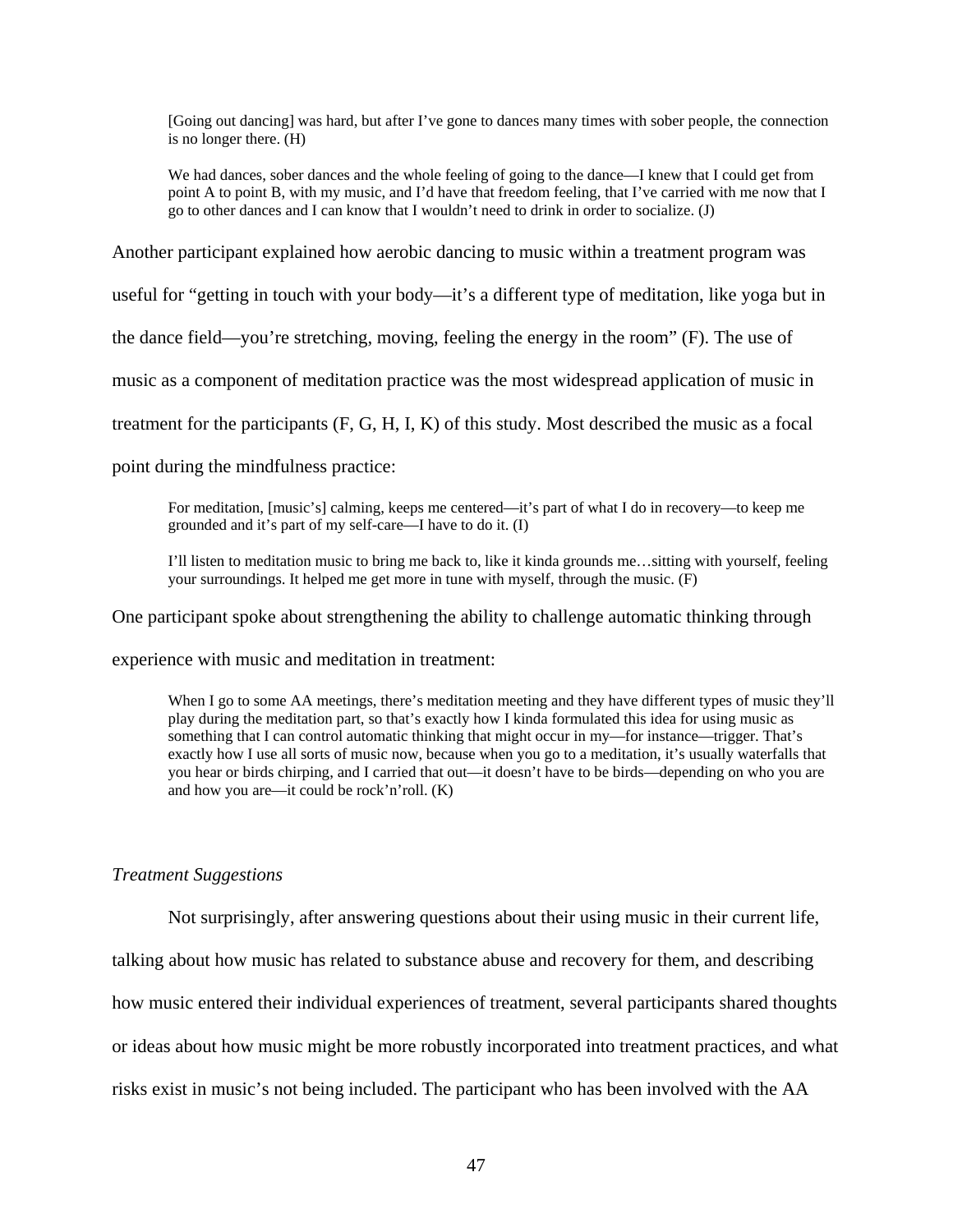> [Going out dancing] was hard, but after I've gone to dances many times with sober people, the connection is no longer there. (H)

> We had dances, sober dances and the whole feeling of going to the dance—I knew that I could get from point A to point B, with my music, and I'd have that freedom feeling, that I've carried with me now that I go to other dances and I can know that I wouldn't need to drink in order to socialize. (J)

Another participant explained how aerobic dancing to music within a treatment program was useful for "getting in touch with your body—it's a different type of meditation, like yoga but in the dance field—you're stretching, moving, feeling the energy in the room" (F). The use of music as a component of meditation practice was the most widespread application of music in treatment for the participants (F, G, H, I, K) of this study. Most described the music as a focal point during the mindfulness practice:

> For meditation, [music's] calming, keeps me centered—it's part of what I do in recovery—to keep me grounded and it's part of my self-care—I have to do it. (I)

> I'll listen to meditation music to bring me back to, like it kinda grounds me…sitting with yourself, feeling your surroundings. It helped me get more in tune with myself, through the music. (F)

One participant spoke about strengthening the ability to challenge automatic thinking through experience with music and meditation in treatment:

> When I go to some AA meetings, there's meditation meeting and they have different types of music they'll play during the meditation part, so that's exactly how I kinda formulated this idea for using music as something that I can control automatic thinking that might occur in my—for instance—trigger. That's exactly how I use all sorts of music now, because when you go to a meditation, it's usually waterfalls that you hear or birds chirping, and I carried that out—it doesn't have to be birds—depending on who you are and how you are—it could be rock'n'roll. (K)

*Treatment Suggestions*

Not surprisingly, after answering questions about their using music in their current life, talking about how music has related to substance abuse and recovery for them, and describing how music entered their individual experiences of treatment, several participants shared thoughts or ideas about how music might be more robustly incorporated into treatment practices, and what risks exist in music's not being included. The participant who has been involved with the AA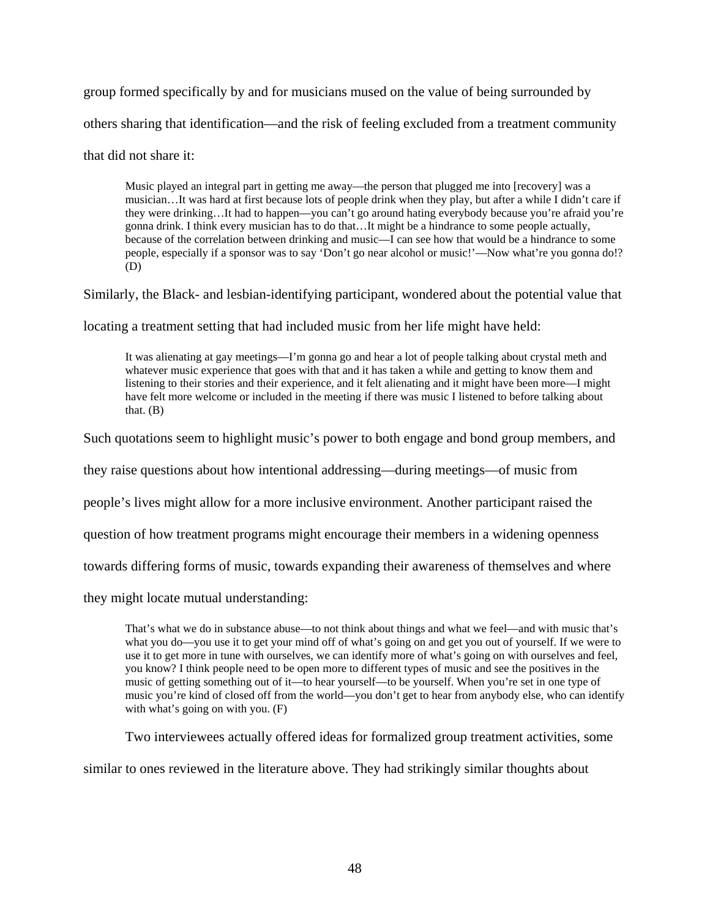group formed specifically by and for musicians mused on the value of being surrounded by others sharing that identification—and the risk of feeling excluded from a treatment community that did not share it:

> Music played an integral part in getting me away—the person that plugged me into [recovery] was a musician…It was hard at first because lots of people drink when they play, but after a while I didn't care if they were drinking…It had to happen—you can't go around hating everybody because you're afraid you're gonna drink. I think every musician has to do that…It might be a hindrance to some people actually, because of the correlation between drinking and music—I can see how that would be a hindrance to some people, especially if a sponsor was to say 'Don't go near alcohol or music!'—Now what're you gonna do!? (D)

Similarly, the Black- and lesbian-identifying participant, wondered about the potential value that locating a treatment setting that had included music from her life might have held:

> It was alienating at gay meetings—I'm gonna go and hear a lot of people talking about crystal meth and whatever music experience that goes with that and it has taken a while and getting to know them and listening to their stories and their experience, and it felt alienating and it might have been more—I might have felt more welcome or included in the meeting if there was music I listened to before talking about that. (B)

Such quotations seem to highlight music's power to both engage and bond group members, and they raise questions about how intentional addressing—during meetings—of music from people's lives might allow for a more inclusive environment. Another participant raised the question of how treatment programs might encourage their members in a widening openness towards differing forms of music, towards expanding their awareness of themselves and where they might locate mutual understanding:

> That's what we do in substance abuse—to not think about things and what we feel—and with music that's what you do—you use it to get your mind off of what's going on and get you out of yourself. If we were to use it to get more in tune with ourselves, we can identify more of what's going on with ourselves and feel, you know? I think people need to be open more to different types of music and see the positives in the music of getting something out of it—to hear yourself—to be yourself. When you're set in one type of music you're kind of closed off from the world—you don't get to hear from anybody else, who can identify with what's going on with you. (F)

Two interviewees actually offered ideas for formalized group treatment activities, some similar to ones reviewed in the literature above. They had strikingly similar thoughts about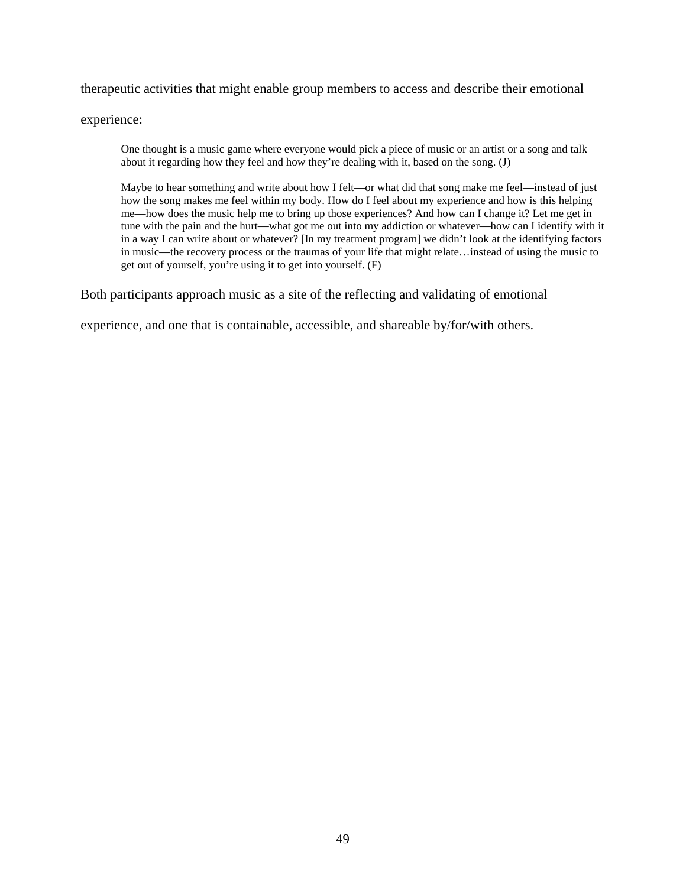therapeutic activities that might enable group members to access and describe their emotional experience:

> One thought is a music game where everyone would pick a piece of music or an artist or a song and talk about it regarding how they feel and how they're dealing with it, based on the song. (J)

> Maybe to hear something and write about how I felt—or what did that song make me feel—instead of just how the song makes me feel within my body. How do I feel about my experience and how is this helping me—how does the music help me to bring up those experiences? And how can I change it? Let me get in tune with the pain and the hurt—what got me out into my addiction or whatever—how can I identify with it in a way I can write about or whatever? [In my treatment program] we didn't look at the identifying factors in music—the recovery process or the traumas of your life that might relate…instead of using the music to get out of yourself, you're using it to get into yourself. (F)

Both participants approach music as a site of the reflecting and validating of emotional experience, and one that is containable, accessible, and shareable by/for/with others.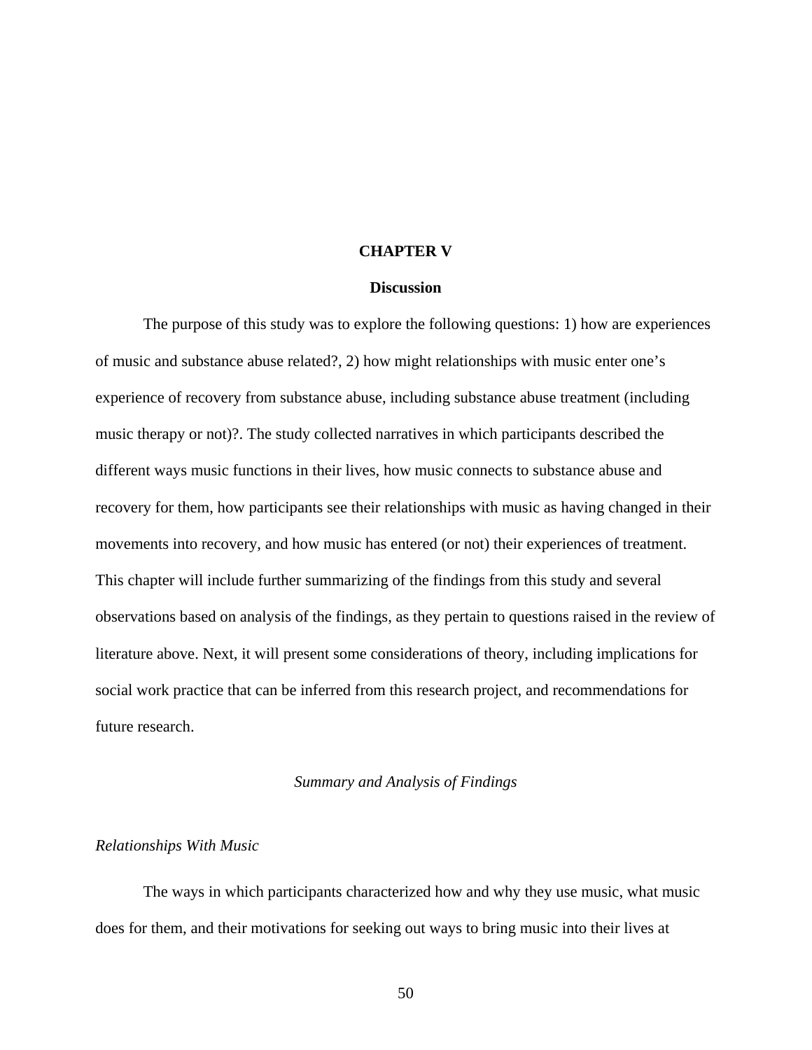# CHAPTER V

## Discussion

The purpose of this study was to explore the following questions: 1) how are experiences of music and substance abuse related?, 2) how might relationships with music enter one's experience of recovery from substance abuse, including substance abuse treatment (including music therapy or not)?. The study collected narratives in which participants described the different ways music functions in their lives, how music connects to substance abuse and recovery for them, how participants see their relationships with music as having changed in their movements into recovery, and how music has entered (or not) their experiences of treatment. This chapter will include further summarizing of the findings from this study and several observations based on analysis of the findings, as they pertain to questions raised in the review of literature above. Next, it will present some considerations of theory, including implications for social work practice that can be inferred from this research project, and recommendations for future research.

### *Summary and Analysis of Findings*

#### *Relationships With Music*

The ways in which participants characterized how and why they use music, what music does for them, and their motivations for seeking out ways to bring music into their lives at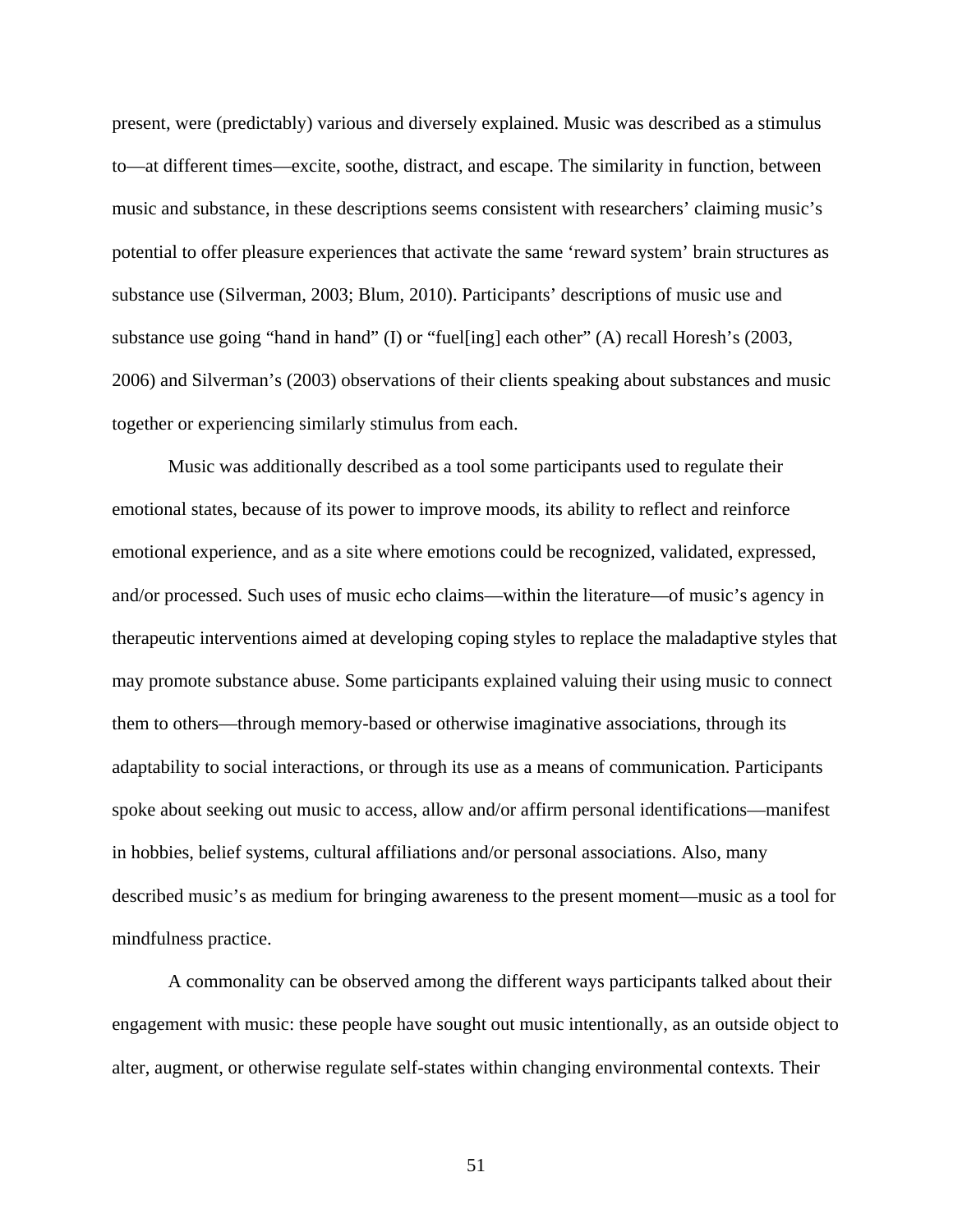present, were (predictably) various and diversely explained. Music was described as a stimulus to—at different times—excite, soothe, distract, and escape. The similarity in function, between music and substance, in these descriptions seems consistent with researchers' claiming music's potential to offer pleasure experiences that activate the same 'reward system' brain structures as substance use (Silverman, 2003; Blum, 2010). Participants' descriptions of music use and substance use going "hand in hand" (I) or "fuel[ing] each other" (A) recall Horesh's (2003, 2006) and Silverman's (2003) observations of their clients speaking about substances and music together or experiencing similarly stimulus from each.

Music was additionally described as a tool some participants used to regulate their emotional states, because of its power to improve moods, its ability to reflect and reinforce emotional experience, and as a site where emotions could be recognized, validated, expressed, and/or processed. Such uses of music echo claims—within the literature—of music's agency in therapeutic interventions aimed at developing coping styles to replace the maladaptive styles that may promote substance abuse. Some participants explained valuing their using music to connect them to others—through memory-based or otherwise imaginative associations, through its adaptability to social interactions, or through its use as a means of communication. Participants spoke about seeking out music to access, allow and/or affirm personal identifications—manifest in hobbies, belief systems, cultural affiliations and/or personal associations. Also, many described music's as medium for bringing awareness to the present moment—music as a tool for mindfulness practice.

A commonality can be observed among the different ways participants talked about their engagement with music: these people have sought out music intentionally, as an outside object to alter, augment, or otherwise regulate self-states within changing environmental contexts. Their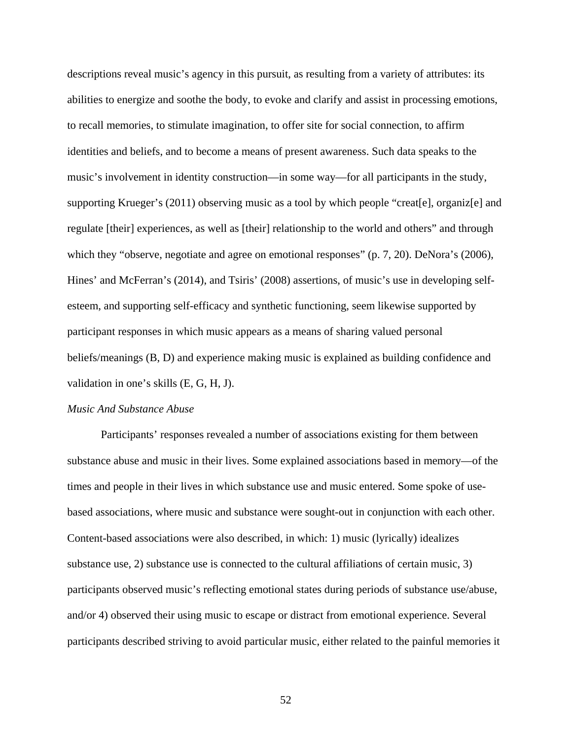descriptions reveal music's agency in this pursuit, as resulting from a variety of attributes: its abilities to energize and soothe the body, to evoke and clarify and assist in processing emotions, to recall memories, to stimulate imagination, to offer site for social connection, to affirm identities and beliefs, and to become a means of present awareness. Such data speaks to the music's involvement in identity construction—in some way—for all participants in the study, supporting Krueger's (2011) observing music as a tool by which people "creat[e], organiz[e] and regulate [their] experiences, as well as [their] relationship to the world and others" and through which they "observe, negotiate and agree on emotional responses" (p. 7, 20). DeNora's (2006), Hines' and McFerran's (2014), and Tsiris' (2008) assertions, of music's use in developing self-esteem, and supporting self-efficacy and synthetic functioning, seem likewise supported by participant responses in which music appears as a means of sharing valued personal beliefs/meanings (B, D) and experience making music is explained as building confidence and validation in one's skills (E, G, H, J).

*Music And Substance Abuse*

Participants' responses revealed a number of associations existing for them between substance abuse and music in their lives. Some explained associations based in memory—of the times and people in their lives in which substance use and music entered. Some spoke of use-based associations, where music and substance were sought-out in conjunction with each other. Content-based associations were also described, in which: 1) music (lyrically) idealizes substance use, 2) substance use is connected to the cultural affiliations of certain music, 3) participants observed music's reflecting emotional states during periods of substance use/abuse, and/or 4) observed their using music to escape or distract from emotional experience. Several participants described striving to avoid particular music, either related to the painful memories it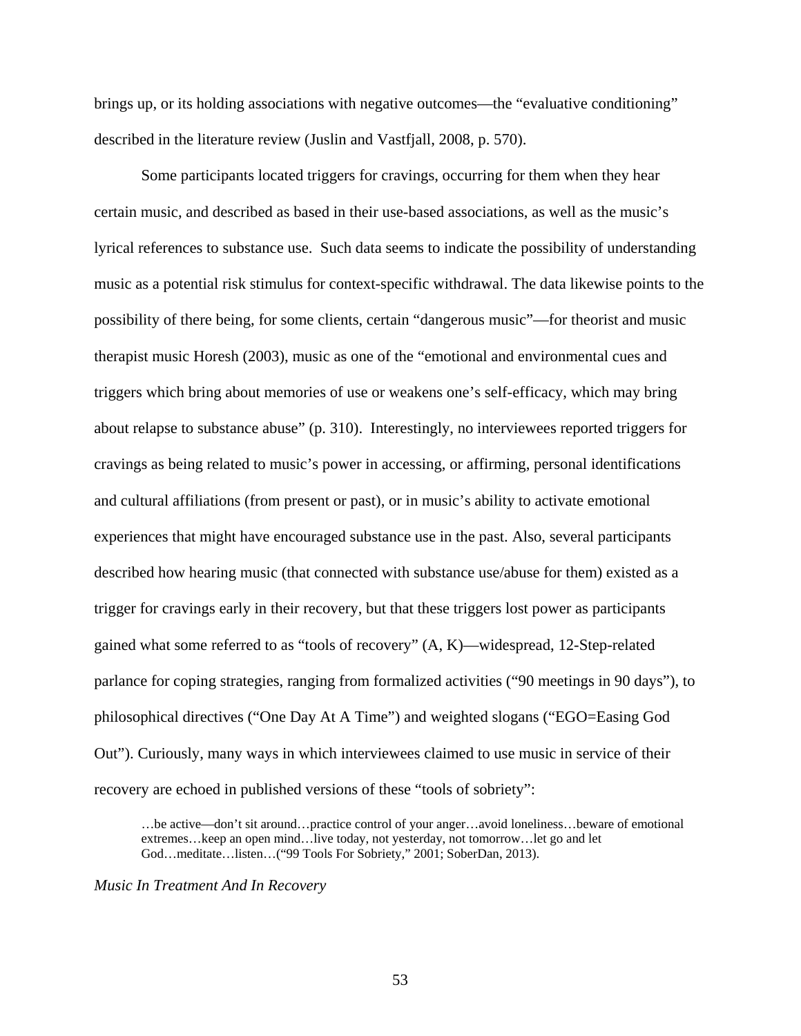brings up, or its holding associations with negative outcomes—the "evaluative conditioning" described in the literature review (Juslin and Vastfjall, 2008, p. 570).

Some participants located triggers for cravings, occurring for them when they hear certain music, and described as based in their use-based associations, as well as the music's lyrical references to substance use. Such data seems to indicate the possibility of understanding music as a potential risk stimulus for context-specific withdrawal. The data likewise points to the possibility of there being, for some clients, certain "dangerous music"—for theorist and music therapist music Horesh (2003), music as one of the "emotional and environmental cues and triggers which bring about memories of use or weakens one's self-efficacy, which may bring about relapse to substance abuse" (p. 310). Interestingly, no interviewees reported triggers for cravings as being related to music's power in accessing, or affirming, personal identifications and cultural affiliations (from present or past), or in music's ability to activate emotional experiences that might have encouraged substance use in the past. Also, several participants described how hearing music (that connected with substance use/abuse for them) existed as a trigger for cravings early in their recovery, but that these triggers lost power as participants gained what some referred to as "tools of recovery" (A, K)—widespread, 12-Step-related parlance for coping strategies, ranging from formalized activities ("90 meetings in 90 days"), to philosophical directives ("One Day At A Time") and weighted slogans ("EGO=Easing God Out"). Curiously, many ways in which interviewees claimed to use music in service of their recovery are echoed in published versions of these "tools of sobriety":

> …be active—don't sit around…practice control of your anger…avoid loneliness…beware of emotional extremes…keep an open mind…live today, not yesterday, not tomorrow…let go and let God…meditate…listen…("99 Tools For Sobriety," 2001; SoberDan, 2013).

*Music In Treatment And In Recovery*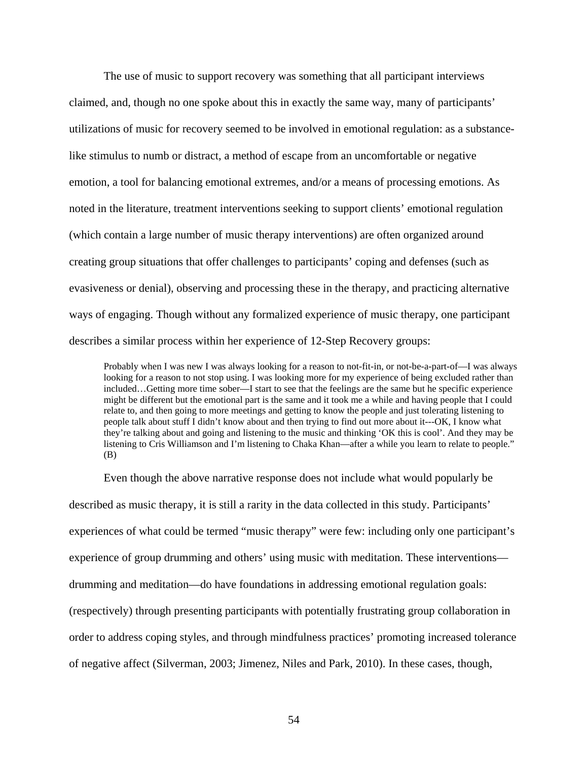The use of music to support recovery was something that all participant interviews claimed, and, though no one spoke about this in exactly the same way, many of participants' utilizations of music for recovery seemed to be involved in emotional regulation: as a substance-like stimulus to numb or distract, a method of escape from an uncomfortable or negative emotion, a tool for balancing emotional extremes, and/or a means of processing emotions. As noted in the literature, treatment interventions seeking to support clients' emotional regulation (which contain a large number of music therapy interventions) are often organized around creating group situations that offer challenges to participants' coping and defenses (such as evasiveness or denial), observing and processing these in the therapy, and practicing alternative ways of engaging. Though without any formalized experience of music therapy, one participant describes a similar process within her experience of 12-Step Recovery groups:

> Probably when I was new I was always looking for a reason to not-fit-in, or not-be-a-part-of—I was always looking for a reason to not stop using. I was looking more for my experience of being excluded rather than included…Getting more time sober—I start to see that the feelings are the same but he specific experience might be different but the emotional part is the same and it took me a while and having people that I could relate to, and then going to more meetings and getting to know the people and just tolerating listening to people talk about stuff I didn't know about and then trying to find out more about it---OK, I know what they're talking about and going and listening to the music and thinking 'OK this is cool'. And they may be listening to Cris Williamson and I'm listening to Chaka Khan—after a while you learn to relate to people." (B)

Even though the above narrative response does not include what would popularly be described as music therapy, it is still a rarity in the data collected in this study. Participants' experiences of what could be termed "music therapy" were few: including only one participant's experience of group drumming and others' using music with meditation. These interventions—drumming and meditation—do have foundations in addressing emotional regulation goals: (respectively) through presenting participants with potentially frustrating group collaboration in order to address coping styles, and through mindfulness practices' promoting increased tolerance of negative affect (Silverman, 2003; Jimenez, Niles and Park, 2010). In these cases, though,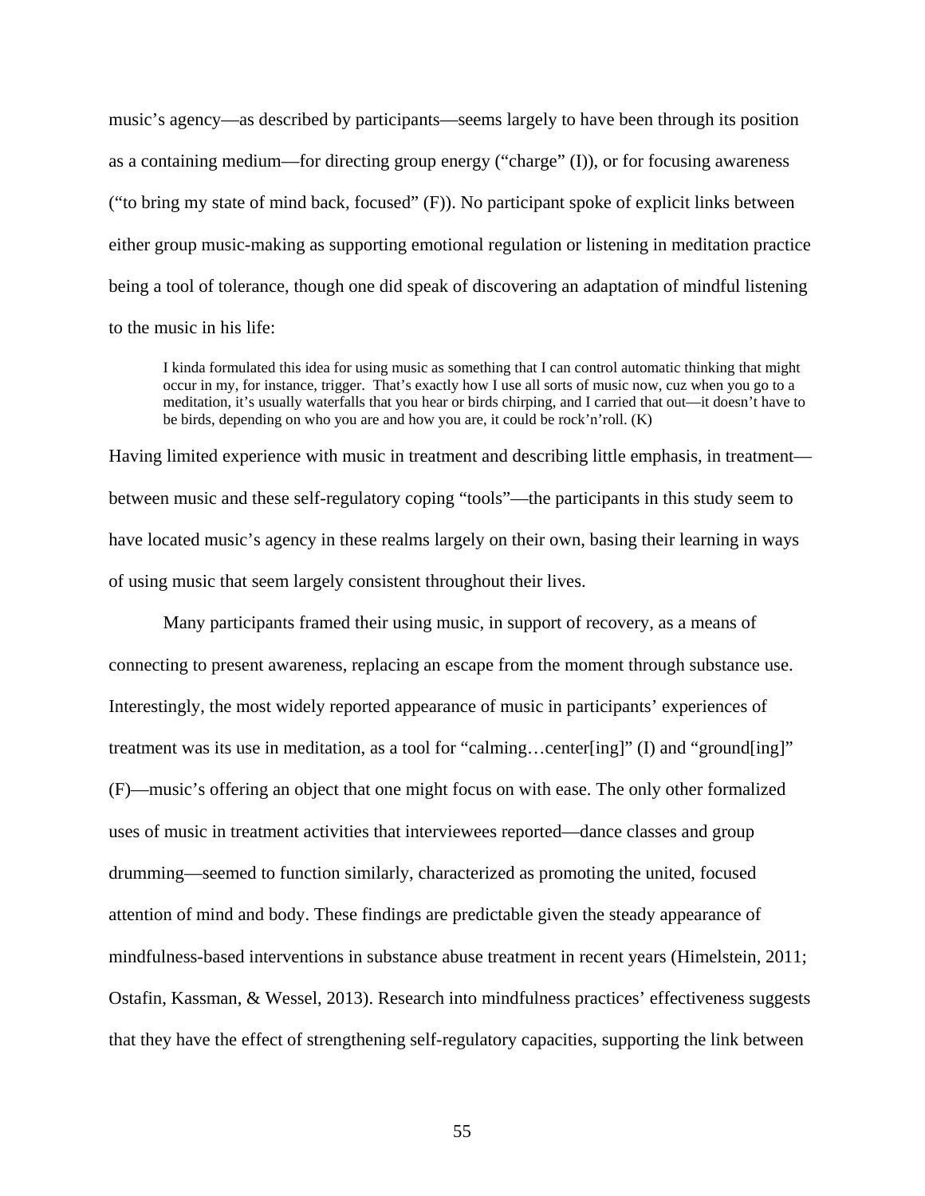music's agency—as described by participants—seems largely to have been through its position as a containing medium—for directing group energy ("charge" (I)), or for focusing awareness ("to bring my state of mind back, focused" (F)). No participant spoke of explicit links between either group music-making as supporting emotional regulation or listening in meditation practice being a tool of tolerance, though one did speak of discovering an adaptation of mindful listening to the music in his life:

> I kinda formulated this idea for using music as something that I can control automatic thinking that might occur in my, for instance, trigger. That's exactly how I use all sorts of music now, cuz when you go to a meditation, it's usually waterfalls that you hear or birds chirping, and I carried that out—it doesn't have to be birds, depending on who you are and how you are, it could be rock'n'roll. (K)

Having limited experience with music in treatment and describing little emphasis, in treatment—between music and these self-regulatory coping "tools"—the participants in this study seem to have located music's agency in these realms largely on their own, basing their learning in ways of using music that seem largely consistent throughout their lives.

Many participants framed their using music, in support of recovery, as a means of connecting to present awareness, replacing an escape from the moment through substance use. Interestingly, the most widely reported appearance of music in participants' experiences of treatment was its use in meditation, as a tool for "calming…center[ing]" (I) and "ground[ing]" (F)—music's offering an object that one might focus on with ease. The only other formalized uses of music in treatment activities that interviewees reported—dance classes and group drumming—seemed to function similarly, characterized as promoting the united, focused attention of mind and body. These findings are predictable given the steady appearance of mindfulness-based interventions in substance abuse treatment in recent years (Himelstein, 2011; Ostafin, Kassman, & Wessel, 2013). Research into mindfulness practices' effectiveness suggests that they have the effect of strengthening self-regulatory capacities, supporting the link between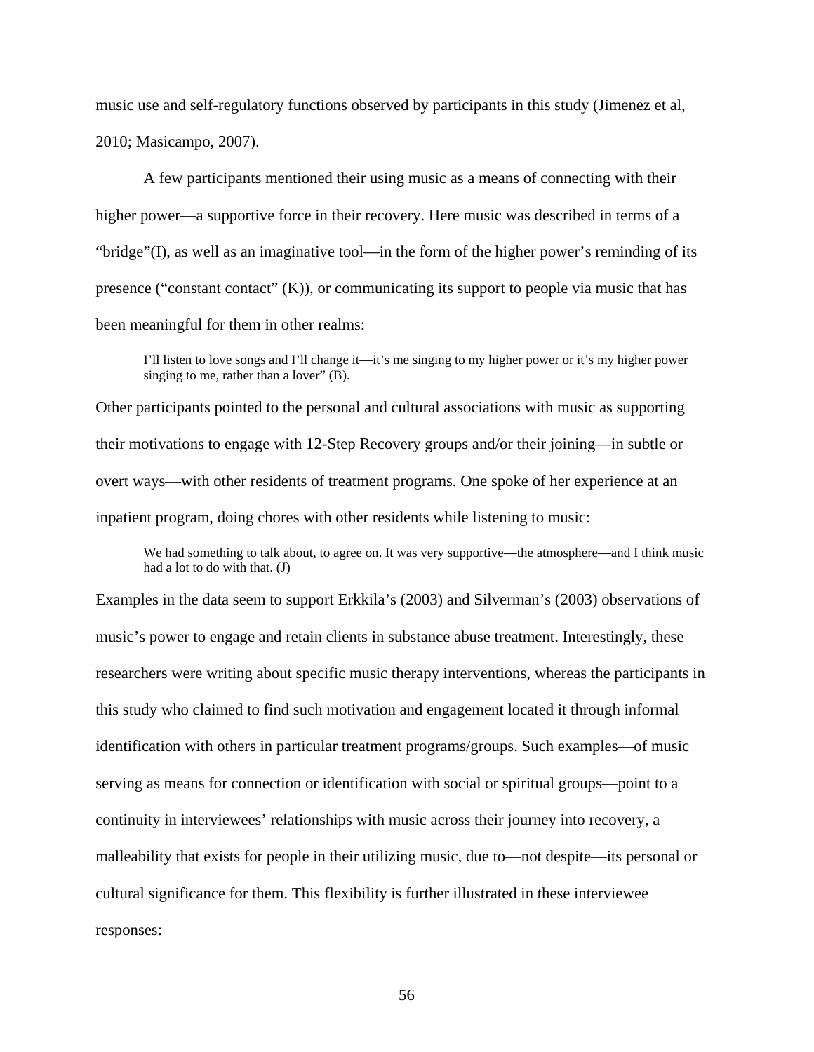music use and self-regulatory functions observed by participants in this study (Jimenez et al, 2010; Masicampo, 2007).

A few participants mentioned their using music as a means of connecting with their higher power—a supportive force in their recovery. Here music was described in terms of a "bridge"(I), as well as an imaginative tool—in the form of the higher power's reminding of its presence ("constant contact" (K)), or communicating its support to people via music that has been meaningful for them in other realms:

> I'll listen to love songs and I'll change it—it's me singing to my higher power or it's my higher power singing to me, rather than a lover" (B).

Other participants pointed to the personal and cultural associations with music as supporting their motivations to engage with 12-Step Recovery groups and/or their joining—in subtle or overt ways—with other residents of treatment programs. One spoke of her experience at an inpatient program, doing chores with other residents while listening to music:

> We had something to talk about, to agree on. It was very supportive—the atmosphere—and I think music had a lot to do with that. (J)

Examples in the data seem to support Erkkila's (2003) and Silverman's (2003) observations of music's power to engage and retain clients in substance abuse treatment. Interestingly, these researchers were writing about specific music therapy interventions, whereas the participants in this study who claimed to find such motivation and engagement located it through informal identification with others in particular treatment programs/groups. Such examples—of music serving as means for connection or identification with social or spiritual groups—point to a continuity in interviewees' relationships with music across their journey into recovery, a malleability that exists for people in their utilizing music, due to—not despite—its personal or cultural significance for them. This flexibility is further illustrated in these interviewee responses: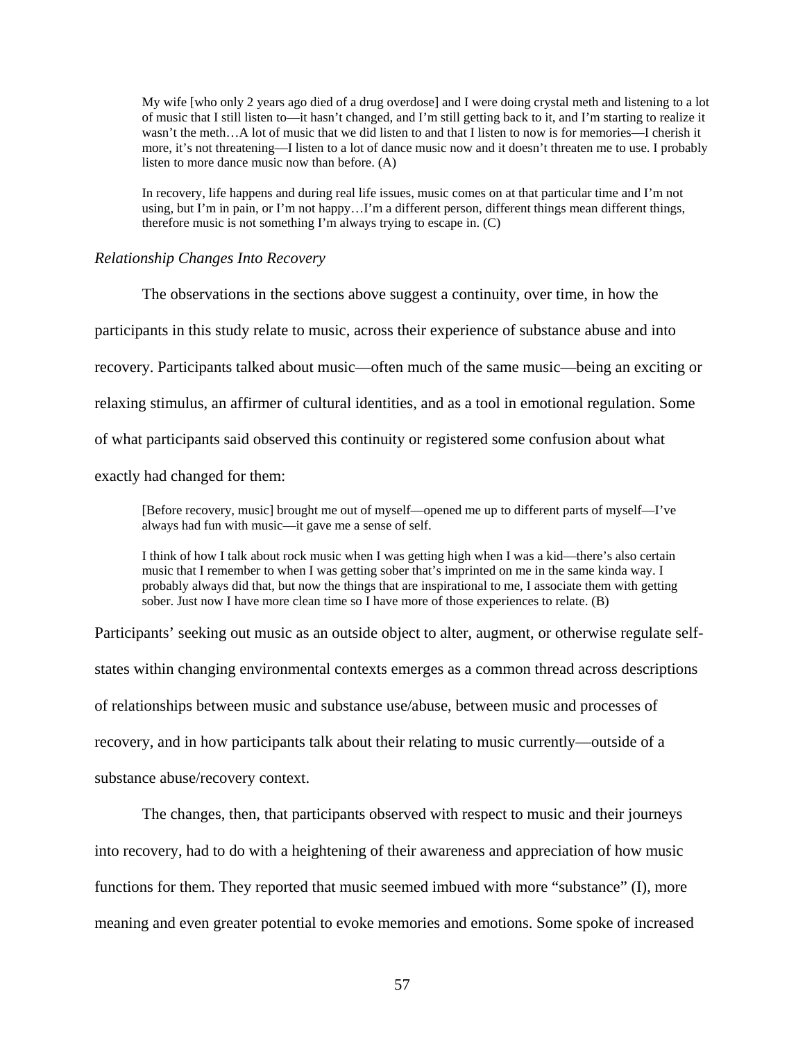> My wife [who only 2 years ago died of a drug overdose] and I were doing crystal meth and listening to a lot of music that I still listen to—it hasn't changed, and I'm still getting back to it, and I'm starting to realize it wasn't the meth…A lot of music that we did listen to and that I listen to now is for memories—I cherish it more, it's not threatening—I listen to a lot of dance music now and it doesn't threaten me to use. I probably listen to more dance music now than before. (A)

> In recovery, life happens and during real life issues, music comes on at that particular time and I'm not using, but I'm in pain, or I'm not happy…I'm a different person, different things mean different things, therefore music is not something I'm always trying to escape in. (C)

*Relationship Changes Into Recovery*

The observations in the sections above suggest a continuity, over time, in how the participants in this study relate to music, across their experience of substance abuse and into recovery. Participants talked about music—often much of the same music—being an exciting or relaxing stimulus, an affirmer of cultural identities, and as a tool in emotional regulation. Some of what participants said observed this continuity or registered some confusion about what exactly had changed for them:

> [Before recovery, music] brought me out of myself—opened me up to different parts of myself—I've always had fun with music—it gave me a sense of self.

> I think of how I talk about rock music when I was getting high when I was a kid—there's also certain music that I remember to when I was getting sober that's imprinted on me in the same kinda way. I probably always did that, but now the things that are inspirational to me, I associate them with getting sober. Just now I have more clean time so I have more of those experiences to relate. (B)

Participants' seeking out music as an outside object to alter, augment, or otherwise regulate self-states within changing environmental contexts emerges as a common thread across descriptions of relationships between music and substance use/abuse, between music and processes of recovery, and in how participants talk about their relating to music currently—outside of a substance abuse/recovery context.

The changes, then, that participants observed with respect to music and their journeys into recovery, had to do with a heightening of their awareness and appreciation of how music functions for them. They reported that music seemed imbued with more "substance" (I), more meaning and even greater potential to evoke memories and emotions. Some spoke of increased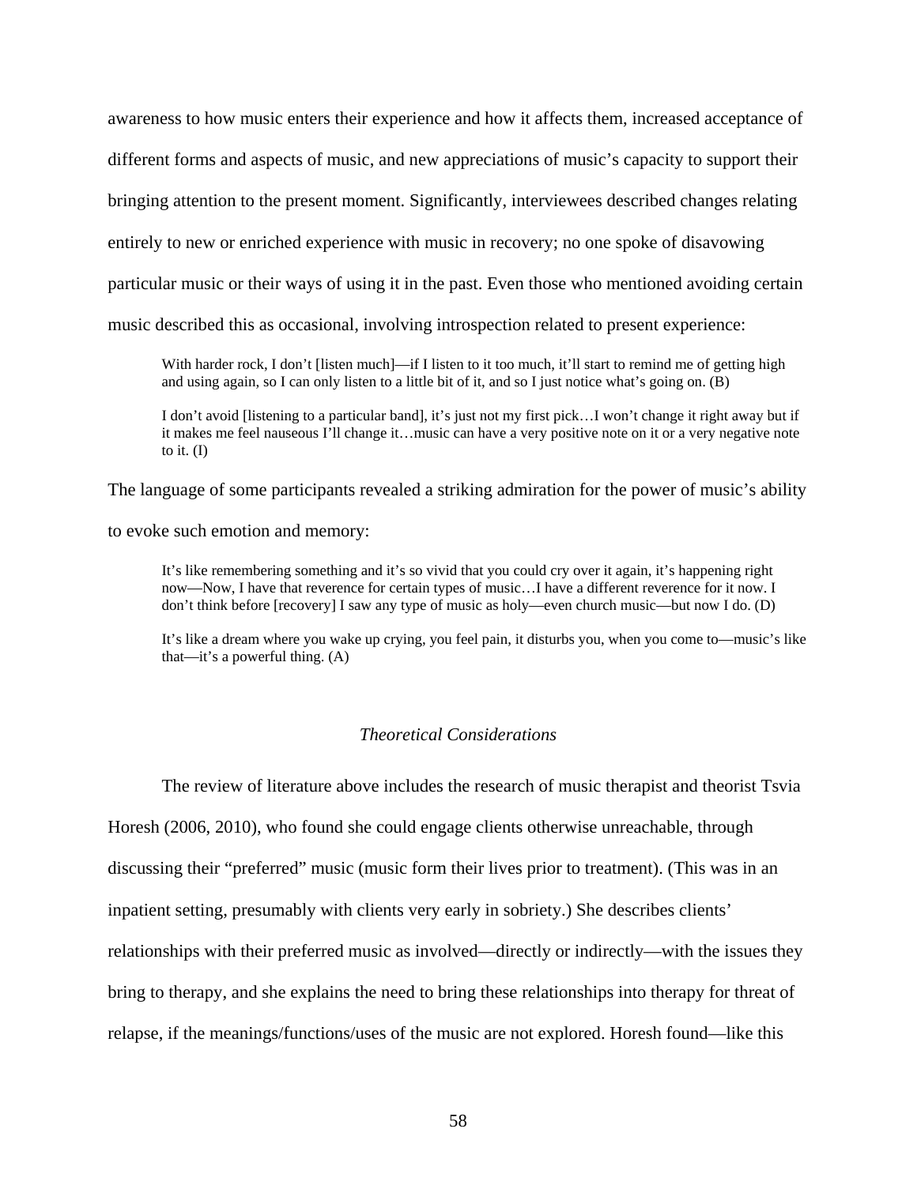awareness to how music enters their experience and how it affects them, increased acceptance of different forms and aspects of music, and new appreciations of music's capacity to support their bringing attention to the present moment. Significantly, interviewees described changes relating entirely to new or enriched experience with music in recovery; no one spoke of disavowing particular music or their ways of using it in the past. Even those who mentioned avoiding certain music described this as occasional, involving introspection related to present experience:

> With harder rock, I don't [listen much]—if I listen to it too much, it'll start to remind me of getting high and using again, so I can only listen to a little bit of it, and so I just notice what's going on. (B)

> I don't avoid [listening to a particular band], it's just not my first pick…I won't change it right away but if it makes me feel nauseous I'll change it…music can have a very positive note on it or a very negative note to it. (I)

The language of some participants revealed a striking admiration for the power of music's ability to evoke such emotion and memory:

> It's like remembering something and it's so vivid that you could cry over it again, it's happening right now—Now, I have that reverence for certain types of music…I have a different reverence for it now. I don't think before [recovery] I saw any type of music as holy—even church music—but now I do. (D)

> It's like a dream where you wake up crying, you feel pain, it disturbs you, when you come to—music's like that—it's a powerful thing. (A)

### *Theoretical Considerations*

The review of literature above includes the research of music therapist and theorist Tsvia Horesh (2006, 2010), who found she could engage clients otherwise unreachable, through discussing their "preferred" music (music form their lives prior to treatment). (This was in an inpatient setting, presumably with clients very early in sobriety.) She describes clients' relationships with their preferred music as involved—directly or indirectly—with the issues they bring to therapy, and she explains the need to bring these relationships into therapy for threat of relapse, if the meanings/functions/uses of the music are not explored. Horesh found—like this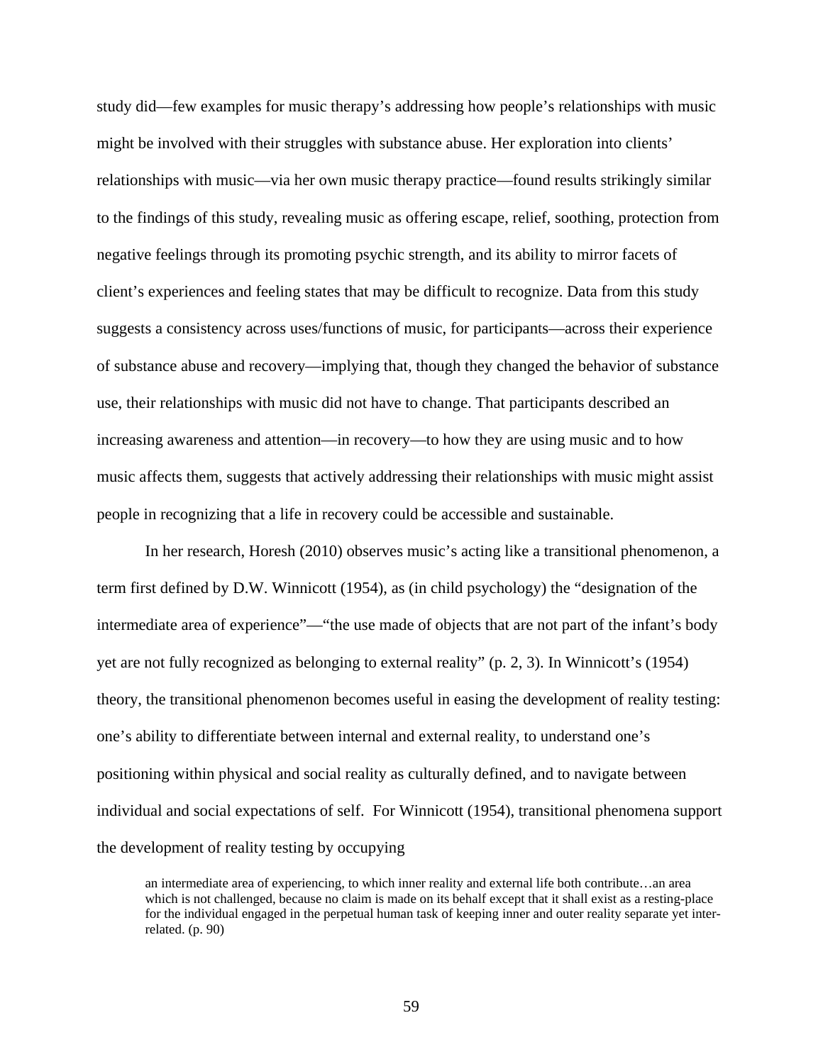study did—few examples for music therapy's addressing how people's relationships with music might be involved with their struggles with substance abuse. Her exploration into clients' relationships with music—via her own music therapy practice—found results strikingly similar to the findings of this study, revealing music as offering escape, relief, soothing, protection from negative feelings through its promoting psychic strength, and its ability to mirror facets of client's experiences and feeling states that may be difficult to recognize. Data from this study suggests a consistency across uses/functions of music, for participants—across their experience of substance abuse and recovery—implying that, though they changed the behavior of substance use, their relationships with music did not have to change. That participants described an increasing awareness and attention—in recovery—to how they are using music and to how music affects them, suggests that actively addressing their relationships with music might assist people in recognizing that a life in recovery could be accessible and sustainable.

In her research, Horesh (2010) observes music's acting like a transitional phenomenon, a term first defined by D.W. Winnicott (1954), as (in child psychology) the "designation of the intermediate area of experience"—"the use made of objects that are not part of the infant's body yet are not fully recognized as belonging to external reality" (p. 2, 3). In Winnicott's (1954) theory, the transitional phenomenon becomes useful in easing the development of reality testing: one's ability to differentiate between internal and external reality, to understand one's positioning within physical and social reality as culturally defined, and to navigate between individual and social expectations of self. For Winnicott (1954), transitional phenomena support the development of reality testing by occupying

> an intermediate area of experiencing, to which inner reality and external life both contribute…an area which is not challenged, because no claim is made on its behalf except that it shall exist as a resting-place for the individual engaged in the perpetual human task of keeping inner and outer reality separate yet inter-related. (p. 90)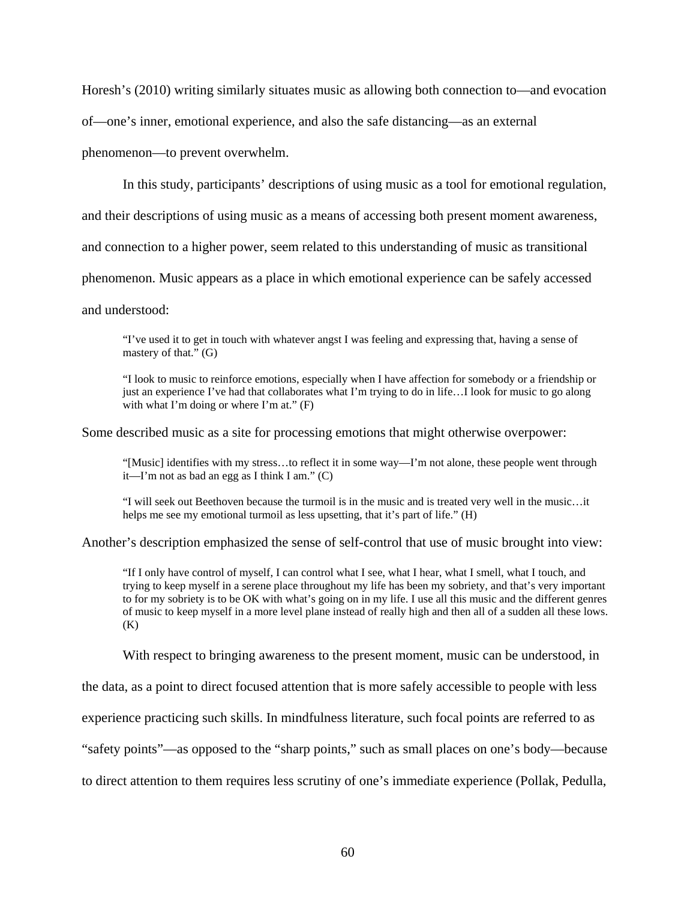Horesh's (2010) writing similarly situates music as allowing both connection to—and evocation of—one's inner, emotional experience, and also the safe distancing—as an external phenomenon—to prevent overwhelm.

In this study, participants' descriptions of using music as a tool for emotional regulation, and their descriptions of using music as a means of accessing both present moment awareness, and connection to a higher power, seem related to this understanding of music as transitional phenomenon. Music appears as a place in which emotional experience can be safely accessed and understood:

> "I've used it to get in touch with whatever angst I was feeling and expressing that, having a sense of mastery of that." (G)

> "I look to music to reinforce emotions, especially when I have affection for somebody or a friendship or just an experience I've had that collaborates what I'm trying to do in life…I look for music to go along with what I'm doing or where I'm at." (F)

Some described music as a site for processing emotions that might otherwise overpower:

> "[Music] identifies with my stress…to reflect it in some way—I'm not alone, these people went through it—I'm not as bad an egg as I think I am." (C)

> "I will seek out Beethoven because the turmoil is in the music and is treated very well in the music…it helps me see my emotional turmoil as less upsetting, that it's part of life." (H)

Another's description emphasized the sense of self-control that use of music brought into view:

> "If I only have control of myself, I can control what I see, what I hear, what I smell, what I touch, and trying to keep myself in a serene place throughout my life has been my sobriety, and that's very important to for my sobriety is to be OK with what's going on in my life. I use all this music and the different genres of music to keep myself in a more level plane instead of really high and then all of a sudden all these lows. (K)

With respect to bringing awareness to the present moment, music can be understood, in the data, as a point to direct focused attention that is more safely accessible to people with less experience practicing such skills. In mindfulness literature, such focal points are referred to as "safety points"—as opposed to the "sharp points," such as small places on one's body—because to direct attention to them requires less scrutiny of one's immediate experience (Pollak, Pedulla,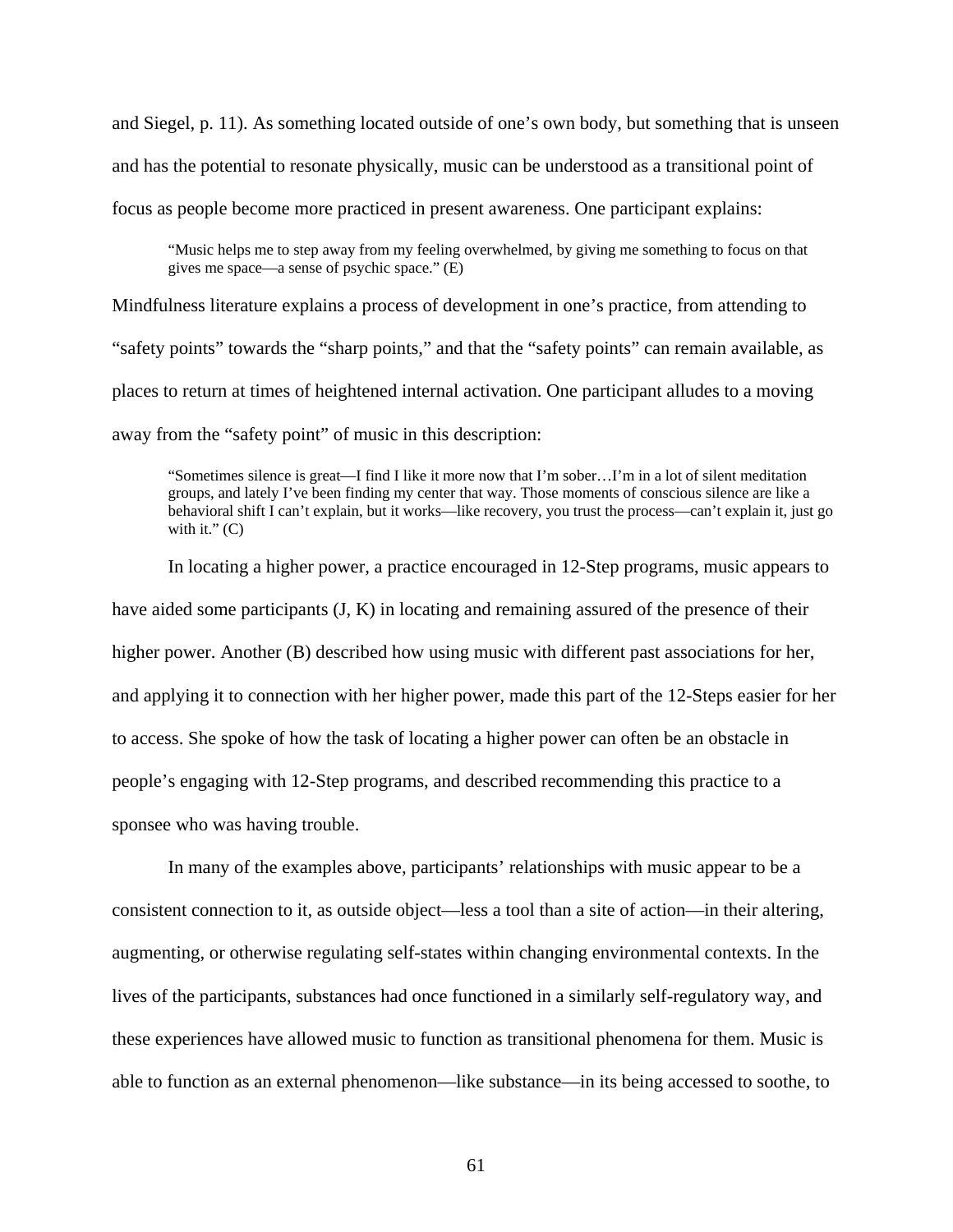and Siegel, p. 11). As something located outside of one's own body, but something that is unseen and has the potential to resonate physically, music can be understood as a transitional point of focus as people become more practiced in present awareness. One participant explains:

> "Music helps me to step away from my feeling overwhelmed, by giving me something to focus on that gives me space—a sense of psychic space." (E)

Mindfulness literature explains a process of development in one's practice, from attending to "safety points" towards the "sharp points," and that the "safety points" can remain available, as places to return at times of heightened internal activation. One participant alludes to a moving away from the "safety point" of music in this description:

> "Sometimes silence is great—I find I like it more now that I'm sober…I'm in a lot of silent meditation groups, and lately I've been finding my center that way. Those moments of conscious silence are like a behavioral shift I can't explain, but it works—like recovery, you trust the process—can't explain it, just go with it." (C)

In locating a higher power, a practice encouraged in 12-Step programs, music appears to have aided some participants (J, K) in locating and remaining assured of the presence of their higher power. Another (B) described how using music with different past associations for her, and applying it to connection with her higher power, made this part of the 12-Steps easier for her to access. She spoke of how the task of locating a higher power can often be an obstacle in people's engaging with 12-Step programs, and described recommending this practice to a sponsee who was having trouble.

In many of the examples above, participants' relationships with music appear to be a consistent connection to it, as outside object—less a tool than a site of action—in their altering, augmenting, or otherwise regulating self-states within changing environmental contexts. In the lives of the participants, substances had once functioned in a similarly self-regulatory way, and these experiences have allowed music to function as transitional phenomena for them. Music is able to function as an external phenomenon—like substance—in its being accessed to soothe, to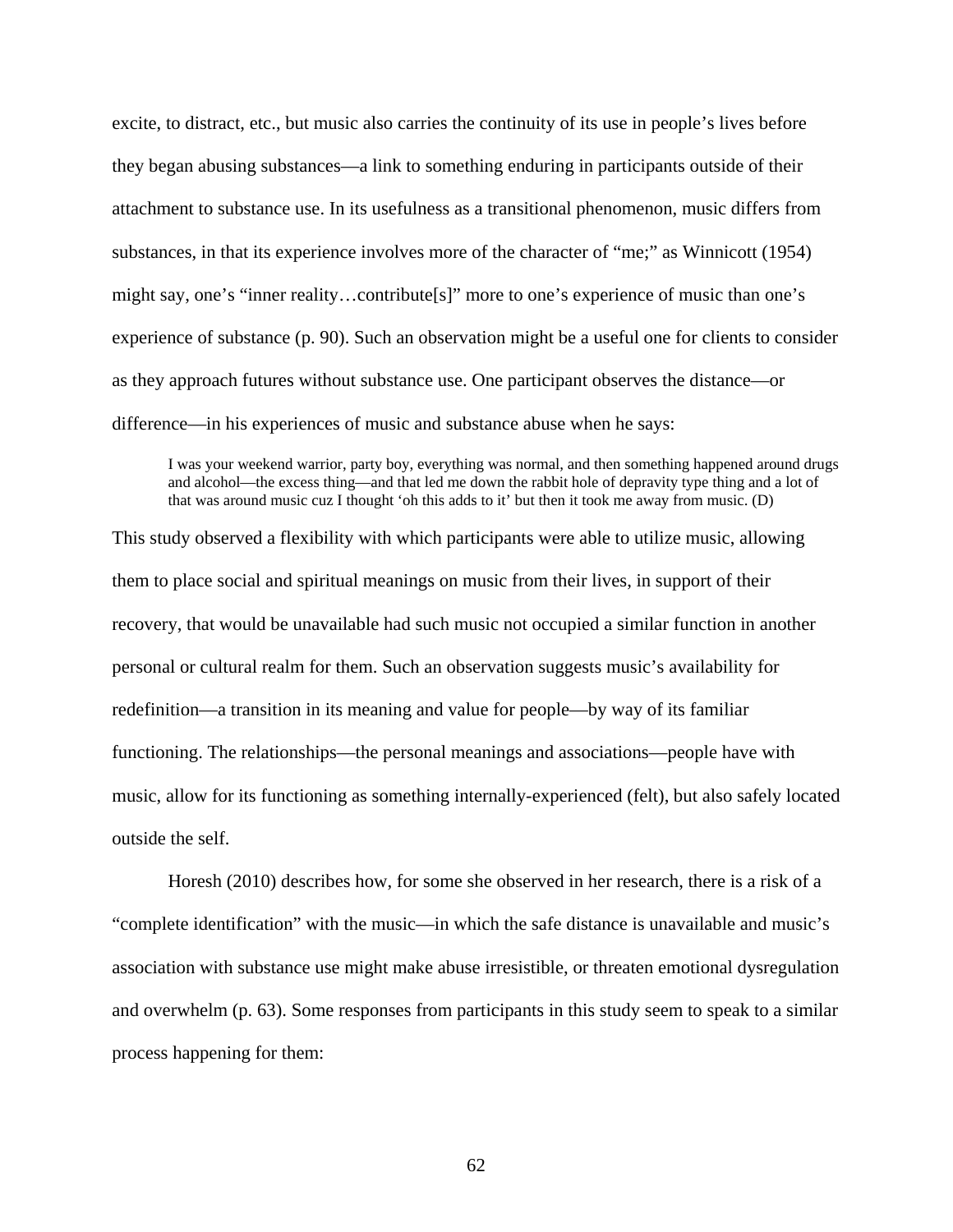excite, to distract, etc., but music also carries the continuity of its use in people's lives before they began abusing substances—a link to something enduring in participants outside of their attachment to substance use. In its usefulness as a transitional phenomenon, music differs from substances, in that its experience involves more of the character of "me;" as Winnicott (1954) might say, one's "inner reality…contribute[s]" more to one's experience of music than one's experience of substance (p. 90). Such an observation might be a useful one for clients to consider as they approach futures without substance use. One participant observes the distance—or difference—in his experiences of music and substance abuse when he says:

> I was your weekend warrior, party boy, everything was normal, and then something happened around drugs and alcohol—the excess thing—and that led me down the rabbit hole of depravity type thing and a lot of that was around music cuz I thought 'oh this adds to it' but then it took me away from music. (D)

This study observed a flexibility with which participants were able to utilize music, allowing them to place social and spiritual meanings on music from their lives, in support of their recovery, that would be unavailable had such music not occupied a similar function in another personal or cultural realm for them. Such an observation suggests music's availability for redefinition—a transition in its meaning and value for people—by way of its familiar functioning. The relationships—the personal meanings and associations—people have with music, allow for its functioning as something internally-experienced (felt), but also safely located outside the self.

Horesh (2010) describes how, for some she observed in her research, there is a risk of a "complete identification" with the music—in which the safe distance is unavailable and music's association with substance use might make abuse irresistible, or threaten emotional dysregulation and overwhelm (p. 63). Some responses from participants in this study seem to speak to a similar process happening for them: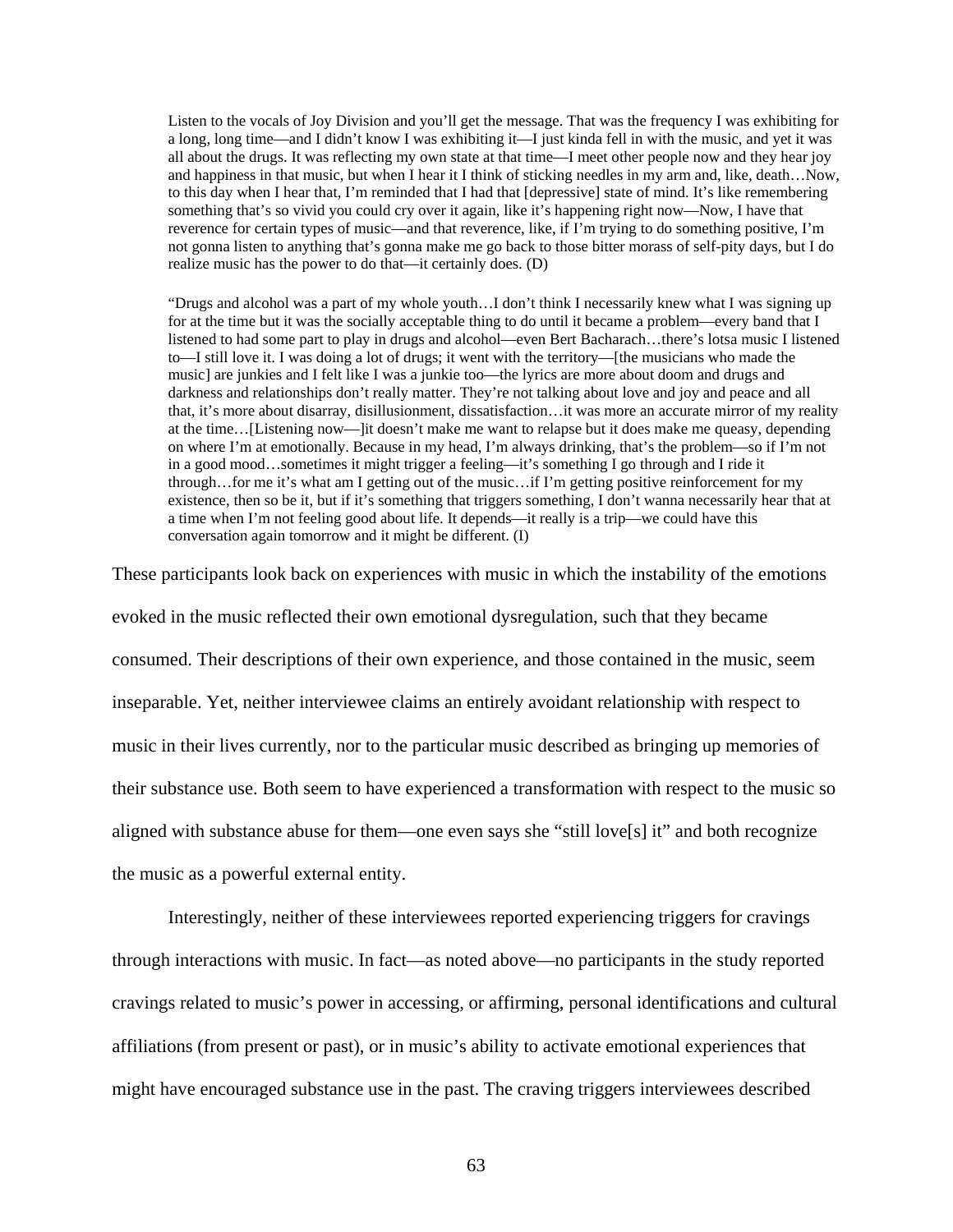> Listen to the vocals of Joy Division and you'll get the message. That was the frequency I was exhibiting for a long, long time—and I didn't know I was exhibiting it—I just kinda fell in with the music, and yet it was all about the drugs. It was reflecting my own state at that time—I meet other people now and they hear joy and happiness in that music, but when I hear it I think of sticking needles in my arm and, like, death…Now, to this day when I hear that, I'm reminded that I had that [depressive] state of mind. It's like remembering something that's so vivid you could cry over it again, like it's happening right now—Now, I have that reverence for certain types of music—and that reverence, like, if I'm trying to do something positive, I'm not gonna listen to anything that's gonna make me go back to those bitter morass of self-pity days, but I do realize music has the power to do that—it certainly does. (D)

> "Drugs and alcohol was a part of my whole youth…I don't think I necessarily knew what I was signing up for at the time but it was the socially acceptable thing to do until it became a problem—every band that I listened to had some part to play in drugs and alcohol—even Bert Bacharach…there's lotsa music I listened to—I still love it. I was doing a lot of drugs; it went with the territory—[the musicians who made the music] are junkies and I felt like I was a junkie too—the lyrics are more about doom and drugs and darkness and relationships don't really matter. They're not talking about love and joy and peace and all that, it's more about disarray, disillusionment, dissatisfaction…it was more an accurate mirror of my reality at the time…[Listening now—]it doesn't make me want to relapse but it does make me queasy, depending on where I'm at emotionally. Because in my head, I'm always drinking, that's the problem—so if I'm not in a good mood…sometimes it might trigger a feeling—it's something I go through and I ride it through…for me it's what am I getting out of the music…if I'm getting positive reinforcement for my existence, then so be it, but if it's something that triggers something, I don't wanna necessarily hear that at a time when I'm not feeling good about life. It depends—it really is a trip—we could have this conversation again tomorrow and it might be different. (I)

These participants look back on experiences with music in which the instability of the emotions evoked in the music reflected their own emotional dysregulation, such that they became consumed. Their descriptions of their own experience, and those contained in the music, seem inseparable. Yet, neither interviewee claims an entirely avoidant relationship with respect to music in their lives currently, nor to the particular music described as bringing up memories of their substance use. Both seem to have experienced a transformation with respect to the music so aligned with substance abuse for them—one even says she "still love[s] it" and both recognize the music as a powerful external entity.

Interestingly, neither of these interviewees reported experiencing triggers for cravings through interactions with music. In fact—as noted above—no participants in the study reported cravings related to music's power in accessing, or affirming, personal identifications and cultural affiliations (from present or past), or in music's ability to activate emotional experiences that might have encouraged substance use in the past. The craving triggers interviewees described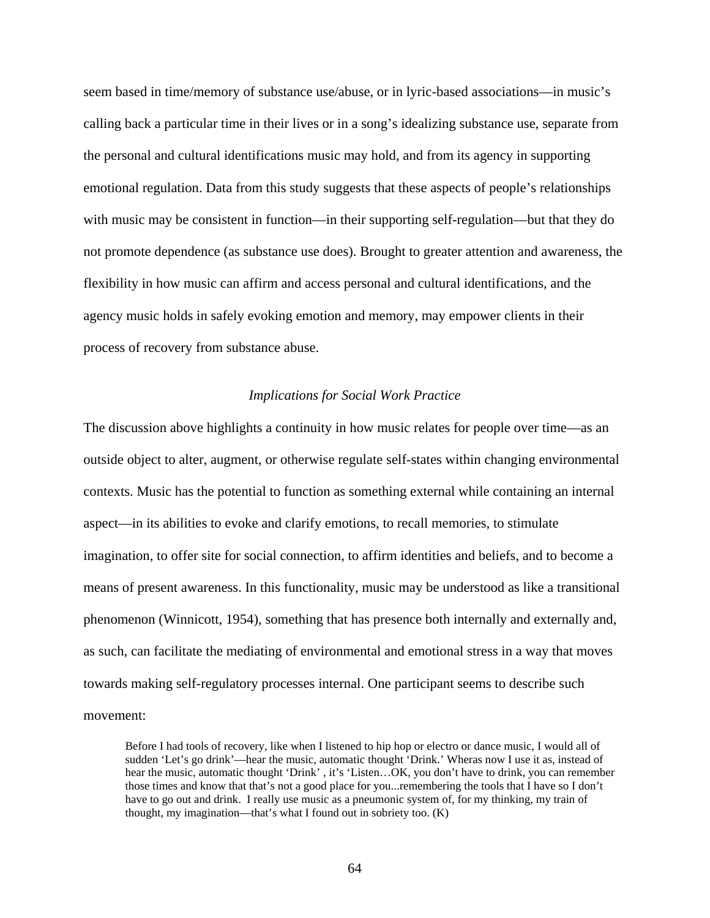seem based in time/memory of substance use/abuse, or in lyric-based associations—in music's calling back a particular time in their lives or in a song's idealizing substance use, separate from the personal and cultural identifications music may hold, and from its agency in supporting emotional regulation. Data from this study suggests that these aspects of people's relationships with music may be consistent in function—in their supporting self-regulation—but that they do not promote dependence (as substance use does). Brought to greater attention and awareness, the flexibility in how music can affirm and access personal and cultural identifications, and the agency music holds in safely evoking emotion and memory, may empower clients in their process of recovery from substance abuse.

### *Implications for Social Work Practice*

The discussion above highlights a continuity in how music relates for people over time—as an outside object to alter, augment, or otherwise regulate self-states within changing environmental contexts. Music has the potential to function as something external while containing an internal aspect—in its abilities to evoke and clarify emotions, to recall memories, to stimulate imagination, to offer site for social connection, to affirm identities and beliefs, and to become a means of present awareness. In this functionality, music may be understood as like a transitional phenomenon (Winnicott, 1954), something that has presence both internally and externally and, as such, can facilitate the mediating of environmental and emotional stress in a way that moves towards making self-regulatory processes internal. One participant seems to describe such movement:

> Before I had tools of recovery, like when I listened to hip hop or electro or dance music, I would all of sudden 'Let's go drink'—hear the music, automatic thought 'Drink.' Wheras now I use it as, instead of hear the music, automatic thought 'Drink' , it's 'Listen…OK, you don't have to drink, you can remember those times and know that that's not a good place for you...remembering the tools that I have so I don't have to go out and drink. I really use music as a pneumonic system of, for my thinking, my train of thought, my imagination—that's what I found out in sobriety too. (K)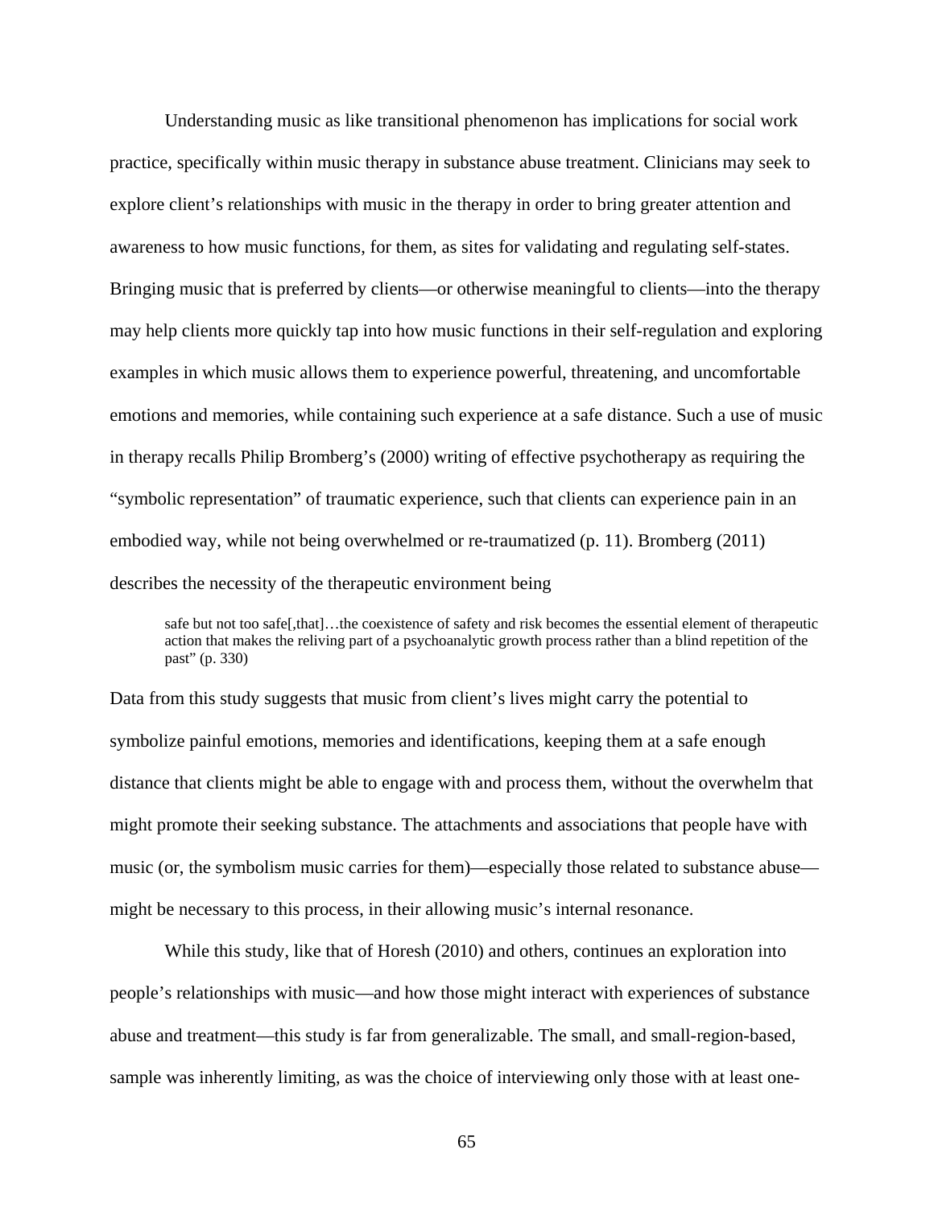Understanding music as like transitional phenomenon has implications for social work practice, specifically within music therapy in substance abuse treatment. Clinicians may seek to explore client's relationships with music in the therapy in order to bring greater attention and awareness to how music functions, for them, as sites for validating and regulating self-states. Bringing music that is preferred by clients—or otherwise meaningful to clients—into the therapy may help clients more quickly tap into how music functions in their self-regulation and exploring examples in which music allows them to experience powerful, threatening, and uncomfortable emotions and memories, while containing such experience at a safe distance. Such a use of music in therapy recalls Philip Bromberg's (2000) writing of effective psychotherapy as requiring the "symbolic representation" of traumatic experience, such that clients can experience pain in an embodied way, while not being overwhelmed or re-traumatized (p. 11). Bromberg (2011) describes the necessity of the therapeutic environment being

> safe but not too safe[,that]…the coexistence of safety and risk becomes the essential element of therapeutic action that makes the reliving part of a psychoanalytic growth process rather than a blind repetition of the past" (p. 330)

Data from this study suggests that music from client's lives might carry the potential to symbolize painful emotions, memories and identifications, keeping them at a safe enough distance that clients might be able to engage with and process them, without the overwhelm that might promote their seeking substance. The attachments and associations that people have with music (or, the symbolism music carries for them)—especially those related to substance abuse—might be necessary to this process, in their allowing music's internal resonance.

While this study, like that of Horesh (2010) and others, continues an exploration into people's relationships with music—and how those might interact with experiences of substance abuse and treatment—this study is far from generalizable. The small, and small-region-based, sample was inherently limiting, as was the choice of interviewing only those with at least one-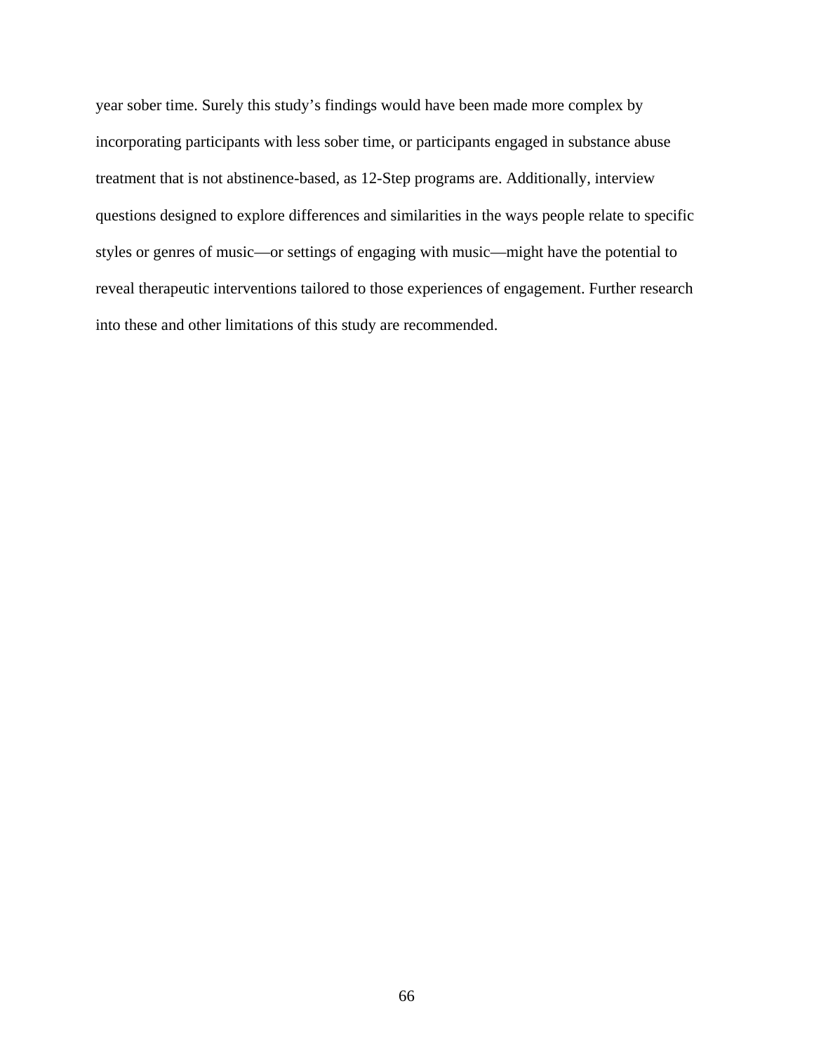year sober time. Surely this study's findings would have been made more complex by incorporating participants with less sober time, or participants engaged in substance abuse treatment that is not abstinence-based, as 12-Step programs are. Additionally, interview questions designed to explore differences and similarities in the ways people relate to specific styles or genres of music—or settings of engaging with music—might have the potential to reveal therapeutic interventions tailored to those experiences of engagement. Further research into these and other limitations of this study are recommended.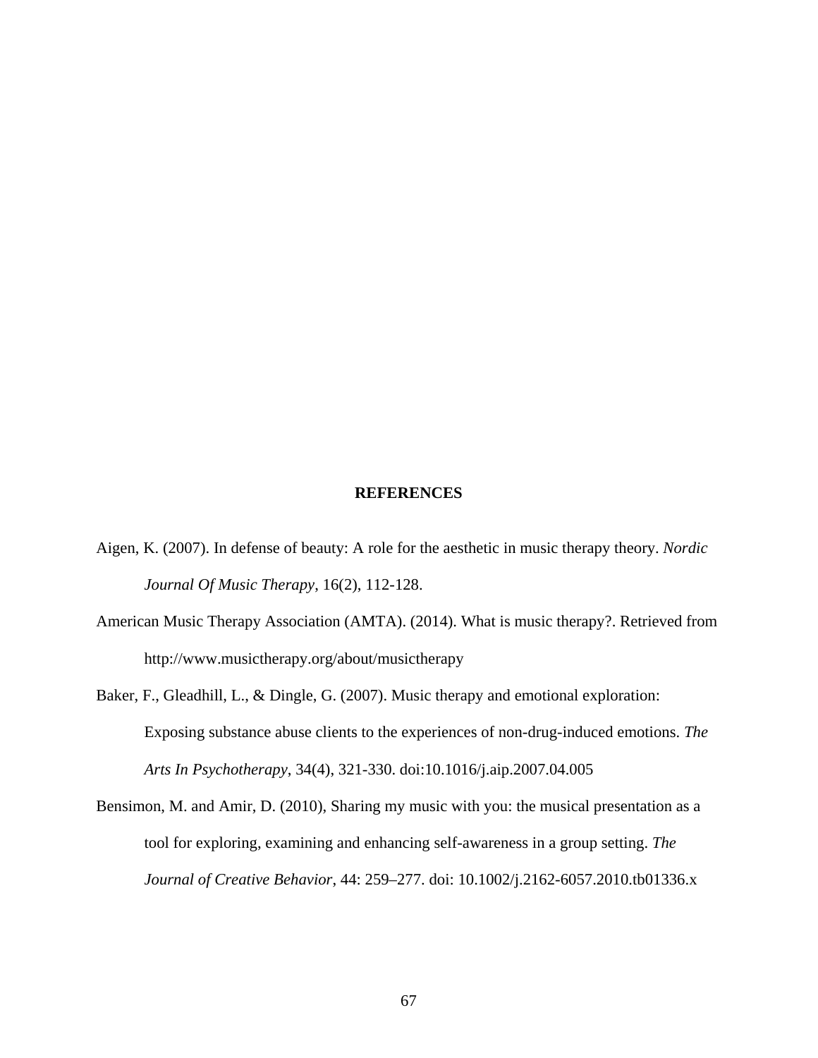# REFERENCES

Aigen, K. (2007). In defense of beauty: A role for the aesthetic in music therapy theory. *Nordic Journal Of Music Therapy*, 16(2), 112-128.

American Music Therapy Association (AMTA). (2014). What is music therapy?. Retrieved from http://www.musictherapy.org/about/musictherapy

Baker, F., Gleadhill, L., & Dingle, G. (2007). Music therapy and emotional exploration: Exposing substance abuse clients to the experiences of non-drug-induced emotions. *The Arts In Psychotherapy*, 34(4), 321-330. doi:10.1016/j.aip.2007.04.005

Bensimon, M. and Amir, D. (2010), Sharing my music with you: the musical presentation as a tool for exploring, examining and enhancing self-awareness in a group setting. *The Journal of Creative Behavior*, 44: 259–277. doi: 10.1002/j.2162-6057.2010.tb01336.x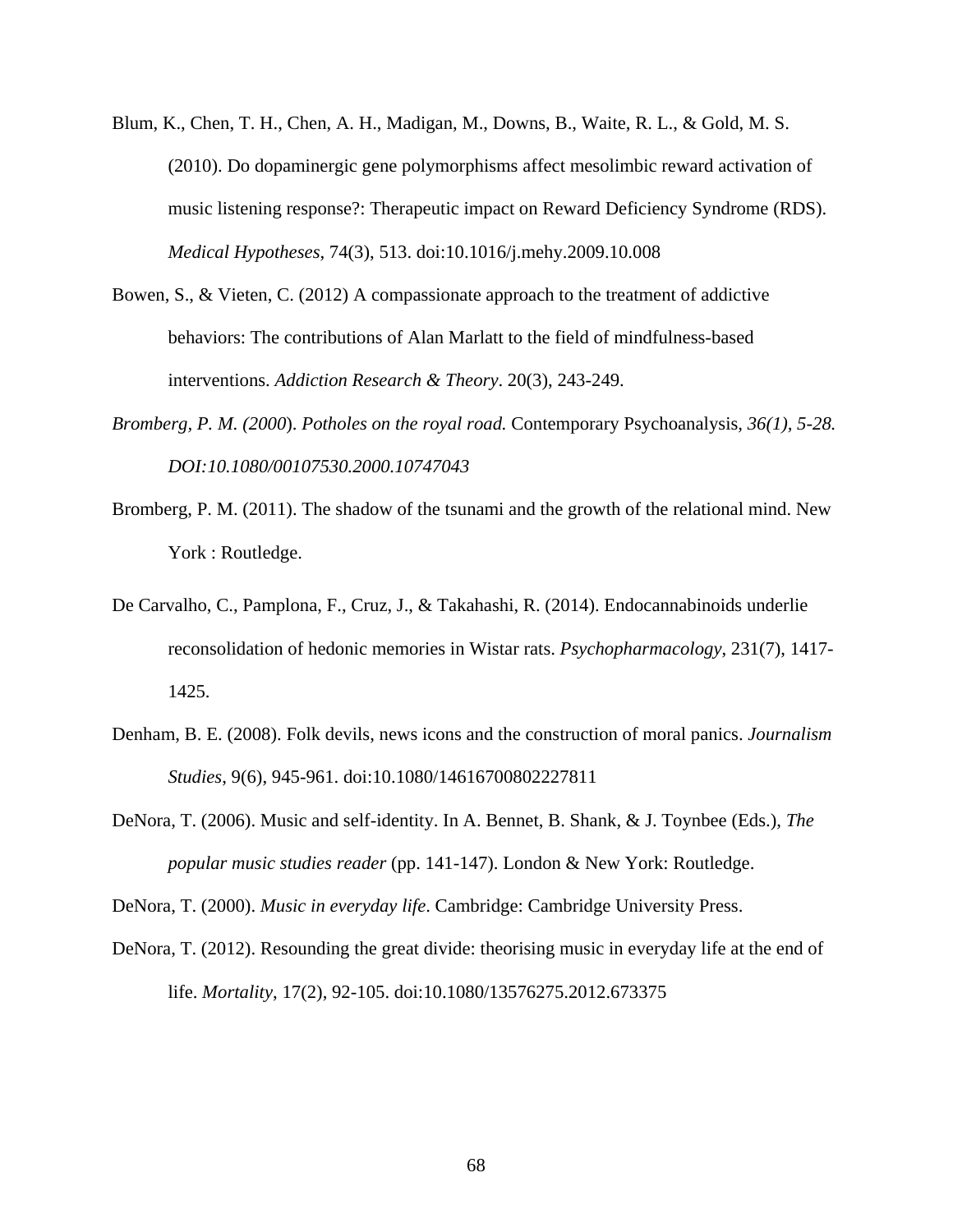Blum, K., Chen, T. H., Chen, A. H., Madigan, M., Downs, B., Waite, R. L., & Gold, M. S. (2010). Do dopaminergic gene polymorphisms affect mesolimbic reward activation of music listening response?: Therapeutic impact on Reward Deficiency Syndrome (RDS). *Medical Hypotheses*, 74(3), 513. doi:10.1016/j.mehy.2009.10.008

Bowen, S., & Vieten, C. (2012) A compassionate approach to the treatment of addictive behaviors: The contributions of Alan Marlatt to the field of mindfulness-based interventions. *Addiction Research & Theory*. 20(3), 243-249.

*Bromberg, P. M. (2000*). *Potholes on the royal road.* Contemporary Psychoanalysis*, 36(1), 5-28. DOI:10.1080/00107530.2000.10747043*

Bromberg, P. M. (2011). The shadow of the tsunami and the growth of the relational mind. New York : Routledge.

De Carvalho, C., Pamplona, F., Cruz, J., & Takahashi, R. (2014). Endocannabinoids underlie reconsolidation of hedonic memories in Wistar rats. *Psychopharmacology*, 231(7), 1417-1425.

Denham, B. E. (2008). Folk devils, news icons and the construction of moral panics. *Journalism Studies*, 9(6), 945-961. doi:10.1080/14616700802227811

DeNora, T. (2006). Music and self-identity. In A. Bennet, B. Shank, & J. Toynbee (Eds.), *The popular music studies reader* (pp. 141-147). London & New York: Routledge.

DeNora, T. (2000). *Music in everyday life*. Cambridge: Cambridge University Press.

DeNora, T. (2012). Resounding the great divide: theorising music in everyday life at the end of life. *Mortality*, 17(2), 92-105. doi:10.1080/13576275.2012.673375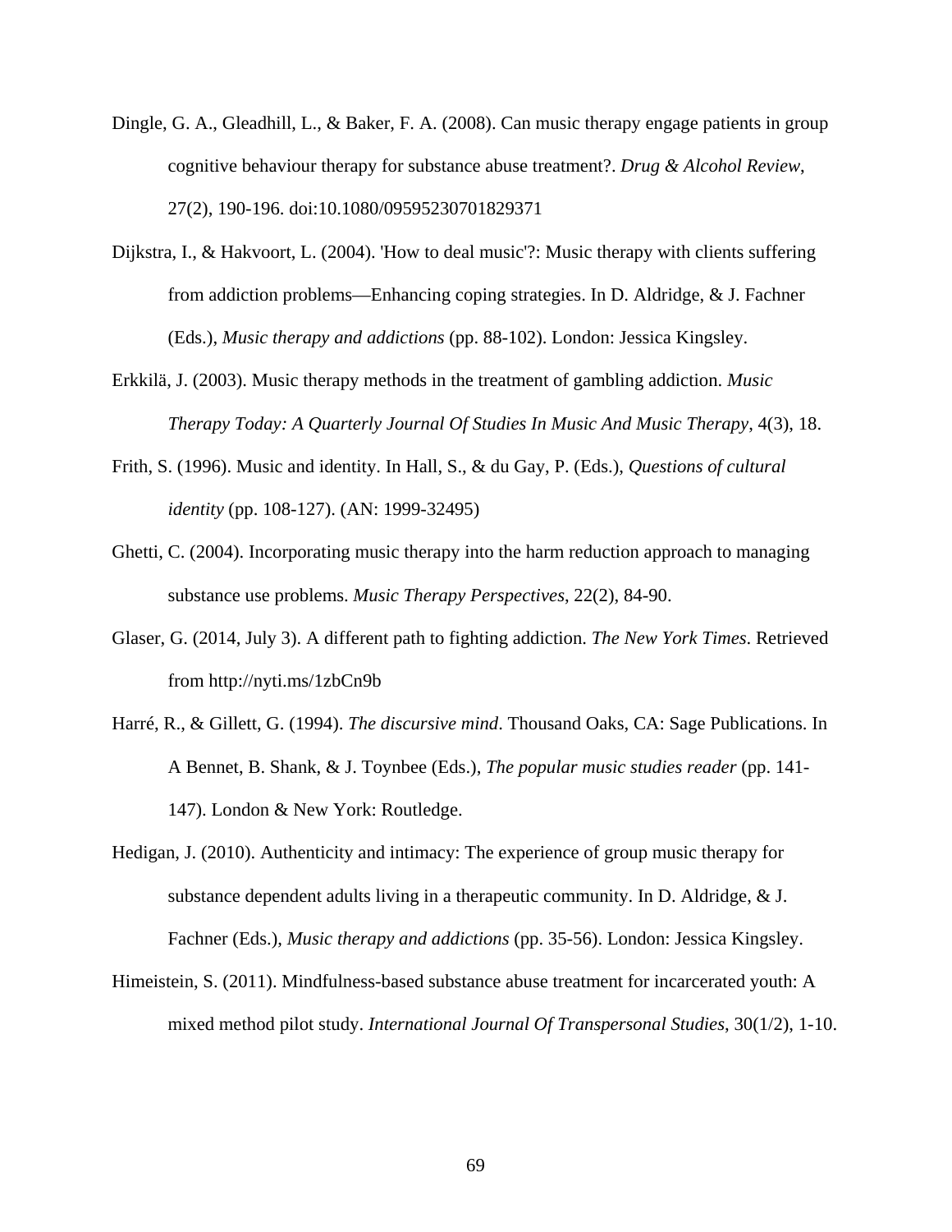Dingle, G. A., Gleadhill, L., & Baker, F. A. (2008). Can music therapy engage patients in group cognitive behaviour therapy for substance abuse treatment?. *Drug & Alcohol Review*, 27(2), 190-196. doi:10.1080/09595230701829371

Dijkstra, I., & Hakvoort, L. (2004). 'How to deal music'?: Music therapy with clients suffering from addiction problems—Enhancing coping strategies. In D. Aldridge, & J. Fachner (Eds.), *Music therapy and addictions* (pp. 88-102). London: Jessica Kingsley.

Erkkilä, J. (2003). Music therapy methods in the treatment of gambling addiction. *Music Therapy Today: A Quarterly Journal Of Studies In Music And Music Therapy*, 4(3), 18.

Frith, S. (1996). Music and identity. In Hall, S., & du Gay, P. (Eds.), *Questions of cultural identity* (pp. 108-127). (AN: 1999-32495)

Ghetti, C. (2004). Incorporating music therapy into the harm reduction approach to managing substance use problems. *Music Therapy Perspectives*, 22(2), 84-90.

Glaser, G. (2014, July 3). A different path to fighting addiction. *The New York Times*. Retrieved from http://nyti.ms/1zbCn9b

Harré, R., & Gillett, G. (1994). *The discursive mind*. Thousand Oaks, CA: Sage Publications. In A Bennet, B. Shank, & J. Toynbee (Eds.), *The popular music studies reader* (pp. 141-147). London & New York: Routledge.

Hedigan, J. (2010). Authenticity and intimacy: The experience of group music therapy for substance dependent adults living in a therapeutic community. In D. Aldridge, & J. Fachner (Eds.), *Music therapy and addictions* (pp. 35-56). London: Jessica Kingsley.

Himeistein, S. (2011). Mindfulness-based substance abuse treatment for incarcerated youth: A mixed method pilot study. *International Journal Of Transpersonal Studies*, 30(1/2), 1-10.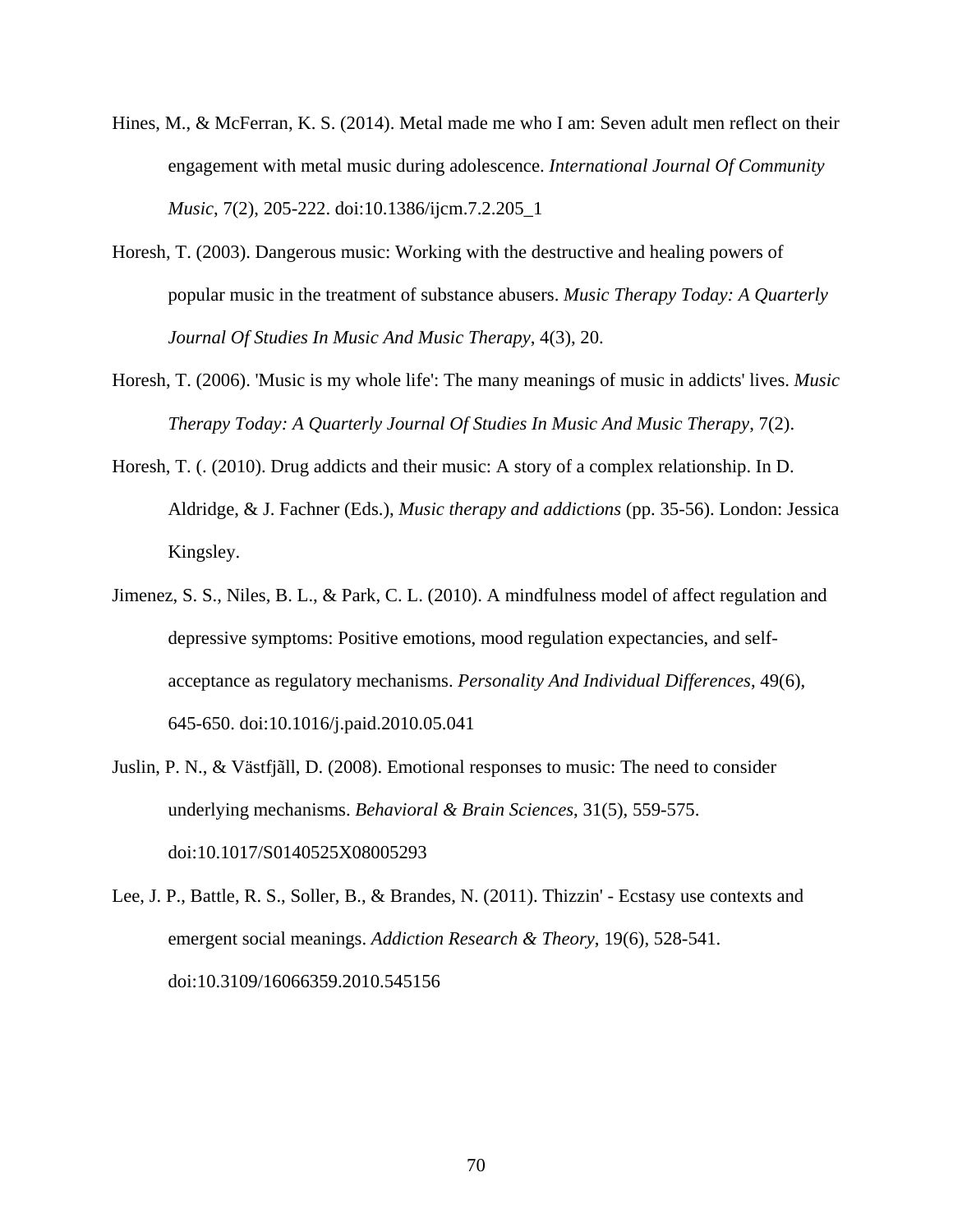Hines, M., & McFerran, K. S. (2014). Metal made me who I am: Seven adult men reflect on their engagement with metal music during adolescence. *International Journal Of Community Music*, 7(2), 205-222. doi:10.1386/ijcm.7.2.205_1

Horesh, T. (2003). Dangerous music: Working with the destructive and healing powers of popular music in the treatment of substance abusers. *Music Therapy Today: A Quarterly Journal Of Studies In Music And Music Therapy*, 4(3), 20.

Horesh, T. (2006). 'Music is my whole life': The many meanings of music in addicts' lives. *Music Therapy Today: A Quarterly Journal Of Studies In Music And Music Therapy*, 7(2).

Horesh, T. (. (2010). Drug addicts and their music: A story of a complex relationship. In D. Aldridge, & J. Fachner (Eds.), *Music therapy and addictions* (pp. 35-56). London: Jessica Kingsley.

Jimenez, S. S., Niles, B. L., & Park, C. L. (2010). A mindfulness model of affect regulation and depressive symptoms: Positive emotions, mood regulation expectancies, and self-acceptance as regulatory mechanisms. *Personality And Individual Differences*, 49(6), 645-650. doi:10.1016/j.paid.2010.05.041

Juslin, P. N., & Västfjãll, D. (2008). Emotional responses to music: The need to consider underlying mechanisms. *Behavioral & Brain Sciences*, 31(5), 559-575. doi:10.1017/S0140525X08005293

Lee, J. P., Battle, R. S., Soller, B., & Brandes, N. (2011). Thizzin' - Ecstasy use contexts and emergent social meanings. *Addiction Research & Theory*, 19(6), 528-541. doi:10.3109/16066359.2010.545156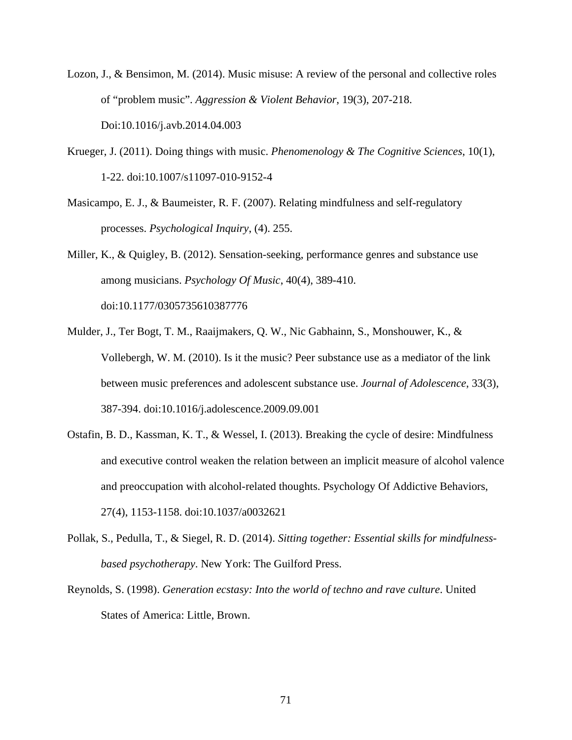Lozon, J., & Bensimon, M. (2014). Music misuse: A review of the personal and collective roles of "problem music". *Aggression & Violent Behavior*, 19(3), 207-218. Doi:10.1016/j.avb.2014.04.003

Krueger, J. (2011). Doing things with music. *Phenomenology & The Cognitive Sciences*, 10(1), 1-22. doi:10.1007/s11097-010-9152-4

Masicampo, E. J., & Baumeister, R. F. (2007). Relating mindfulness and self-regulatory processes. *Psychological Inquiry*, (4). 255.

Miller, K., & Quigley, B. (2012). Sensation-seeking, performance genres and substance use among musicians. *Psychology Of Music*, 40(4), 389-410. doi:10.1177/0305735610387776

Mulder, J., Ter Bogt, T. M., Raaijmakers, Q. W., Nic Gabhainn, S., Monshouwer, K., & Vollebergh, W. M. (2010). Is it the music? Peer substance use as a mediator of the link between music preferences and adolescent substance use. *Journal of Adolescence*, 33(3), 387-394. doi:10.1016/j.adolescence.2009.09.001

Ostafin, B. D., Kassman, K. T., & Wessel, I. (2013). Breaking the cycle of desire: Mindfulness and executive control weaken the relation between an implicit measure of alcohol valence and preoccupation with alcohol-related thoughts. Psychology Of Addictive Behaviors, 27(4), 1153-1158. doi:10.1037/a0032621

Pollak, S., Pedulla, T., & Siegel, R. D. (2014). *Sitting together: Essential skills for mindfulness-based psychotherapy*. New York: The Guilford Press.

Reynolds, S. (1998). *Generation ecstasy: Into the world of techno and rave culture*. United States of America: Little, Brown.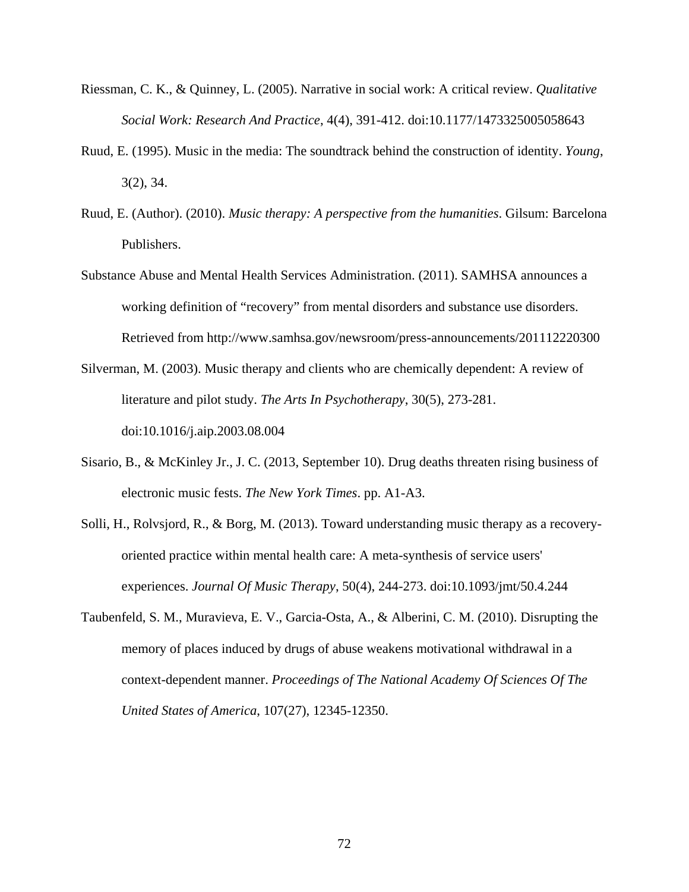Riessman, C. K., & Quinney, L. (2005). Narrative in social work: A critical review. *Qualitative Social Work: Research And Practice*, 4(4), 391-412. doi:10.1177/1473325005058643

Ruud, E. (1995). Music in the media: The soundtrack behind the construction of identity. *Young*, 3(2), 34.

Ruud, E. (Author). (2010). *Music therapy: A perspective from the humanities*. Gilsum: Barcelona Publishers.

Substance Abuse and Mental Health Services Administration. (2011). SAMHSA announces a working definition of "recovery" from mental disorders and substance use disorders. Retrieved from http://www.samhsa.gov/newsroom/press-announcements/201112220300

Silverman, M. (2003). Music therapy and clients who are chemically dependent: A review of literature and pilot study. *The Arts In Psychotherapy*, 30(5), 273-281. doi:10.1016/j.aip.2003.08.004

Sisario, B., & McKinley Jr., J. C. (2013, September 10). Drug deaths threaten rising business of electronic music fests. *The New York Times*. pp. A1-A3.

Solli, H., Rolvsjord, R., & Borg, M. (2013). Toward understanding music therapy as a recovery-oriented practice within mental health care: A meta-synthesis of service users' experiences. *Journal Of Music Therapy*, 50(4), 244-273. doi:10.1093/jmt/50.4.244

Taubenfeld, S. M., Muravieva, E. V., Garcia-Osta, A., & Alberini, C. M. (2010). Disrupting the memory of places induced by drugs of abuse weakens motivational withdrawal in a context-dependent manner. *Proceedings of The National Academy Of Sciences Of The United States of America*, 107(27), 12345-12350.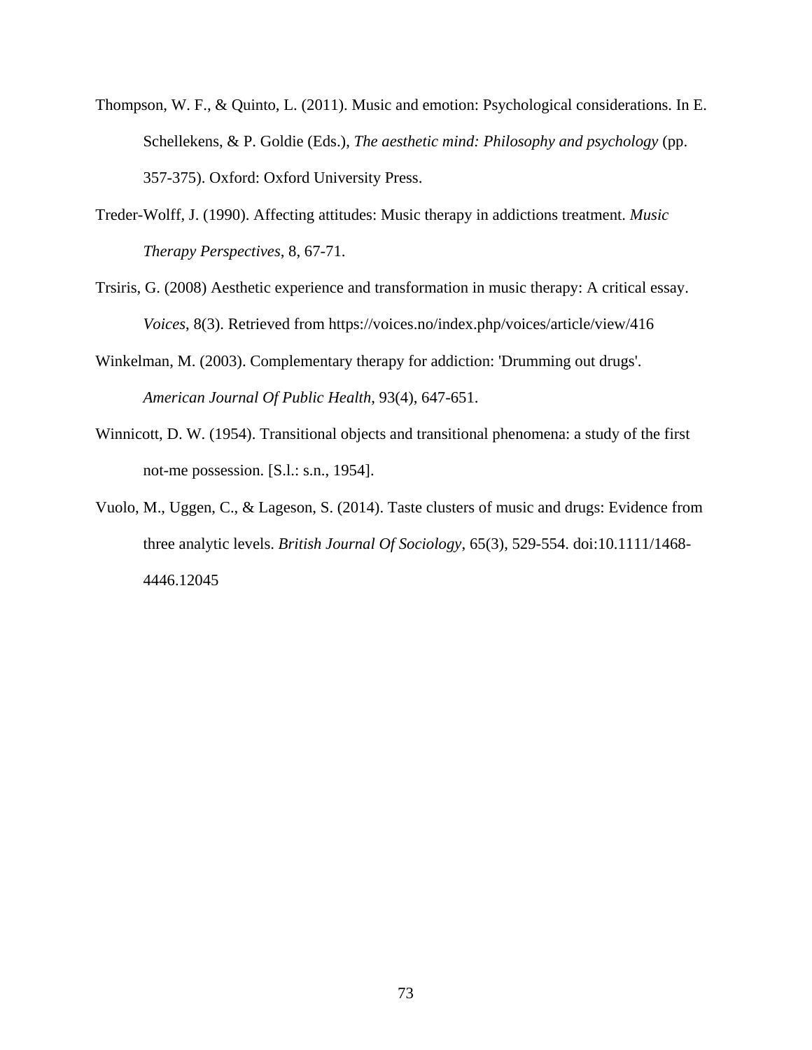Thompson, W. F., & Quinto, L. (2011). Music and emotion: Psychological considerations. In E. Schellekens, & P. Goldie (Eds.), *The aesthetic mind: Philosophy and psychology* (pp. 357-375). Oxford: Oxford University Press.

Treder-Wolff, J. (1990). Affecting attitudes: Music therapy in addictions treatment. *Music Therapy Perspectives*, 8, 67-71.

Trsiris, G. (2008) Aesthetic experience and transformation in music therapy: A critical essay. *Voices*, 8(3). Retrieved from https://voices.no/index.php/voices/article/view/416

Winkelman, M. (2003). Complementary therapy for addiction: 'Drumming out drugs'. *American Journal Of Public Health*, 93(4), 647-651.

Winnicott, D. W. (1954). Transitional objects and transitional phenomena: a study of the first not-me possession. [S.l.: s.n., 1954].

Vuolo, M., Uggen, C., & Lageson, S. (2014). Taste clusters of music and drugs: Evidence from three analytic levels. *British Journal Of Sociology*, 65(3), 529-554. doi:10.1111/1468-4446.12045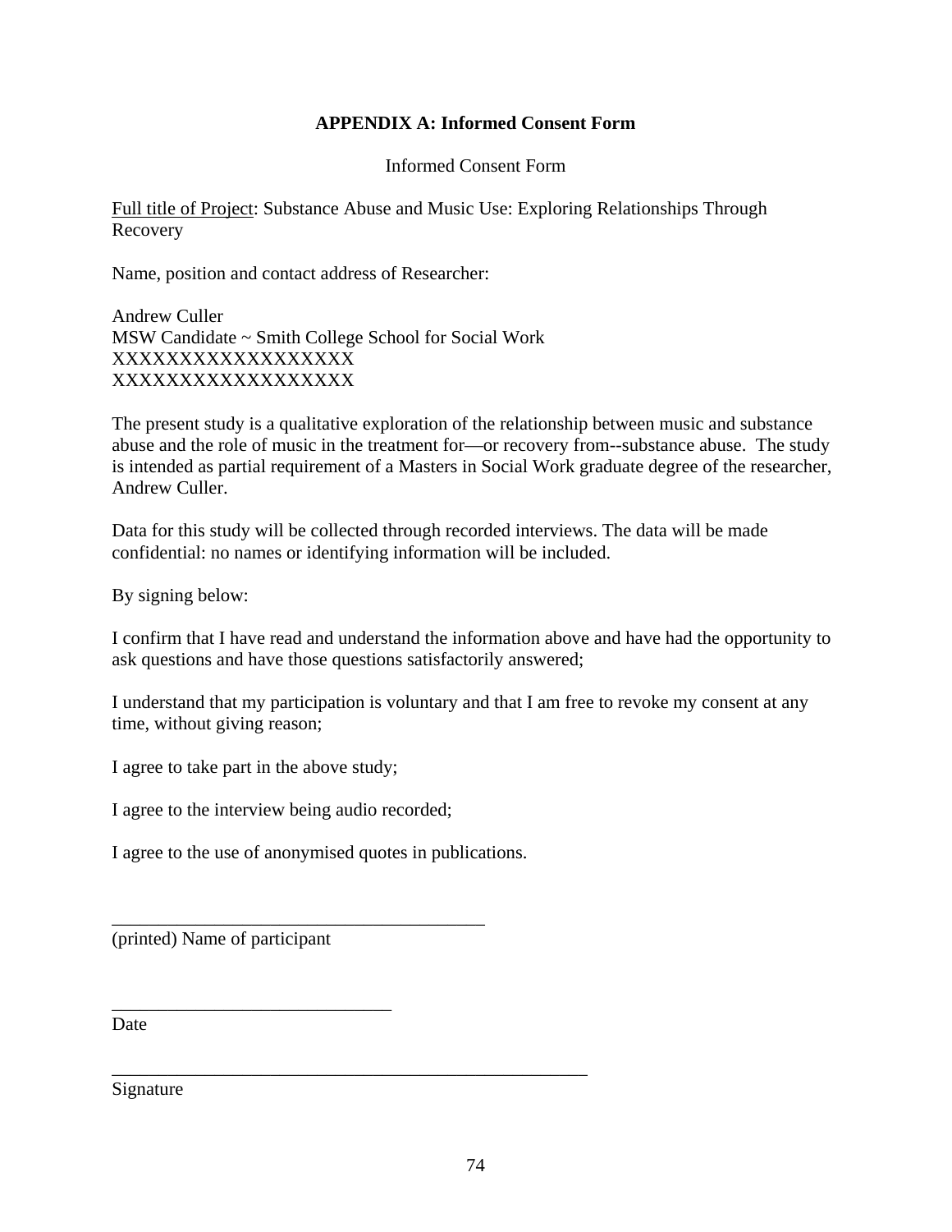## APPENDIX A: Informed Consent Form

Informed Consent Form

<u>Full title of Project</u>: Substance Abuse and Music Use: Exploring Relationships Through Recovery

Name, position and contact address of Researcher:

Andrew Culler
MSW Candidate ~ Smith College School for Social Work
XXXXXXXXXXXXXXXXXX
XXXXXXXXXXXXXXXXXX

The present study is a qualitative exploration of the relationship between music and substance abuse and the role of music in the treatment for—or recovery from--substance abuse. The study is intended as partial requirement of a Masters in Social Work graduate degree of the researcher, Andrew Culler.

Data for this study will be collected through recorded interviews. The data will be made confidential: no names or identifying information will be included.

By signing below:

I confirm that I have read and understand the information above and have had the opportunity to ask questions and have those questions satisfactorily answered;

I understand that my participation is voluntary and that I am free to revoke my consent at any time, without giving reason;

I agree to take part in the above study;

I agree to the interview being audio recorded;

I agree to the use of anonymised quotes in publications.

\_\_\_\_\_\_\_\_\_\_\_\_\_\_\_\_\_\_\_\_\_\_\_\_\_\_\_\_\_\_\_\_\_\_\_\_\_\_\_\_
(printed) Name of participant

\_\_\_\_\_\_\_\_\_\_\_\_\_\_\_\_\_\_\_\_\_\_\_\_\_\_\_\_\_\_
Date

\_\_\_\_\_\_\_\_\_\_\_\_\_\_\_\_\_\_\_\_\_\_\_\_\_\_\_\_\_\_\_\_\_\_\_\_\_\_\_\_\_\_\_\_\_\_\_\_\_\_\_
Signature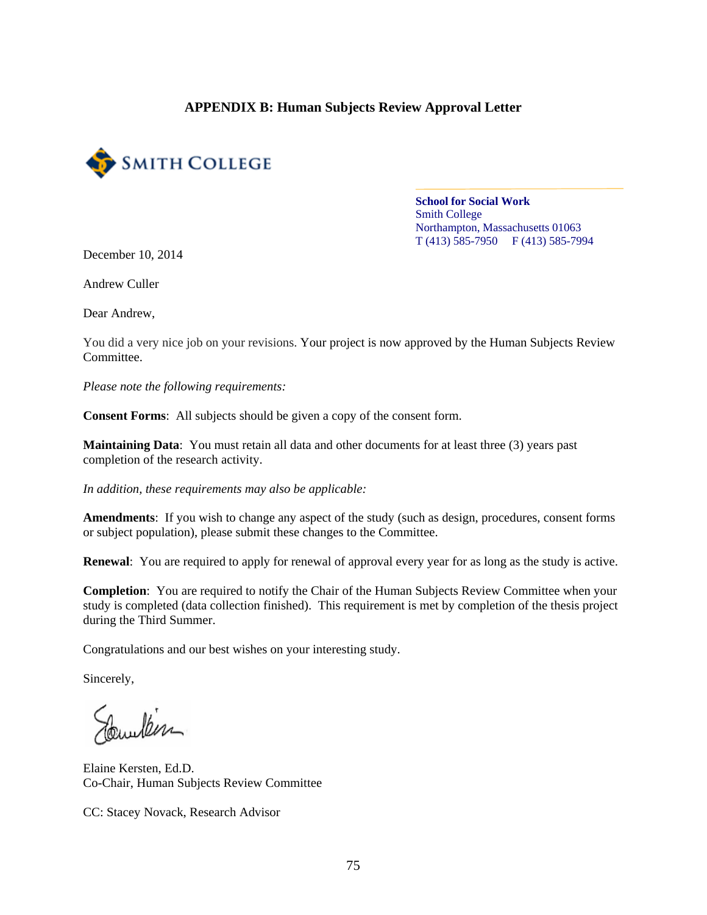## APPENDIX B: Human Subjects Review Approval Letter

SMITH COLLEGE

**School for Social Work**
Smith College
Northampton, Massachusetts 01063
T (413) 585-7950 F (413) 585-7994

December 10, 2014

Andrew Culler

Dear Andrew,

You did a very nice job on your revisions. Your project is now approved by the Human Subjects Review Committee.

*Please note the following requirements:*

**Consent Forms**: All subjects should be given a copy of the consent form.

**Maintaining Data**: You must retain all data and other documents for at least three (3) years past completion of the research activity.

*In addition, these requirements may also be applicable:*

**Amendments**: If you wish to change any aspect of the study (such as design, procedures, consent forms or subject population), please submit these changes to the Committee.

**Renewal**: You are required to apply for renewal of approval every year for as long as the study is active.

**Completion**: You are required to notify the Chair of the Human Subjects Review Committee when your study is completed (data collection finished). This requirement is met by completion of the thesis project during the Third Summer.

Congratulations and our best wishes on your interesting study.

Sincerely,

Elaine Kersten, Ed.D.
Co-Chair, Human Subjects Review Committee

CC: Stacey Novack, Research Advisor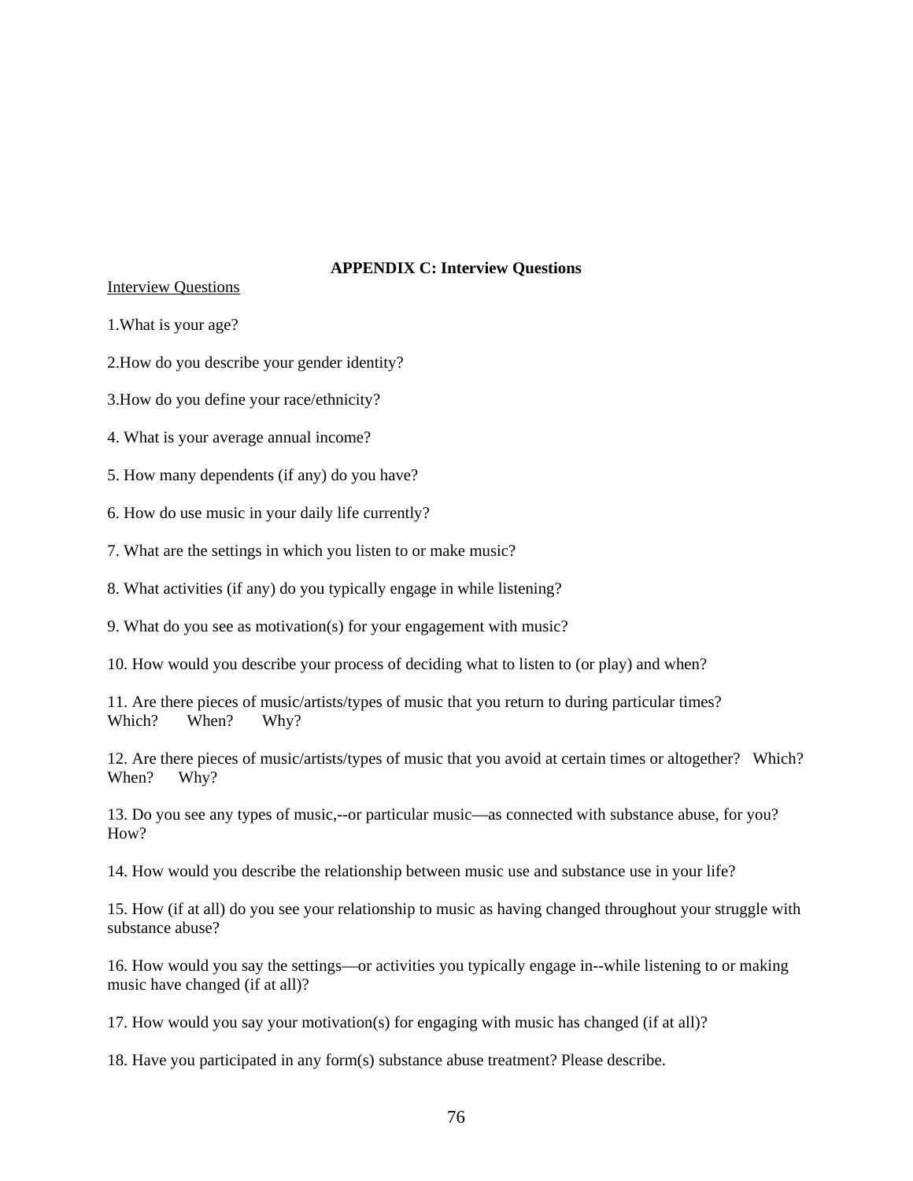# APPENDIX C: Interview Questions

Interview Questions

1.What is your age?

2.How do you describe your gender identity?

3.How do you define your race/ethnicity?

4. What is your average annual income?

5. How many dependents (if any) do you have?

6. How do use music in your daily life currently?

7. What are the settings in which you listen to or make music?

8. What activities (if any) do you typically engage in while listening?

9. What do you see as motivation(s) for your engagement with music?

10. How would you describe your process of deciding what to listen to (or play) and when?

11. Are there pieces of music/artists/types of music that you return to during particular times? Which? When? Why?

12. Are there pieces of music/artists/types of music that you avoid at certain times or altogether? Which? When? Why?

13. Do you see any types of music,--or particular music—as connected with substance abuse, for you? How?

14. How would you describe the relationship between music use and substance use in your life?

15. How (if at all) do you see your relationship to music as having changed throughout your struggle with substance abuse?

16. How would you say the settings—or activities you typically engage in--while listening to or making music have changed (if at all)?

17. How would you say your motivation(s) for engaging with music has changed (if at all)?

18. Have you participated in any form(s) substance abuse treatment? Please describe.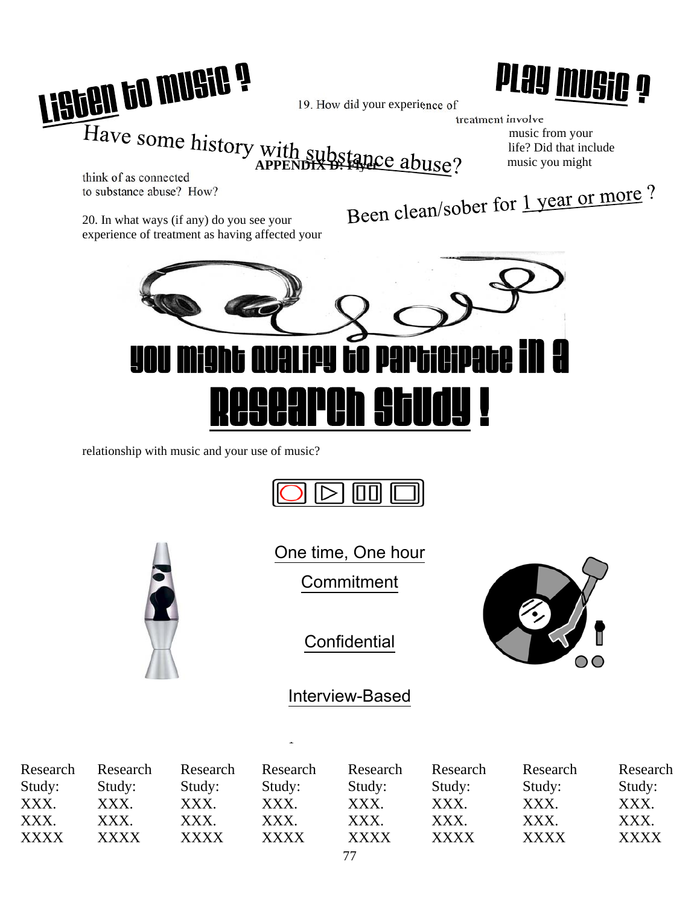**APPENDIX D: Flyer**

19. How did your experience of treatment involve music from your life? Did that include music you might think of as connected to substance abuse? How?

20. In what ways (if any) do you see your experience of treatment as having affected your relationship with music and your use of music?

# Listen to music ?

# Play music ?

Have some history with substance abuse?

Been clean/sober for 1 year or more ?

# You might qualify to participate in a Research Study !

One time, One hour

Commitment

Confidential

Interview-Based

| | | | | | | | |
|---|---|---|---|---|---|---|---|
| Research Study: XXX. XXX. XXXX | Research Study: XXX. XXX. XXXX | Research Study: XXX. XXX. XXXX | Research Study: XXX. XXX. XXXX | Research Study: XXX. XXX. XXXX | Research Study: XXX. XXX. XXXX | Research Study: XXX. XXX. XXXX | Research Study: XXX. XXX. XXXX |